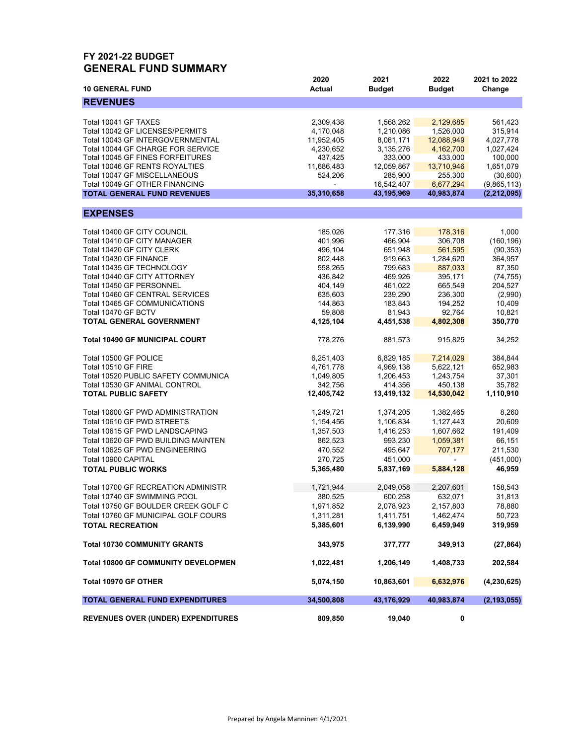# FY 2021-22 BUDGET
## GENERAL FUND SUMMARY

| 10 GENERAL FUND | 2020 Actual | 2021 Budget | 2022 Budget | 2021 to 2022 Change |
|---|---|---|---|---|
| **REVENUES** | | | | |
| Total 10041 GF TAXES | 2,309,438 | 1,568,262 | 2,129,685 | 561,423 |
| Total 10042 GF LICENSES/PERMITS | 4,170,048 | 1,210,086 | 1,526,000 | 315,914 |
| Total 10043 GF INTERGOVERNMENTAL | 11,952,405 | 8,061,171 | 12,088,949 | 4,027,778 |
| Total 10044 GF CHARGE FOR SERVICE | 4,230,652 | 3,135,276 | 4,162,700 | 1,027,424 |
| Total 10045 GF FINES FORFEITURES | 437,425 | 333,000 | 433,000 | 100,000 |
| Total 10046 GF RENTS ROYALTIES | 11,686,483 | 12,059,867 | 13,710,946 | 1,651,079 |
| Total 10047 GF MISCELLANEOUS | 524,206 | 285,900 | 255,300 | (30,600) |
| Total 10049 GF OTHER FINANCING | - | 16,542,407 | 6,677,294 | (9,865,113) |
| **TOTAL GENERAL FUND REVENUES** | **35,310,658** | **43,195,969** | **40,983,874** | **(2,212,095)** |
| **EXPENSES** | | | | |
| Total 10400 GF CITY COUNCIL | 185,026 | 177,316 | 178,316 | 1,000 |
| Total 10410 GF CITY MANAGER | 401,996 | 466,904 | 306,708 | (160,196) |
| Total 10420 GF CITY CLERK | 496,104 | 651,948 | 561,595 | (90,353) |
| Total 10430 GF FINANCE | 802,448 | 919,663 | 1,284,620 | 364,957 |
| Total 10435 GF TECHNOLOGY | 558,265 | 799,683 | 887,033 | 87,350 |
| Total 10440 GF CITY ATTORNEY | 436,842 | 469,926 | 395,171 | (74,755) |
| Total 10450 GF PERSONNEL | 404,149 | 461,022 | 665,549 | 204,527 |
| Total 10460 GF CENTRAL SERVICES | 635,603 | 239,290 | 236,300 | (2,990) |
| Total 10465 GF COMMUNICATIONS | 144,863 | 183,843 | 194,252 | 10,409 |
| Total 10470 GF BCTV | 59,808 | 81,943 | 92,764 | 10,821 |
| **TOTAL GENERAL GOVERNMENT** | **4,125,104** | **4,451,538** | **4,802,308** | **350,770** |
| **Total 10490 GF MUNICIPAL COURT** | 778,276 | 881,573 | 915,825 | 34,252 |
| Total 10500 GF POLICE | 6,251,403 | 6,829,185 | 7,214,029 | 384,844 |
| Total 10510 GF FIRE | 4,761,778 | 4,969,138 | 5,622,121 | 652,983 |
| Total 10520 PUBLIC SAFETY COMMUNICA | 1,049,805 | 1,206,453 | 1,243,754 | 37,301 |
| Total 10530 GF ANIMAL CONTROL | 342,756 | 414,356 | 450,138 | 35,782 |
| **TOTAL PUBLIC SAFETY** | **12,405,742** | **13,419,132** | **14,530,042** | **1,110,910** |
| Total 10600 GF PWD ADMINISTRATION | 1,249,721 | 1,374,205 | 1,382,465 | 8,260 |
| Total 10610 GF PWD STREETS | 1,154,456 | 1,106,834 | 1,127,443 | 20,609 |
| Total 10615 GF PWD LANDSCAPING | 1,357,503 | 1,416,253 | 1,607,662 | 191,409 |
| Total 10620 GF PWD BUILDING MAINTEN | 862,523 | 993,230 | 1,059,381 | 66,151 |
| Total 10625 GF PWD ENGINEERING | 470,552 | 495,647 | 707,177 | 211,530 |
| Total 10900 CAPITAL | 270,725 | 451,000 | - | (451,000) |
| **TOTAL PUBLIC WORKS** | **5,365,480** | **5,837,169** | **5,884,128** | **46,959** |
| Total 10700 GF RECREATION ADMINISTR | 1,721,944 | 2,049,058 | 2,207,601 | 158,543 |
| Total 10740 GF SWIMMING POOL | 380,525 | 600,258 | 632,071 | 31,813 |
| Total 10750 GF BOULDER CREEK GOLF C | 1,971,852 | 2,078,923 | 2,157,803 | 78,880 |
| Total 10760 GF MUNICIPAL GOLF COURS | 1,311,281 | 1,411,751 | 1,462,474 | 50,723 |
| **TOTAL RECREATION** | **5,385,601** | **6,139,990** | **6,459,949** | **319,959** |
| **Total 10730 COMMUNITY GRANTS** | **343,975** | **377,777** | **349,913** | **(27,864)** |
| **Total 10800 GF COMMUNITY DEVELOPMEN** | **1,022,481** | **1,206,149** | **1,408,733** | **202,584** |
| **Total 10970 GF OTHER** | **5,074,150** | **10,863,601** | **6,632,976** | **(4,230,625)** |
| **TOTAL GENERAL FUND EXPENDITURES** | **34,500,808** | **43,176,929** | **40,983,874** | **(2,193,055)** |
| **REVENUES OVER (UNDER) EXPENDITURES** | **809,850** | **19,040** | **0** | |

Prepared by Angela Manninen 4/1/2021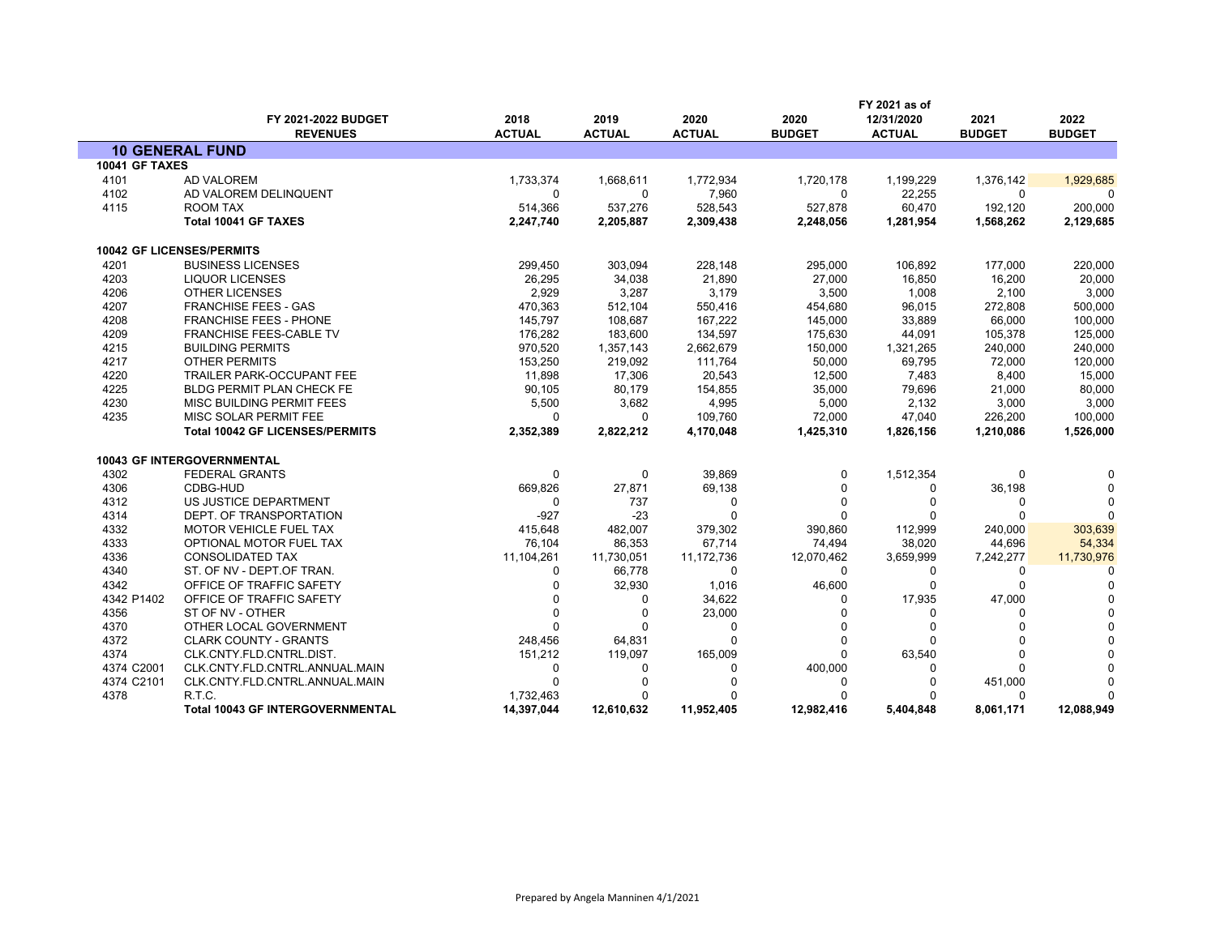| | FY 2021-2022 BUDGET REVENUES | 2018 ACTUAL | 2019 ACTUAL | 2020 ACTUAL | 2020 BUDGET | FY 2021 as of 12/31/2020 ACTUAL | 2021 BUDGET | 2022 BUDGET |
|---|---|---|---|---|---|---|---|---|
| **10 GENERAL FUND** | | | | | | | | |
| **10041 GF TAXES** | | | | | | | | |
| 4101 | AD VALOREM | 1,733,374 | 1,668,611 | 1,772,934 | 1,720,178 | 1,199,229 | 1,376,142 | 1,929,685 |
| 4102 | AD VALOREM DELINQUENT | 0 | 0 | 7,960 | 0 | 22,255 | 0 | 0 |
| 4115 | ROOM TAX | 514,366 | 537,276 | 528,543 | 527,878 | 60,470 | 192,120 | 200,000 |
| | **Total 10041 GF TAXES** | **2,247,740** | **2,205,887** | **2,309,438** | **2,248,056** | **1,281,954** | **1,568,262** | **2,129,685** |
| **10042 GF LICENSES/PERMITS** | | | | | | | | |
| 4201 | BUSINESS LICENSES | 299,450 | 303,094 | 228,148 | 295,000 | 106,892 | 177,000 | 220,000 |
| 4203 | LIQUOR LICENSES | 26,295 | 34,038 | 21,890 | 27,000 | 16,850 | 16,200 | 20,000 |
| 4206 | OTHER LICENSES | 2,929 | 3,287 | 3,179 | 3,500 | 1,008 | 2,100 | 3,000 |
| 4207 | FRANCHISE FEES - GAS | 470,363 | 512,104 | 550,416 | 454,680 | 96,015 | 272,808 | 500,000 |
| 4208 | FRANCHISE FEES - PHONE | 145,797 | 108,687 | 167,222 | 145,000 | 33,889 | 66,000 | 100,000 |
| 4209 | FRANCHISE FEES-CABLE TV | 176,282 | 183,600 | 134,597 | 175,630 | 44,091 | 105,378 | 125,000 |
| 4215 | BUILDING PERMITS | 970,520 | 1,357,143 | 2,662,679 | 150,000 | 1,321,265 | 240,000 | 240,000 |
| 4217 | OTHER PERMITS | 153,250 | 219,092 | 111,764 | 50,000 | 69,795 | 72,000 | 120,000 |
| 4220 | TRAILER PARK-OCCUPANT FEE | 11,898 | 17,306 | 20,543 | 12,500 | 7,483 | 8,400 | 15,000 |
| 4225 | BLDG PERMIT PLAN CHECK FE | 90,105 | 80,179 | 154,855 | 35,000 | 79,696 | 21,000 | 80,000 |
| 4230 | MISC BUILDING PERMIT FEES | 5,500 | 3,682 | 4,995 | 5,000 | 2,132 | 3,000 | 3,000 |
| 4235 | MISC SOLAR PERMIT FEE | 0 | 0 | 109,760 | 72,000 | 47,040 | 226,200 | 100,000 |
| | **Total 10042 GF LICENSES/PERMITS** | **2,352,389** | **2,822,212** | **4,170,048** | **1,425,310** | **1,826,156** | **1,210,086** | **1,526,000** |
| **10043 GF INTERGOVERNMENTAL** | | | | | | | | |
| 4302 | FEDERAL GRANTS | 0 | 0 | 39,869 | 0 | 1,512,354 | 0 | 0 |
| 4306 | CDBG-HUD | 669,826 | 27,871 | 69,138 | 0 | 0 | 36,198 | 0 |
| 4312 | US JUSTICE DEPARTMENT | 0 | 737 | 0 | 0 | 0 | 0 | 0 |
| 4314 | DEPT. OF TRANSPORTATION | -927 | -23 | 0 | 0 | 0 | 0 | 0 |
| 4332 | MOTOR VEHICLE FUEL TAX | 415,648 | 482,007 | 379,302 | 390,860 | 112,999 | 240,000 | 303,639 |
| 4333 | OPTIONAL MOTOR FUEL TAX | 76,104 | 86,353 | 67,714 | 74,494 | 38,020 | 44,696 | 54,334 |
| 4336 | CONSOLIDATED TAX | 11,104,261 | 11,730,051 | 11,172,736 | 12,070,462 | 3,659,999 | 7,242,277 | 11,730,976 |
| 4340 | ST. OF NV - DEPT.OF TRAN. | 0 | 66,778 | 0 | 0 | 0 | 0 | 0 |
| 4342 | OFFICE OF TRAFFIC SAFETY | 0 | 32,930 | 1,016 | 46,600 | 0 | 0 | 0 |
| 4342 P1402 | OFFICE OF TRAFFIC SAFETY | 0 | 0 | 34,622 | 0 | 17,935 | 47,000 | 0 |
| 4356 | ST OF NV - OTHER | 0 | 0 | 23,000 | 0 | 0 | 0 | 0 |
| 4370 | OTHER LOCAL GOVERNMENT | 0 | 0 | 0 | 0 | 0 | 0 | 0 |
| 4372 | CLARK COUNTY - GRANTS | 248,456 | 64,831 | 0 | 0 | 0 | 0 | 0 |
| 4374 | CLK.CNTY.FLD.CNTRL.DIST. | 151,212 | 119,097 | 165,009 | 0 | 63,540 | 0 | 0 |
| 4374 C2001 | CLK.CNTY.FLD.CNTRL.ANNUAL.MAIN | 0 | 0 | 0 | 400,000 | 0 | 0 | 0 |
| 4374 C2101 | CLK.CNTY.FLD.CNTRL.ANNUAL.MAIN | 0 | 0 | 0 | 0 | 0 | 451,000 | 0 |
| 4378 | R.T.C. | 1,732,463 | 0 | 0 | 0 | 0 | 0 | 0 |
| | **Total 10043 GF INTERGOVERNMENTAL** | **14,397,044** | **12,610,632** | **11,952,405** | **12,982,416** | **5,404,848** | **8,061,171** | **12,088,949** |

Prepared by Angela Manninen 4/1/2021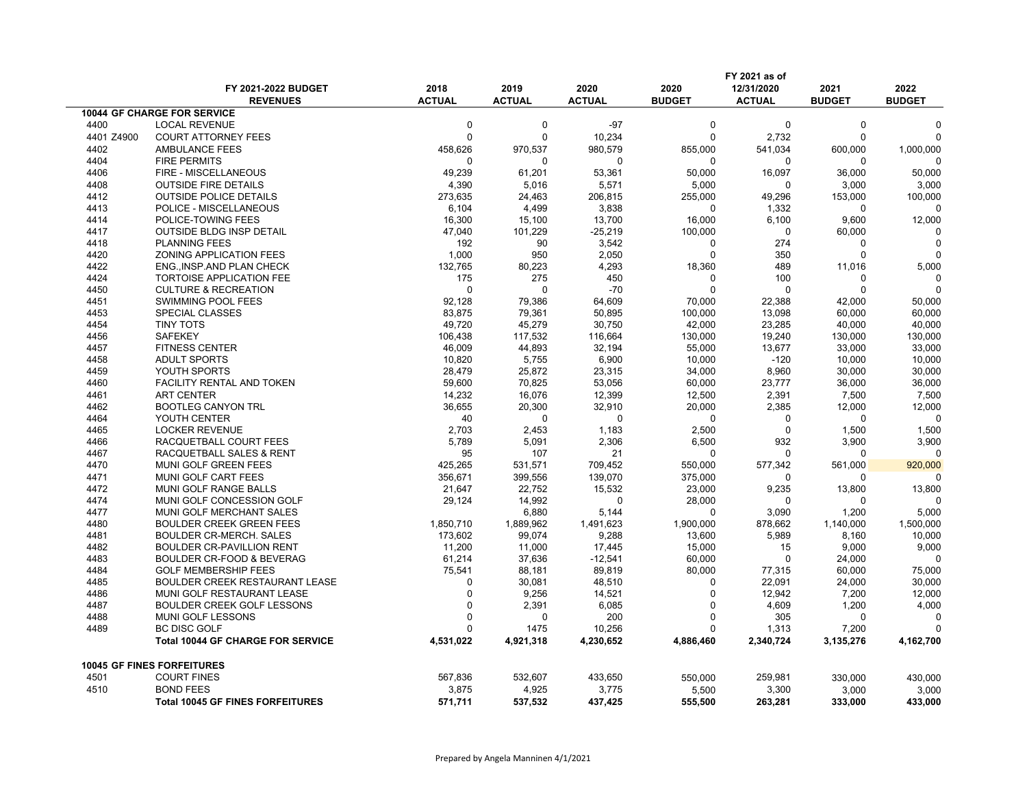| | FY 2021-2022 BUDGET REVENUES | 2018 ACTUAL | 2019 ACTUAL | 2020 ACTUAL | 2020 BUDGET | FY 2021 as of 12/31/2020 ACTUAL | 2021 BUDGET | 2022 BUDGET |
|---|---|---|---|---|---|---|---|---|
| **10044 GF CHARGE FOR SERVICE** | | | | | | | | |
| 4400 | LOCAL REVENUE | 0 | 0 | -97 | 0 | 0 | 0 | 0 |
| 4401 Z4900 | COURT ATTORNEY FEES | 0 | 0 | 10,234 | 0 | 2,732 | 0 | 0 |
| 4402 | AMBULANCE FEES | 458,626 | 970,537 | 980,579 | 855,000 | 541,034 | 600,000 | 1,000,000 |
| 4404 | FIRE PERMITS | 0 | 0 | 0 | 0 | 0 | 0 | 0 |
| 4406 | FIRE - MISCELLANEOUS | 49,239 | 61,201 | 53,361 | 50,000 | 16,097 | 36,000 | 50,000 |
| 4408 | OUTSIDE FIRE DETAILS | 4,390 | 5,016 | 5,571 | 5,000 | 0 | 3,000 | 3,000 |
| 4412 | OUTSIDE POLICE DETAILS | 273,635 | 24,463 | 206,815 | 255,000 | 49,296 | 153,000 | 100,000 |
| 4413 | POLICE - MISCELLANEOUS | 6,104 | 4,499 | 3,838 | 0 | 1,332 | 0 | 0 |
| 4414 | POLICE-TOWING FEES | 16,300 | 15,100 | 13,700 | 16,000 | 6,100 | 9,600 | 12,000 |
| 4417 | OUTSIDE BLDG INSP DETAIL | 47,040 | 101,229 | -25,219 | 100,000 | 0 | 60,000 | 0 |
| 4418 | PLANNING FEES | 192 | 90 | 3,542 | 0 | 274 | 0 | 0 |
| 4420 | ZONING APPLICATION FEES | 1,000 | 950 | 2,050 | 0 | 350 | 0 | 0 |
| 4422 | ENG.,INSP.AND PLAN CHECK | 132,765 | 80,223 | 4,293 | 18,360 | 489 | 11,016 | 5,000 |
| 4424 | TORTOISE APPLICATION FEE | 175 | 275 | 450 | 0 | 100 | 0 | 0 |
| 4450 | CULTURE & RECREATION | 0 | 0 | -70 | 0 | 0 | 0 | 0 |
| 4451 | SWIMMING POOL FEES | 92,128 | 79,386 | 64,609 | 70,000 | 22,388 | 42,000 | 50,000 |
| 4453 | SPECIAL CLASSES | 83,875 | 79,361 | 50,895 | 100,000 | 13,098 | 60,000 | 60,000 |
| 4454 | TINY TOTS | 49,720 | 45,279 | 30,750 | 42,000 | 23,285 | 40,000 | 40,000 |
| 4456 | SAFEKEY | 106,438 | 117,532 | 116,664 | 130,000 | 19,240 | 130,000 | 130,000 |
| 4457 | FITNESS CENTER | 46,009 | 44,893 | 32,194 | 55,000 | 13,677 | 33,000 | 33,000 |
| 4458 | ADULT SPORTS | 10,820 | 5,755 | 6,900 | 10,000 | -120 | 10,000 | 10,000 |
| 4459 | YOUTH SPORTS | 28,479 | 25,872 | 23,315 | 34,000 | 8,960 | 30,000 | 30,000 |
| 4460 | FACILITY RENTAL AND TOKEN | 59,600 | 70,825 | 53,056 | 60,000 | 23,777 | 36,000 | 36,000 |
| 4461 | ART CENTER | 14,232 | 16,076 | 12,399 | 12,500 | 2,391 | 7,500 | 7,500 |
| 4462 | BOOTLEG CANYON TRL | 36,655 | 20,300 | 32,910 | 20,000 | 2,385 | 12,000 | 12,000 |
| 4464 | YOUTH CENTER | 40 | 0 | 0 | 0 | 0 | 0 | 0 |
| 4465 | LOCKER REVENUE | 2,703 | 2,453 | 1,183 | 2,500 | 0 | 1,500 | 1,500 |
| 4466 | RACQUETBALL COURT FEES | 5,789 | 5,091 | 2,306 | 6,500 | 932 | 3,900 | 3,900 |
| 4467 | RACQUETBALL SALES & RENT | 95 | 107 | 21 | 0 | 0 | 0 | 0 |
| 4470 | MUNI GOLF GREEN FEES | 425,265 | 531,571 | 709,452 | 550,000 | 577,342 | 561,000 | 920,000 |
| 4471 | MUNI GOLF CART FEES | 356,671 | 399,556 | 139,070 | 375,000 | 0 | 0 | 0 |
| 4472 | MUNI GOLF RANGE BALLS | 21,647 | 22,752 | 15,532 | 23,000 | 9,235 | 13,800 | 13,800 |
| 4474 | MUNI GOLF CONCESSION GOLF | 29,124 | 14,992 | 0 | 28,000 | 0 | 0 | 0 |
| 4477 | MUNI GOLF MERCHANT SALES | | 6,880 | 5,144 | 0 | 3,090 | 1,200 | 5,000 |
| 4480 | BOULDER CREEK GREEN FEES | 1,850,710 | 1,889,962 | 1,491,623 | 1,900,000 | 878,662 | 1,140,000 | 1,500,000 |
| 4481 | BOULDER CR-MERCH. SALES | 173,602 | 99,074 | 9,288 | 13,600 | 5,989 | 8,160 | 10,000 |
| 4482 | BOULDER CR-PAVILLION RENT | 11,200 | 11,000 | 17,445 | 15,000 | 15 | 9,000 | 9,000 |
| 4483 | BOULDER CR-FOOD & BEVERAG | 61,214 | 37,636 | -12,541 | 60,000 | 0 | 24,000 | 0 |
| 4484 | GOLF MEMBERSHIP FEES | 75,541 | 88,181 | 89,819 | 80,000 | 77,315 | 60,000 | 75,000 |
| 4485 | BOULDER CREEK RESTAURANT LEASE | 0 | 30,081 | 48,510 | 0 | 22,091 | 24,000 | 30,000 |
| 4486 | MUNI GOLF RESTAURANT LEASE | 0 | 9,256 | 14,521 | 0 | 12,942 | 7,200 | 12,000 |
| 4487 | BOULDER CREEK GOLF LESSONS | 0 | 2,391 | 6,085 | 0 | 4,609 | 1,200 | 4,000 |
| 4488 | MUNI GOLF LESSONS | 0 | 0 | 200 | 0 | 305 | 0 | 0 |
| 4489 | BC DISC GOLF | 0 | 1475 | 10,256 | 0 | 1,313 | 7,200 | 0 |
| | **Total 10044 GF CHARGE FOR SERVICE** | **4,531,022** | **4,921,318** | **4,230,652** | **4,886,460** | **2,340,724** | **3,135,276** | **4,162,700** |
| **10045 GF FINES FORFEITURES** | | | | | | | | |
| 4501 | COURT FINES | 567,836 | 532,607 | 433,650 | 550,000 | 259,981 | 330,000 | 430,000 |
| 4510 | BOND FEES | 3,875 | 4,925 | 3,775 | 5,500 | 3,300 | 3,000 | 3,000 |
| | **Total 10045 GF FINES FORFEITURES** | **571,711** | **537,532** | **437,425** | **555,500** | **263,281** | **333,000** | **433,000** |

Prepared by Angela Manninen 4/1/2021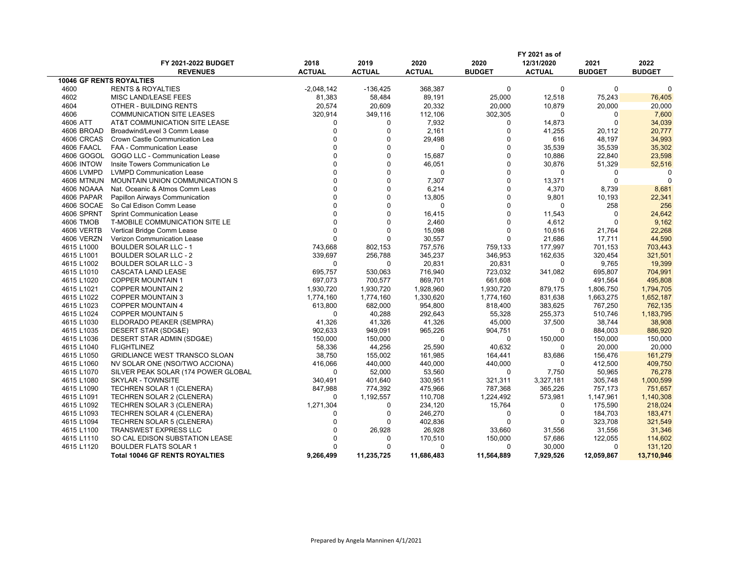| | FY 2021-2022 BUDGET REVENUES | 2018 ACTUAL | 2019 ACTUAL | 2020 ACTUAL | 2020 BUDGET | FY 2021 as of 12/31/2020 ACTUAL | 2021 BUDGET | 2022 BUDGET |
|---|---|---|---|---|---|---|---|---|
| **10046 GF RENTS ROYALTIES** | | | | | | | | |
| 4600 | RENTS & ROYALTIES | -2,048,142 | -136,425 | 368,387 | 0 | 0 | 0 | 0 |
| 4602 | MISC LAND/LEASE FEES | 81,383 | 58,484 | 89,191 | 25,000 | 12,518 | 75,243 | 76,405 |
| 4604 | OTHER - BUILDING RENTS | 20,574 | 20,609 | 20,332 | 20,000 | 10,879 | 20,000 | 20,000 |
| 4606 | COMMUNICATION SITE LEASES | 320,914 | 349,116 | 112,106 | 302,305 | 0 | 0 | 7,600 |
| 4606 ATT | AT&T COMMUNICATION SITE LEASE | 0 | 0 | 7,932 | 0 | 14,873 | 0 | 34,039 |
| 4606 BROAD | Broadwind/Level 3 Comm Lease | 0 | 0 | 2,161 | 0 | 41,255 | 20,112 | 20,777 |
| 4606 CRCAS | Crown Castle Communication Lea | 0 | 0 | 29,498 | 0 | 616 | 48,197 | 34,993 |
| 4606 FAACL | FAA - Communication Lease | 0 | 0 | 0 | 0 | 35,539 | 35,539 | 35,302 |
| 4606 GOGOL | GOGO LLC - Communication Lease | 0 | 0 | 15,687 | 0 | 10,886 | 22,840 | 23,598 |
| 4606 INTOW | Insite Towers Communication Le | 0 | 0 | 46,051 | 0 | 30,876 | 51,329 | 52,516 |
| 4606 LVMPD | LVMPD Communication Lease | 0 | 0 | 0 | 0 | 0 | 0 | 0 |
| 4606 MTNUN | MOUNTAIN UNION COMMUNICATION S | 0 | 0 | 7,307 | 0 | 13,371 | 0 | 0 |
| 4606 NOAAA | Nat. Oceanic & Atmos Comm Leas | 0 | 0 | 6,214 | 0 | 4,370 | 8,739 | 8,681 |
| 4606 PAPAR | Papillon Airways Communication | 0 | 0 | 13,805 | 0 | 9,801 | 10,193 | 22,341 |
| 4606 SOCAE | So Cal Edison Comm Lease | 0 | 0 | 0 | 0 | 0 | 258 | 256 |
| 4606 SPRNT | Sprint Communication Lease | 0 | 0 | 16,415 | 0 | 11,543 | 0 | 24,642 |
| 4606 TMOB | T-MOBILE COMMUNICATION SITE LE | 0 | 0 | 2,460 | 0 | 4,612 | 0 | 9,162 |
| 4606 VERTB | Vertical Bridge Comm Lease | 0 | 0 | 15,098 | 0 | 10,616 | 21,764 | 22,268 |
| 4606 VERZN | Verizon Communication Lease | 0 | 0 | 30,557 | 0 | 21,686 | 17,711 | 44,590 |
| 4615 L1000 | BOULDER SOLAR LLC - 1 | 743,668 | 802,153 | 757,576 | 759,133 | 177,997 | 701,153 | 703,443 |
| 4615 L1001 | BOULDER SOLAR LLC - 2 | 339,697 | 256,788 | 345,237 | 346,953 | 162,635 | 320,454 | 321,501 |
| 4615 L1002 | BOULDER SOLAR LLC - 3 | 0 | 0 | 20,831 | 20,831 | 0 | 9,765 | 19,399 |
| 4615 L1010 | CASCATA LAND LEASE | 695,757 | 530,063 | 716,940 | 723,032 | 341,082 | 695,807 | 704,991 |
| 4615 L1020 | COPPER MOUNTAIN 1 | 697,073 | 700,577 | 869,701 | 661,608 | 0 | 491,564 | 495,808 |
| 4615 L1021 | COPPER MOUNTAIN 2 | 1,930,720 | 1,930,720 | 1,928,960 | 1,930,720 | 879,175 | 1,806,750 | 1,794,705 |
| 4615 L1022 | COPPER MOUNTAIN 3 | 1,774,160 | 1,774,160 | 1,330,620 | 1,774,160 | 831,638 | 1,663,275 | 1,652,187 |
| 4615 L1023 | COPPER MOUNTAIN 4 | 613,800 | 682,000 | 954,800 | 818,400 | 383,625 | 767,250 | 762,135 |
| 4615 L1024 | COPPER MOUNTAIN 5 | 0 | 40,288 | 292,643 | 55,328 | 255,373 | 510,746 | 1,183,795 |
| 4615 L1030 | ELDORADO PEAKER (SEMPRA) | 41,326 | 41,326 | 41,326 | 45,000 | 37,500 | 38,744 | 38,908 |
| 4615 L1035 | DESERT STAR (SDG&E) | 902,633 | 949,091 | 965,226 | 904,751 | 0 | 884,003 | 886,920 |
| 4615 L1036 | DESERT STAR ADMIN (SDG&E) | 150,000 | 150,000 | 0 | 0 | 150,000 | 150,000 | 150,000 |
| 4615 L1040 | FLIGHTLINEZ | 58,336 | 44,256 | 25,590 | 40,632 | 0 | 20,000 | 20,000 |
| 4615 L1050 | GRIDLIANCE WEST TRANSCO SLOAN | 38,750 | 155,002 | 161,985 | 164,441 | 83,686 | 156,476 | 161,279 |
| 4615 L1060 | NV SOLAR ONE (NSO/TWO ACCIONA) | 416,066 | 440,000 | 440,000 | 440,000 | 0 | 412,500 | 409,750 |
| 4615 L1070 | SILVER PEAK SOLAR (174 POWER GLOBAL | 0 | 52,000 | 53,560 | 0 | 7,750 | 50,965 | 76,278 |
| 4615 L1080 | SKYLAR - TOWNSITE | 340,491 | 401,640 | 330,951 | 321,311 | 3,327,181 | 305,748 | 1,000,599 |
| 4615 L1090 | TECHREN SOLAR 1 (CLENERA) | 847,988 | 774,392 | 475,966 | 787,368 | 365,226 | 757,173 | 751,657 |
| 4615 L1091 | TECHREN SOLAR 2 (CLENERA) | 0 | 1,192,557 | 110,708 | 1,224,492 | 573,981 | 1,147,961 | 1,140,308 |
| 4615 L1092 | TECHREN SOLAR 3 (CLENERA) | 1,271,304 | 0 | 234,120 | 15,764 | 0 | 175,590 | 218,024 |
| 4615 L1093 | TECHREN SOLAR 4 (CLENERA) | 0 | 0 | 246,270 | 0 | 0 | 184,703 | 183,471 |
| 4615 L1094 | TECHREN SOLAR 5 (CLENERA) | 0 | 0 | 402,836 | 0 | 0 | 323,708 | 321,549 |
| 4615 L1100 | TRANSWEST EXPRESS LLC | 0 | 26,928 | 26,928 | 33,660 | 31,556 | 31,556 | 31,346 |
| 4615 L1110 | SO CAL EDISON SUBSTATION LEASE | 0 | 0 | 170,510 | 150,000 | 57,686 | 122,055 | 114,602 |
| 4615 L1120 | BOULDER FLATS SOLAR 1 | 0 | 0 | 0 | 0 | 30,000 | 0 | 131,120 |
| | **Total 10046 GF RENTS ROYALTIES** | **9,266,499** | **11,235,725** | **11,686,483** | **11,564,889** | **7,929,526** | **12,059,867** | **13,710,946** |

Prepared by Angela Manninen 4/1/2021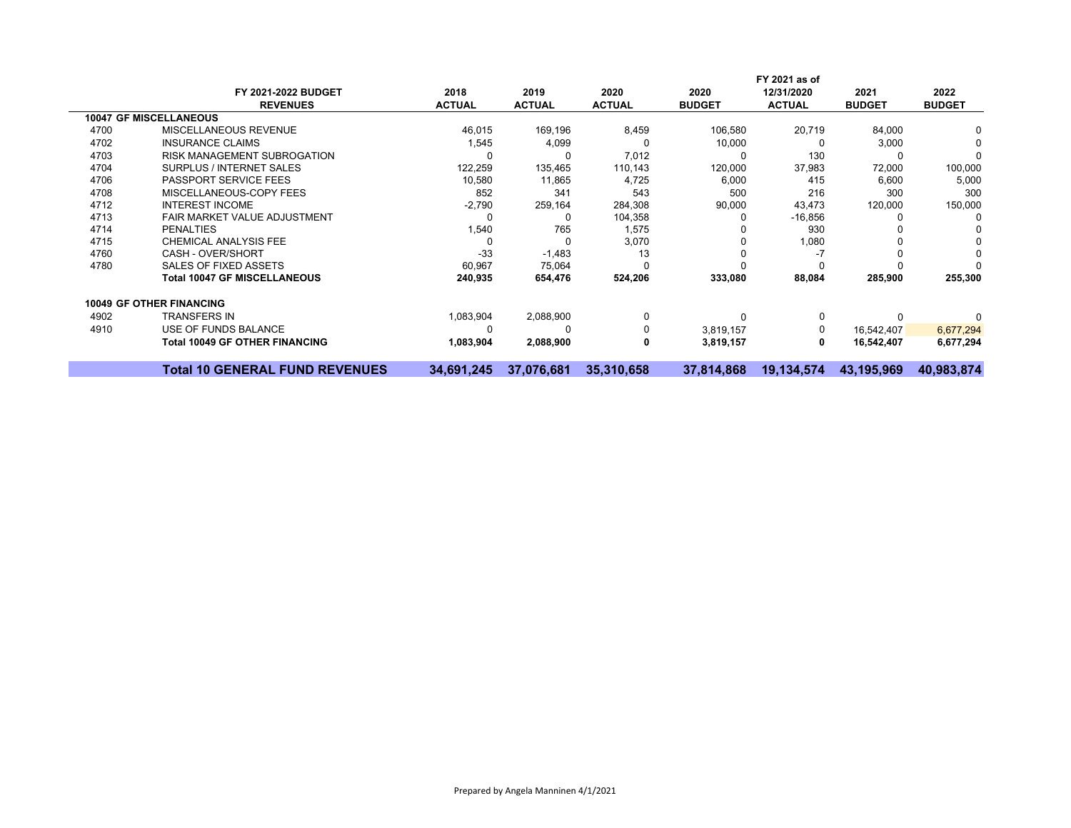| | FY 2021-2022 BUDGET REVENUES | 2018 ACTUAL | 2019 ACTUAL | 2020 ACTUAL | 2020 BUDGET | FY 2021 as of 12/31/2020 ACTUAL | 2021 BUDGET | 2022 BUDGET |
|---|---|---|---|---|---|---|---|---|
| **10047 GF MISCELLANEOUS** | | | | | | | | |
| 4700 | MISCELLANEOUS REVENUE | 46,015 | 169,196 | 8,459 | 106,580 | 20,719 | 84,000 | 0 |
| 4702 | INSURANCE CLAIMS | 1,545 | 4,099 | 0 | 10,000 | 0 | 3,000 | 0 |
| 4703 | RISK MANAGEMENT SUBROGATION | 0 | 0 | 7,012 | 0 | 130 | 0 | 0 |
| 4704 | SURPLUS / INTERNET SALES | 122,259 | 135,465 | 110,143 | 120,000 | 37,983 | 72,000 | 100,000 |
| 4706 | PASSPORT SERVICE FEES | 10,580 | 11,865 | 4,725 | 6,000 | 415 | 6,600 | 5,000 |
| 4708 | MISCELLANEOUS-COPY FEES | 852 | 341 | 543 | 500 | 216 | 300 | 300 |
| 4712 | INTEREST INCOME | -2,790 | 259,164 | 284,308 | 90,000 | 43,473 | 120,000 | 150,000 |
| 4713 | FAIR MARKET VALUE ADJUSTMENT | 0 | 0 | 104,358 | 0 | -16,856 | 0 | 0 |
| 4714 | PENALTIES | 1,540 | 765 | 1,575 | 0 | 930 | 0 | 0 |
| 4715 | CHEMICAL ANALYSIS FEE | 0 | 0 | 3,070 | 0 | 1,080 | 0 | 0 |
| 4760 | CASH - OVER/SHORT | -33 | -1,483 | 13 | 0 | -7 | 0 | 0 |
| 4780 | SALES OF FIXED ASSETS | 60,967 | 75,064 | 0 | 0 | 0 | 0 | 0 |
| | **Total 10047 GF MISCELLANEOUS** | **240,935** | **654,476** | **524,206** | **333,080** | **88,084** | **285,900** | **255,300** |
| **10049 GF OTHER FINANCING** | | | | | | | | |
| 4902 | TRANSFERS IN | 1,083,904 | 2,088,900 | 0 | 0 | 0 | 0 | 0 |
| 4910 | USE OF FUNDS BALANCE | 0 | 0 | 0 | 3,819,157 | 0 | 16,542,407 | 6,677,294 |
| | **Total 10049 GF OTHER FINANCING** | **1,083,904** | **2,088,900** | **0** | **3,819,157** | **0** | **16,542,407** | **6,677,294** |
| | **Total 10 GENERAL FUND REVENUES** | **34,691,245** | **37,076,681** | **35,310,658** | **37,814,868** | **19,134,574** | **43,195,969** | **40,983,874** |

Prepared by Angela Manninen 4/1/2021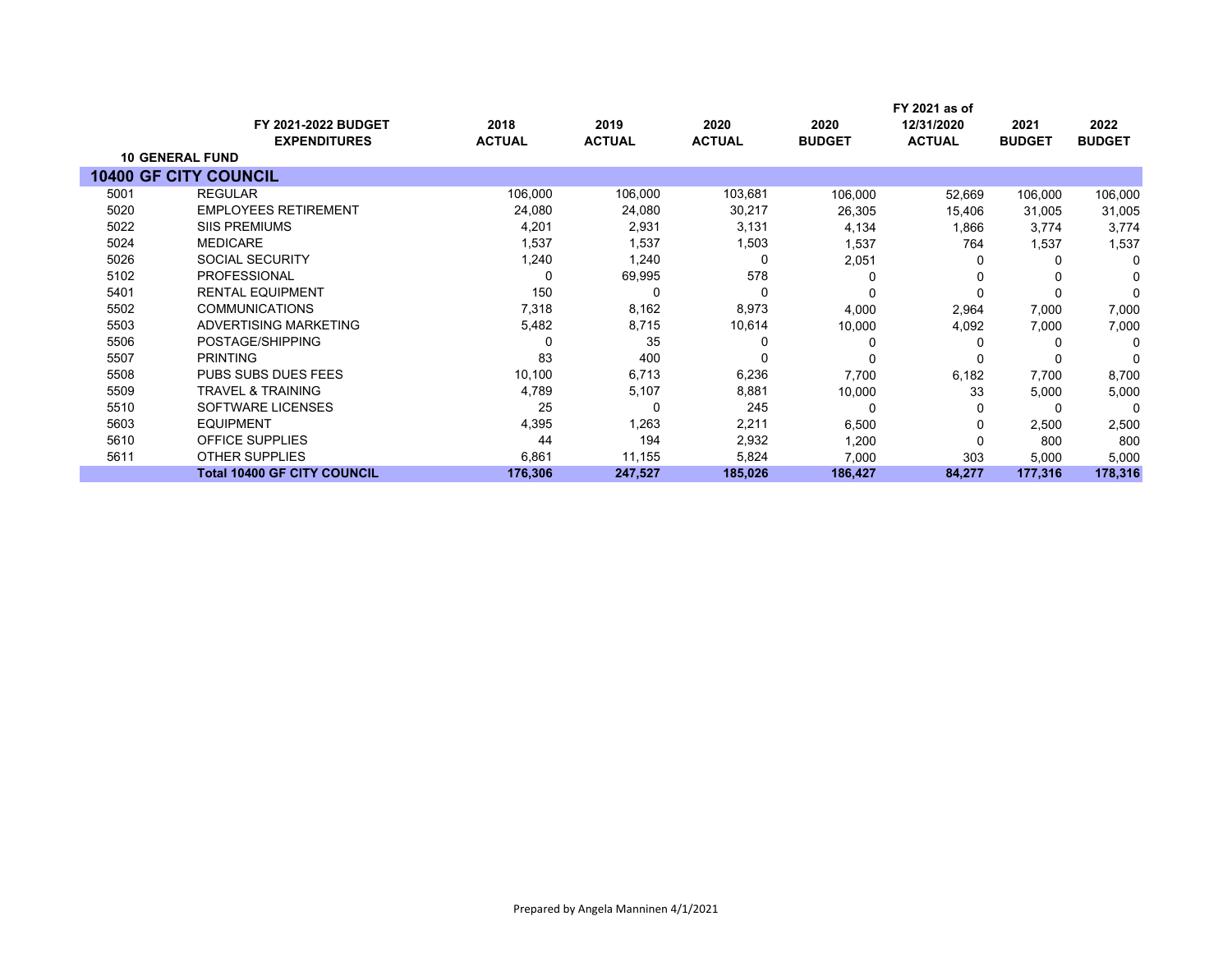| | FY 2021-2022 BUDGET EXPENDITURES | 2018 ACTUAL | 2019 ACTUAL | 2020 ACTUAL | 2020 BUDGET | FY 2021 as of 12/31/2020 ACTUAL | 2021 BUDGET | 2022 BUDGET |
|---|---|---|---|---|---|---|---|---|
| **10 GENERAL FUND** | | | | | | | | |
| **10400 GF CITY COUNCIL** | | | | | | | | |
| 5001 | REGULAR | 106,000 | 106,000 | 103,681 | 106,000 | 52,669 | 106,000 | 106,000 |
| 5020 | EMPLOYEES RETIREMENT | 24,080 | 24,080 | 30,217 | 26,305 | 15,406 | 31,005 | 31,005 |
| 5022 | SIIS PREMIUMS | 4,201 | 2,931 | 3,131 | 4,134 | 1,866 | 3,774 | 3,774 |
| 5024 | MEDICARE | 1,537 | 1,537 | 1,503 | 1,537 | 764 | 1,537 | 1,537 |
| 5026 | SOCIAL SECURITY | 1,240 | 1,240 | 0 | 2,051 | 0 | 0 | 0 |
| 5102 | PROFESSIONAL | 0 | 69,995 | 578 | 0 | 0 | 0 | 0 |
| 5401 | RENTAL EQUIPMENT | 150 | 0 | 0 | 0 | 0 | 0 | 0 |
| 5502 | COMMUNICATIONS | 7,318 | 8,162 | 8,973 | 4,000 | 2,964 | 7,000 | 7,000 |
| 5503 | ADVERTISING MARKETING | 5,482 | 8,715 | 10,614 | 10,000 | 4,092 | 7,000 | 7,000 |
| 5506 | POSTAGE/SHIPPING | 0 | 35 | 0 | 0 | 0 | 0 | 0 |
| 5507 | PRINTING | 83 | 400 | 0 | 0 | 0 | 0 | 0 |
| 5508 | PUBS SUBS DUES FEES | 10,100 | 6,713 | 6,236 | 7,700 | 6,182 | 7,700 | 8,700 |
| 5509 | TRAVEL & TRAINING | 4,789 | 5,107 | 8,881 | 10,000 | 33 | 5,000 | 5,000 |
| 5510 | SOFTWARE LICENSES | 25 | 0 | 245 | 0 | 0 | 0 | 0 |
| 5603 | EQUIPMENT | 4,395 | 1,263 | 2,211 | 6,500 | 0 | 2,500 | 2,500 |
| 5610 | OFFICE SUPPLIES | 44 | 194 | 2,932 | 1,200 | 0 | 800 | 800 |
| 5611 | OTHER SUPPLIES | 6,861 | 11,155 | 5,824 | 7,000 | 303 | 5,000 | 5,000 |
| | **Total 10400 GF CITY COUNCIL** | **176,306** | **247,527** | **185,026** | **186,427** | **84,277** | **177,316** | **178,316** |

Prepared by Angela Manninen 4/1/2021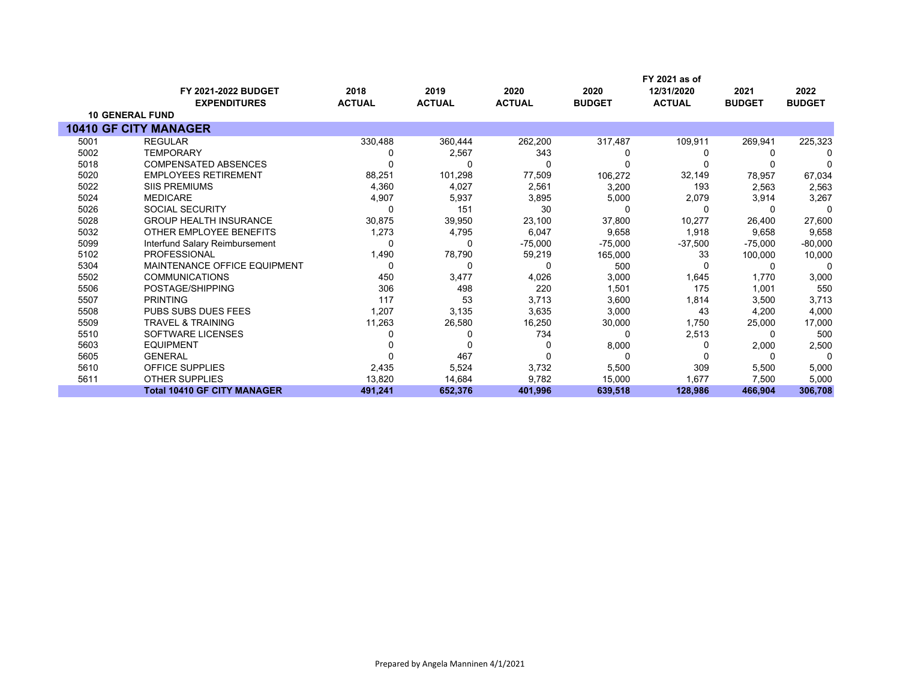| | FY 2021-2022 BUDGET EXPENDITURES | 2018 ACTUAL | 2019 ACTUAL | 2020 ACTUAL | 2020 BUDGET | FY 2021 as of 12/31/2020 ACTUAL | 2021 BUDGET | 2022 BUDGET |
|---|---|---|---|---|---|---|---|---|
| **10 GENERAL FUND** | | | | | | | | |
| **10410 GF CITY MANAGER** | | | | | | | | |
| 5001 | REGULAR | 330,488 | 360,444 | 262,200 | 317,487 | 109,911 | 269,941 | 225,323 |
| 5002 | TEMPORARY | 0 | 2,567 | 343 | 0 | 0 | 0 | 0 |
| 5018 | COMPENSATED ABSENCES | 0 | 0 | 0 | 0 | 0 | 0 | 0 |
| 5020 | EMPLOYEES RETIREMENT | 88,251 | 101,298 | 77,509 | 106,272 | 32,149 | 78,957 | 67,034 |
| 5022 | SIIS PREMIUMS | 4,360 | 4,027 | 2,561 | 3,200 | 193 | 2,563 | 2,563 |
| 5024 | MEDICARE | 4,907 | 5,937 | 3,895 | 5,000 | 2,079 | 3,914 | 3,267 |
| 5026 | SOCIAL SECURITY | 0 | 151 | 30 | 0 | 0 | 0 | 0 |
| 5028 | GROUP HEALTH INSURANCE | 30,875 | 39,950 | 23,100 | 37,800 | 10,277 | 26,400 | 27,600 |
| 5032 | OTHER EMPLOYEE BENEFITS | 1,273 | 4,795 | 6,047 | 9,658 | 1,918 | 9,658 | 9,658 |
| 5099 | Interfund Salary Reimbursement | 0 | 0 | -75,000 | -75,000 | -37,500 | -75,000 | -80,000 |
| 5102 | PROFESSIONAL | 1,490 | 78,790 | 59,219 | 165,000 | 33 | 100,000 | 10,000 |
| 5304 | MAINTENANCE OFFICE EQUIPMENT | 0 | 0 | 0 | 500 | 0 | 0 | 0 |
| 5502 | COMMUNICATIONS | 450 | 3,477 | 4,026 | 3,000 | 1,645 | 1,770 | 3,000 |
| 5506 | POSTAGE/SHIPPING | 306 | 498 | 220 | 1,501 | 175 | 1,001 | 550 |
| 5507 | PRINTING | 117 | 53 | 3,713 | 3,600 | 1,814 | 3,500 | 3,713 |
| 5508 | PUBS SUBS DUES FEES | 1,207 | 3,135 | 3,635 | 3,000 | 43 | 4,200 | 4,000 |
| 5509 | TRAVEL & TRAINING | 11,263 | 26,580 | 16,250 | 30,000 | 1,750 | 25,000 | 17,000 |
| 5510 | SOFTWARE LICENSES | 0 | 0 | 734 | 0 | 2,513 | 0 | 500 |
| 5603 | EQUIPMENT | 0 | 0 | 0 | 8,000 | 0 | 2,000 | 2,500 |
| 5605 | GENERAL | 0 | 467 | 0 | 0 | 0 | 0 | 0 |
| 5610 | OFFICE SUPPLIES | 2,435 | 5,524 | 3,732 | 5,500 | 309 | 5,500 | 5,000 |
| 5611 | OTHER SUPPLIES | 13,820 | 14,684 | 9,782 | 15,000 | 1,677 | 7,500 | 5,000 |
| | **Total 10410 GF CITY MANAGER** | **491,241** | **652,376** | **401,996** | **639,518** | **128,986** | **466,904** | **306,708** |

Prepared by Angela Manninen 4/1/2021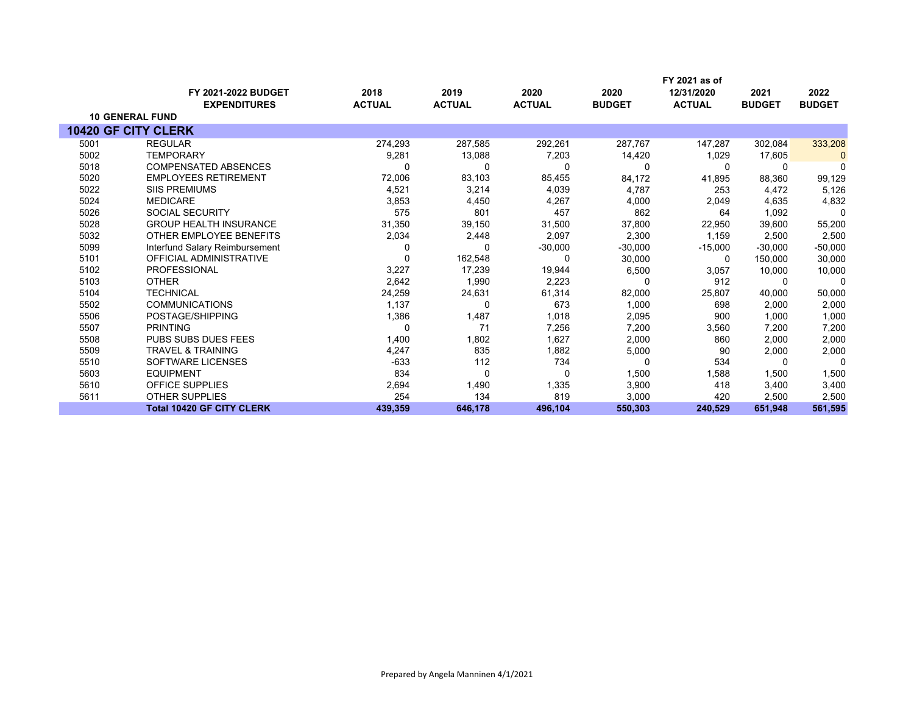| | FY 2021-2022 BUDGET EXPENDITURES | 2018 ACTUAL | 2019 ACTUAL | 2020 ACTUAL | 2020 BUDGET | FY 2021 as of 12/31/2020 ACTUAL | 2021 BUDGET | 2022 BUDGET |
|---|---|---|---|---|---|---|---|---|
| **10 GENERAL FUND** | | | | | | | | |
| **10420 GF CITY CLERK** | | | | | | | | |
| 5001 | REGULAR | 274,293 | 287,585 | 292,261 | 287,767 | 147,287 | 302,084 | 333,208 |
| 5002 | TEMPORARY | 9,281 | 13,088 | 7,203 | 14,420 | 1,029 | 17,605 | 0 |
| 5018 | COMPENSATED ABSENCES | 0 | 0 | 0 | 0 | 0 | 0 | 0 |
| 5020 | EMPLOYEES RETIREMENT | 72,006 | 83,103 | 85,455 | 84,172 | 41,895 | 88,360 | 99,129 |
| 5022 | SIIS PREMIUMS | 4,521 | 3,214 | 4,039 | 4,787 | 253 | 4,472 | 5,126 |
| 5024 | MEDICARE | 3,853 | 4,450 | 4,267 | 4,000 | 2,049 | 4,635 | 4,832 |
| 5026 | SOCIAL SECURITY | 575 | 801 | 457 | 862 | 64 | 1,092 | 0 |
| 5028 | GROUP HEALTH INSURANCE | 31,350 | 39,150 | 31,500 | 37,800 | 22,950 | 39,600 | 55,200 |
| 5032 | OTHER EMPLOYEE BENEFITS | 2,034 | 2,448 | 2,097 | 2,300 | 1,159 | 2,500 | 2,500 |
| 5099 | Interfund Salary Reimbursement | 0 | 0 | -30,000 | -30,000 | -15,000 | -30,000 | -50,000 |
| 5101 | OFFICIAL ADMINISTRATIVE | 0 | 162,548 | 0 | 30,000 | 0 | 150,000 | 30,000 |
| 5102 | PROFESSIONAL | 3,227 | 17,239 | 19,944 | 6,500 | 3,057 | 10,000 | 10,000 |
| 5103 | OTHER | 2,642 | 1,990 | 2,223 | 0 | 912 | 0 | 0 |
| 5104 | TECHNICAL | 24,259 | 24,631 | 61,314 | 82,000 | 25,807 | 40,000 | 50,000 |
| 5502 | COMMUNICATIONS | 1,137 | 0 | 673 | 1,000 | 698 | 2,000 | 2,000 |
| 5506 | POSTAGE/SHIPPING | 1,386 | 1,487 | 1,018 | 2,095 | 900 | 1,000 | 1,000 |
| 5507 | PRINTING | 0 | 71 | 7,256 | 7,200 | 3,560 | 7,200 | 7,200 |
| 5508 | PUBS SUBS DUES FEES | 1,400 | 1,802 | 1,627 | 2,000 | 860 | 2,000 | 2,000 |
| 5509 | TRAVEL & TRAINING | 4,247 | 835 | 1,882 | 5,000 | 90 | 2,000 | 2,000 |
| 5510 | SOFTWARE LICENSES | -633 | 112 | 734 | 0 | 534 | 0 | 0 |
| 5603 | EQUIPMENT | 834 | 0 | 0 | 1,500 | 1,588 | 1,500 | 1,500 |
| 5610 | OFFICE SUPPLIES | 2,694 | 1,490 | 1,335 | 3,900 | 418 | 3,400 | 3,400 |
| 5611 | OTHER SUPPLIES | 254 | 134 | 819 | 3,000 | 420 | 2,500 | 2,500 |
| | **Total 10420 GF CITY CLERK** | **439,359** | **646,178** | **496,104** | **550,303** | **240,529** | **651,948** | **561,595** |

Prepared by Angela Manninen 4/1/2021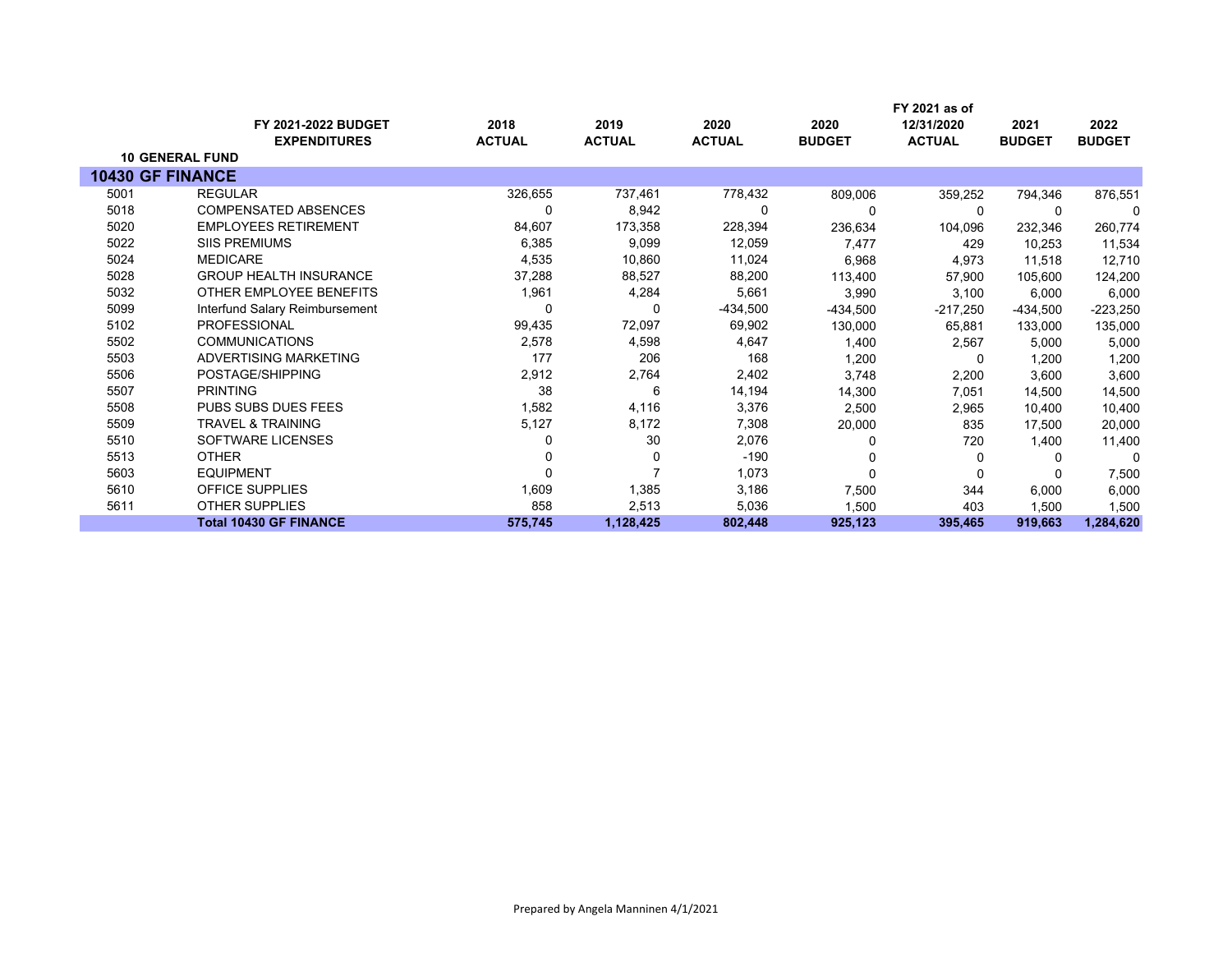| | FY 2021-2022 BUDGET EXPENDITURES | 2018 ACTUAL | 2019 ACTUAL | 2020 ACTUAL | 2020 BUDGET | FY 2021 as of 12/31/2020 ACTUAL | 2021 BUDGET | 2022 BUDGET |
|---|---|---|---|---|---|---|---|---|
| **10 GENERAL FUND** | | | | | | | | |
| **10430 GF FINANCE** | | | | | | | | |
| 5001 | REGULAR | 326,655 | 737,461 | 778,432 | 809,006 | 359,252 | 794,346 | 876,551 |
| 5018 | COMPENSATED ABSENCES | 0 | 8,942 | 0 | 0 | 0 | 0 | 0 |
| 5020 | EMPLOYEES RETIREMENT | 84,607 | 173,358 | 228,394 | 236,634 | 104,096 | 232,346 | 260,774 |
| 5022 | SIIS PREMIUMS | 6,385 | 9,099 | 12,059 | 7,477 | 429 | 10,253 | 11,534 |
| 5024 | MEDICARE | 4,535 | 10,860 | 11,024 | 6,968 | 4,973 | 11,518 | 12,710 |
| 5028 | GROUP HEALTH INSURANCE | 37,288 | 88,527 | 88,200 | 113,400 | 57,900 | 105,600 | 124,200 |
| 5032 | OTHER EMPLOYEE BENEFITS | 1,961 | 4,284 | 5,661 | 3,990 | 3,100 | 6,000 | 6,000 |
| 5099 | Interfund Salary Reimbursement | 0 | 0 | -434,500 | -434,500 | -217,250 | -434,500 | -223,250 |
| 5102 | PROFESSIONAL | 99,435 | 72,097 | 69,902 | 130,000 | 65,881 | 133,000 | 135,000 |
| 5502 | COMMUNICATIONS | 2,578 | 4,598 | 4,647 | 1,400 | 2,567 | 5,000 | 5,000 |
| 5503 | ADVERTISING MARKETING | 177 | 206 | 168 | 1,200 | 0 | 1,200 | 1,200 |
| 5506 | POSTAGE/SHIPPING | 2,912 | 2,764 | 2,402 | 3,748 | 2,200 | 3,600 | 3,600 |
| 5507 | PRINTING | 38 | 6 | 14,194 | 14,300 | 7,051 | 14,500 | 14,500 |
| 5508 | PUBS SUBS DUES FEES | 1,582 | 4,116 | 3,376 | 2,500 | 2,965 | 10,400 | 10,400 |
| 5509 | TRAVEL & TRAINING | 5,127 | 8,172 | 7,308 | 20,000 | 835 | 17,500 | 20,000 |
| 5510 | SOFTWARE LICENSES | 0 | 30 | 2,076 | 0 | 720 | 1,400 | 11,400 |
| 5513 | OTHER | 0 | 0 | -190 | 0 | 0 | 0 | 0 |
| 5603 | EQUIPMENT | 0 | 7 | 1,073 | 0 | 0 | 0 | 7,500 |
| 5610 | OFFICE SUPPLIES | 1,609 | 1,385 | 3,186 | 7,500 | 344 | 6,000 | 6,000 |
| 5611 | OTHER SUPPLIES | 858 | 2,513 | 5,036 | 1,500 | 403 | 1,500 | 1,500 |
| | **Total 10430 GF FINANCE** | **575,745** | **1,128,425** | **802,448** | **925,123** | **395,465** | **919,663** | **1,284,620** |

Prepared by Angela Manninen 4/1/2021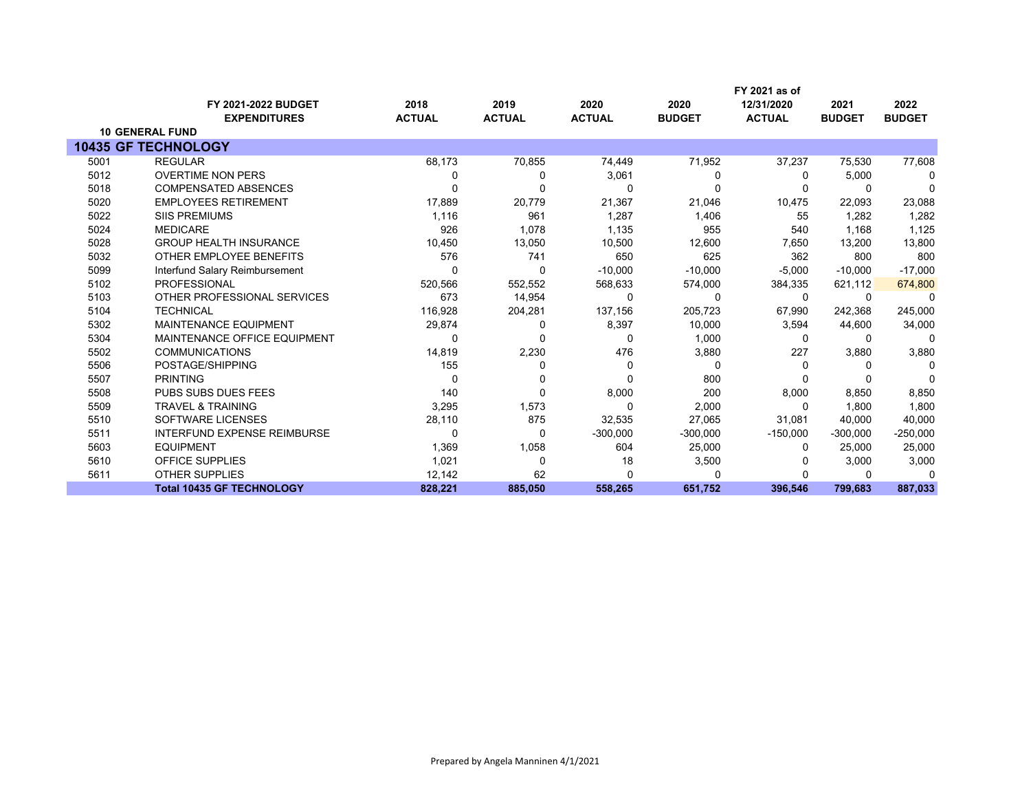| | FY 2021-2022 BUDGET EXPENDITURES | 2018 ACTUAL | 2019 ACTUAL | 2020 ACTUAL | 2020 BUDGET | FY 2021 as of 12/31/2020 ACTUAL | 2021 BUDGET | 2022 BUDGET |
|---|---|---|---|---|---|---|---|---|
| **10 GENERAL FUND** | | | | | | | | |
| **10435 GF TECHNOLOGY** | | | | | | | | |
| 5001 | REGULAR | 68,173 | 70,855 | 74,449 | 71,952 | 37,237 | 75,530 | 77,608 |
| 5012 | OVERTIME NON PERS | 0 | 0 | 3,061 | 0 | 0 | 5,000 | 0 |
| 5018 | COMPENSATED ABSENCES | 0 | 0 | 0 | 0 | 0 | 0 | 0 |
| 5020 | EMPLOYEES RETIREMENT | 17,889 | 20,779 | 21,367 | 21,046 | 10,475 | 22,093 | 23,088 |
| 5022 | SIIS PREMIUMS | 1,116 | 961 | 1,287 | 1,406 | 55 | 1,282 | 1,282 |
| 5024 | MEDICARE | 926 | 1,078 | 1,135 | 955 | 540 | 1,168 | 1,125 |
| 5028 | GROUP HEALTH INSURANCE | 10,450 | 13,050 | 10,500 | 12,600 | 7,650 | 13,200 | 13,800 |
| 5032 | OTHER EMPLOYEE BENEFITS | 576 | 741 | 650 | 625 | 362 | 800 | 800 |
| 5099 | Interfund Salary Reimbursement | 0 | 0 | -10,000 | -10,000 | -5,000 | -10,000 | -17,000 |
| 5102 | PROFESSIONAL | 520,566 | 552,552 | 568,633 | 574,000 | 384,335 | 621,112 | 674,800 |
| 5103 | OTHER PROFESSIONAL SERVICES | 673 | 14,954 | 0 | 0 | 0 | 0 | 0 |
| 5104 | TECHNICAL | 116,928 | 204,281 | 137,156 | 205,723 | 67,990 | 242,368 | 245,000 |
| 5302 | MAINTENANCE EQUIPMENT | 29,874 | 0 | 8,397 | 10,000 | 3,594 | 44,600 | 34,000 |
| 5304 | MAINTENANCE OFFICE EQUIPMENT | 0 | 0 | 0 | 1,000 | 0 | 0 | 0 |
| 5502 | COMMUNICATIONS | 14,819 | 2,230 | 476 | 3,880 | 227 | 3,880 | 3,880 |
| 5506 | POSTAGE/SHIPPING | 155 | 0 | 0 | 0 | 0 | 0 | 0 |
| 5507 | PRINTING | 0 | 0 | 0 | 800 | 0 | 0 | 0 |
| 5508 | PUBS SUBS DUES FEES | 140 | 0 | 8,000 | 200 | 8,000 | 8,850 | 8,850 |
| 5509 | TRAVEL & TRAINING | 3,295 | 1,573 | 0 | 2,000 | 0 | 1,800 | 1,800 |
| 5510 | SOFTWARE LICENSES | 28,110 | 875 | 32,535 | 27,065 | 31,081 | 40,000 | 40,000 |
| 5511 | INTERFUND EXPENSE REIMBURSE | 0 | 0 | -300,000 | -300,000 | -150,000 | -300,000 | -250,000 |
| 5603 | EQUIPMENT | 1,369 | 1,058 | 604 | 25,000 | 0 | 25,000 | 25,000 |
| 5610 | OFFICE SUPPLIES | 1,021 | 0 | 18 | 3,500 | 0 | 3,000 | 3,000 |
| 5611 | OTHER SUPPLIES | 12,142 | 62 | 0 | 0 | 0 | 0 | 0 |
| | **Total 10435 GF TECHNOLOGY** | **828,221** | **885,050** | **558,265** | **651,752** | **396,546** | **799,683** | **887,033** |

Prepared by Angela Manninen 4/1/2021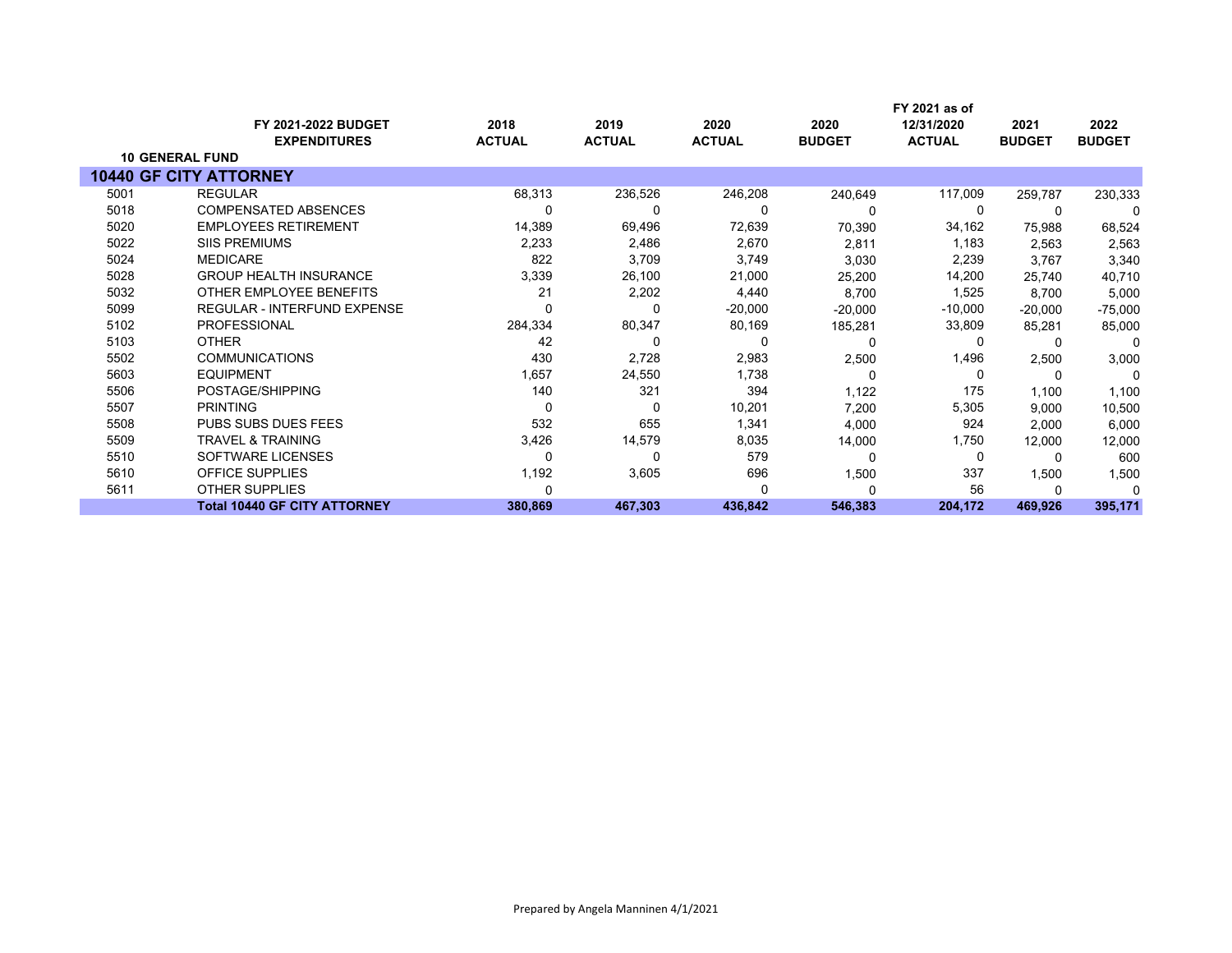| | FY 2021-2022 BUDGET EXPENDITURES | 2018 ACTUAL | 2019 ACTUAL | 2020 ACTUAL | 2020 BUDGET | FY 2021 as of 12/31/2020 ACTUAL | 2021 BUDGET | 2022 BUDGET |
|---|---|---|---|---|---|---|---|---|
| **10 GENERAL FUND** | | | | | | | | |
| **10440 GF CITY ATTORNEY** | | | | | | | | |
| 5001 | REGULAR | 68,313 | 236,526 | 246,208 | 240,649 | 117,009 | 259,787 | 230,333 |
| 5018 | COMPENSATED ABSENCES | 0 | 0 | 0 | 0 | 0 | 0 | 0 |
| 5020 | EMPLOYEES RETIREMENT | 14,389 | 69,496 | 72,639 | 70,390 | 34,162 | 75,988 | 68,524 |
| 5022 | SIIS PREMIUMS | 2,233 | 2,486 | 2,670 | 2,811 | 1,183 | 2,563 | 2,563 |
| 5024 | MEDICARE | 822 | 3,709 | 3,749 | 3,030 | 2,239 | 3,767 | 3,340 |
| 5028 | GROUP HEALTH INSURANCE | 3,339 | 26,100 | 21,000 | 25,200 | 14,200 | 25,740 | 40,710 |
| 5032 | OTHER EMPLOYEE BENEFITS | 21 | 2,202 | 4,440 | 8,700 | 1,525 | 8,700 | 5,000 |
| 5099 | REGULAR - INTERFUND EXPENSE | 0 | 0 | -20,000 | -20,000 | -10,000 | -20,000 | -75,000 |
| 5102 | PROFESSIONAL | 284,334 | 80,347 | 80,169 | 185,281 | 33,809 | 85,281 | 85,000 |
| 5103 | OTHER | 42 | 0 | 0 | 0 | 0 | 0 | 0 |
| 5502 | COMMUNICATIONS | 430 | 2,728 | 2,983 | 2,500 | 1,496 | 2,500 | 3,000 |
| 5603 | EQUIPMENT | 1,657 | 24,550 | 1,738 | 0 | 0 | 0 | 0 |
| 5506 | POSTAGE/SHIPPING | 140 | 321 | 394 | 1,122 | 175 | 1,100 | 1,100 |
| 5507 | PRINTING | 0 | 0 | 10,201 | 7,200 | 5,305 | 9,000 | 10,500 |
| 5508 | PUBS SUBS DUES FEES | 532 | 655 | 1,341 | 4,000 | 924 | 2,000 | 6,000 |
| 5509 | TRAVEL & TRAINING | 3,426 | 14,579 | 8,035 | 14,000 | 1,750 | 12,000 | 12,000 |
| 5510 | SOFTWARE LICENSES | 0 | 0 | 579 | 0 | 0 | 0 | 600 |
| 5610 | OFFICE SUPPLIES | 1,192 | 3,605 | 696 | 1,500 | 337 | 1,500 | 1,500 |
| 5611 | OTHER SUPPLIES | 0 | | 0 | 0 | 56 | 0 | 0 |
| | **Total 10440 GF CITY ATTORNEY** | **380,869** | **467,303** | **436,842** | **546,383** | **204,172** | **469,926** | **395,171** |

Prepared by Angela Manninen 4/1/2021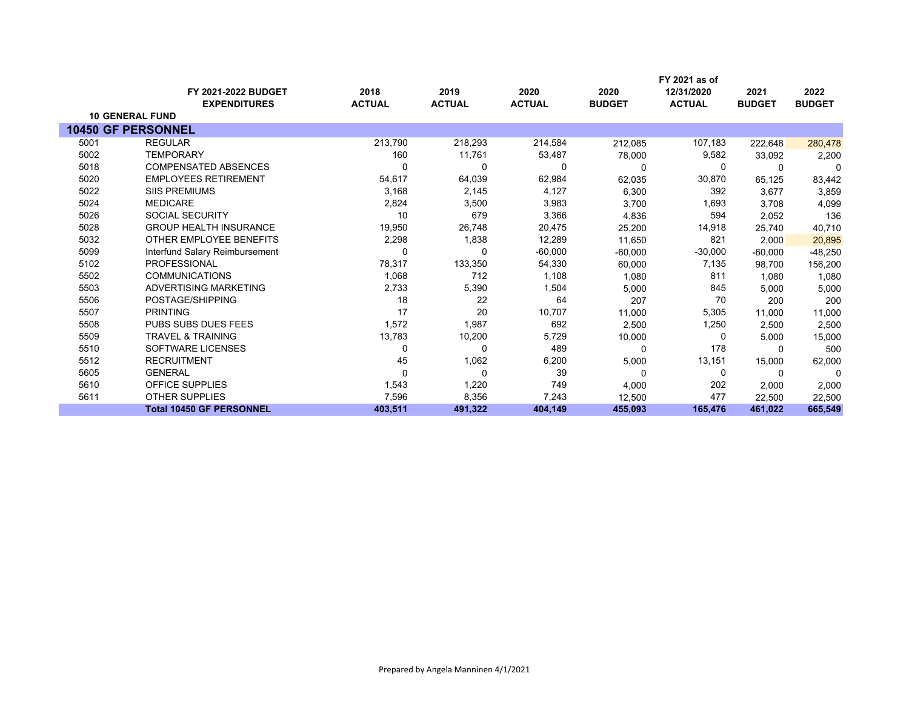| | FY 2021-2022 BUDGET EXPENDITURES | 2018 ACTUAL | 2019 ACTUAL | 2020 ACTUAL | 2020 BUDGET | FY 2021 as of 12/31/2020 ACTUAL | 2021 BUDGET | 2022 BUDGET |
|---|---|---|---|---|---|---|---|---|
| **10 GENERAL FUND** | | | | | | | | |
| **10450 GF PERSONNEL** | | | | | | | | |
| 5001 | REGULAR | 213,790 | 218,293 | 214,584 | 212,085 | 107,183 | 222,648 | 280,478 |
| 5002 | TEMPORARY | 160 | 11,761 | 53,487 | 78,000 | 9,582 | 33,092 | 2,200 |
| 5018 | COMPENSATED ABSENCES | 0 | 0 | 0 | 0 | 0 | 0 | 0 |
| 5020 | EMPLOYEES RETIREMENT | 54,617 | 64,039 | 62,984 | 62,035 | 30,870 | 65,125 | 83,442 |
| 5022 | SIIS PREMIUMS | 3,168 | 2,145 | 4,127 | 6,300 | 392 | 3,677 | 3,859 |
| 5024 | MEDICARE | 2,824 | 3,500 | 3,983 | 3,700 | 1,693 | 3,708 | 4,099 |
| 5026 | SOCIAL SECURITY | 10 | 679 | 3,366 | 4,836 | 594 | 2,052 | 136 |
| 5028 | GROUP HEALTH INSURANCE | 19,950 | 26,748 | 20,475 | 25,200 | 14,918 | 25,740 | 40,710 |
| 5032 | OTHER EMPLOYEE BENEFITS | 2,298 | 1,838 | 12,289 | 11,650 | 821 | 2,000 | 20,895 |
| 5099 | Interfund Salary Reimbursement | 0 | 0 | -60,000 | -60,000 | -30,000 | -60,000 | -48,250 |
| 5102 | PROFESSIONAL | 78,317 | 133,350 | 54,330 | 60,000 | 7,135 | 98,700 | 156,200 |
| 5502 | COMMUNICATIONS | 1,068 | 712 | 1,108 | 1,080 | 811 | 1,080 | 1,080 |
| 5503 | ADVERTISING MARKETING | 2,733 | 5,390 | 1,504 | 5,000 | 845 | 5,000 | 5,000 |
| 5506 | POSTAGE/SHIPPING | 18 | 22 | 64 | 207 | 70 | 200 | 200 |
| 5507 | PRINTING | 17 | 20 | 10,707 | 11,000 | 5,305 | 11,000 | 11,000 |
| 5508 | PUBS SUBS DUES FEES | 1,572 | 1,987 | 692 | 2,500 | 1,250 | 2,500 | 2,500 |
| 5509 | TRAVEL & TRAINING | 13,783 | 10,200 | 5,729 | 10,000 | 0 | 5,000 | 15,000 |
| 5510 | SOFTWARE LICENSES | 0 | 0 | 489 | 0 | 178 | 0 | 500 |
| 5512 | RECRUITMENT | 45 | 1,062 | 6,200 | 5,000 | 13,151 | 15,000 | 62,000 |
| 5605 | GENERAL | 0 | 0 | 39 | 0 | 0 | 0 | 0 |
| 5610 | OFFICE SUPPLIES | 1,543 | 1,220 | 749 | 4,000 | 202 | 2,000 | 2,000 |
| 5611 | OTHER SUPPLIES | 7,596 | 8,356 | 7,243 | 12,500 | 477 | 22,500 | 22,500 |
| | **Total 10450 GF PERSONNEL** | **403,511** | **491,322** | **404,149** | **455,093** | **165,476** | **461,022** | **665,549** |

Prepared by Angela Manninen 4/1/2021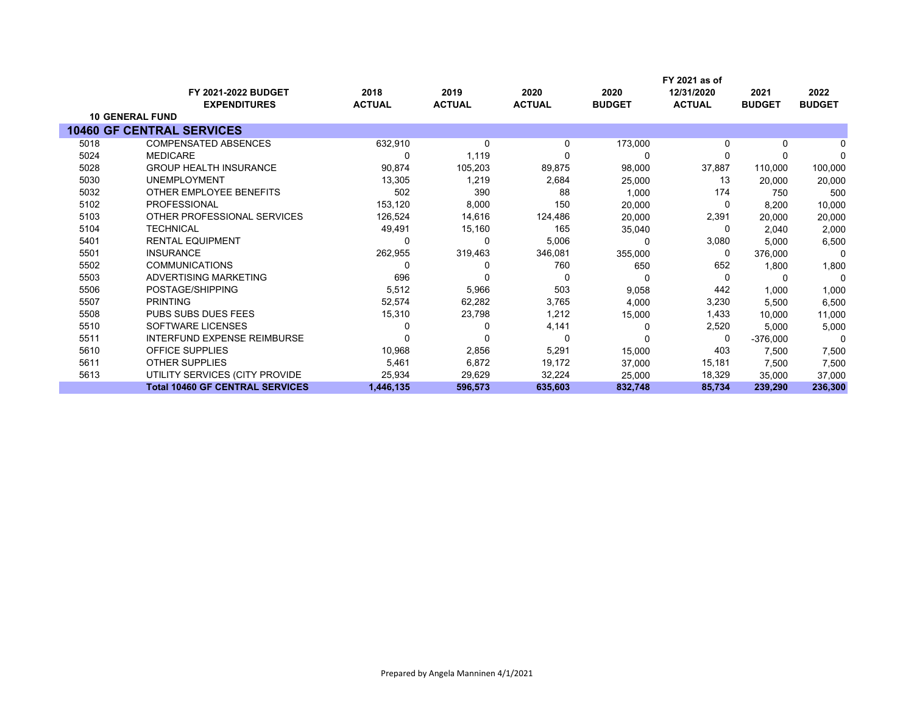| | FY 2021-2022 BUDGET EXPENDITURES | 2018 ACTUAL | 2019 ACTUAL | 2020 ACTUAL | 2020 BUDGET | FY 2021 as of 12/31/2020 ACTUAL | 2021 BUDGET | 2022 BUDGET |
|---|---|---|---|---|---|---|---|---|
| **10 GENERAL FUND** | | | | | | | | |
| **10460 GF CENTRAL SERVICES** | | | | | | | | |
| 5018 | COMPENSATED ABSENCES | 632,910 | 0 | 0 | 173,000 | 0 | 0 | 0 |
| 5024 | MEDICARE | 0 | 1,119 | 0 | 0 | 0 | 0 | 0 |
| 5028 | GROUP HEALTH INSURANCE | 90,874 | 105,203 | 89,875 | 98,000 | 37,887 | 110,000 | 100,000 |
| 5030 | UNEMPLOYMENT | 13,305 | 1,219 | 2,684 | 25,000 | 13 | 20,000 | 20,000 |
| 5032 | OTHER EMPLOYEE BENEFITS | 502 | 390 | 88 | 1,000 | 174 | 750 | 500 |
| 5102 | PROFESSIONAL | 153,120 | 8,000 | 150 | 20,000 | 0 | 8,200 | 10,000 |
| 5103 | OTHER PROFESSIONAL SERVICES | 126,524 | 14,616 | 124,486 | 20,000 | 2,391 | 20,000 | 20,000 |
| 5104 | TECHNICAL | 49,491 | 15,160 | 165 | 35,040 | 0 | 2,040 | 2,000 |
| 5401 | RENTAL EQUIPMENT | 0 | 0 | 5,006 | 0 | 3,080 | 5,000 | 6,500 |
| 5501 | INSURANCE | 262,955 | 319,463 | 346,081 | 355,000 | 0 | 376,000 | 0 |
| 5502 | COMMUNICATIONS | 0 | 0 | 760 | 650 | 652 | 1,800 | 1,800 |
| 5503 | ADVERTISING MARKETING | 696 | 0 | 0 | 0 | 0 | 0 | 0 |
| 5506 | POSTAGE/SHIPPING | 5,512 | 5,966 | 503 | 9,058 | 442 | 1,000 | 1,000 |
| 5507 | PRINTING | 52,574 | 62,282 | 3,765 | 4,000 | 3,230 | 5,500 | 6,500 |
| 5508 | PUBS SUBS DUES FEES | 15,310 | 23,798 | 1,212 | 15,000 | 1,433 | 10,000 | 11,000 |
| 5510 | SOFTWARE LICENSES | 0 | 0 | 4,141 | 0 | 2,520 | 5,000 | 5,000 |
| 5511 | INTERFUND EXPENSE REIMBURSE | 0 | 0 | 0 | 0 | 0 | -376,000 | 0 |
| 5610 | OFFICE SUPPLIES | 10,968 | 2,856 | 5,291 | 15,000 | 403 | 7,500 | 7,500 |
| 5611 | OTHER SUPPLIES | 5,461 | 6,872 | 19,172 | 37,000 | 15,181 | 7,500 | 7,500 |
| 5613 | UTILITY SERVICES (CITY PROVIDE | 25,934 | 29,629 | 32,224 | 25,000 | 18,329 | 35,000 | 37,000 |
| | **Total 10460 GF CENTRAL SERVICES** | **1,446,135** | **596,573** | **635,603** | **832,748** | **85,734** | **239,290** | **236,300** |

Prepared by Angela Manninen 4/1/2021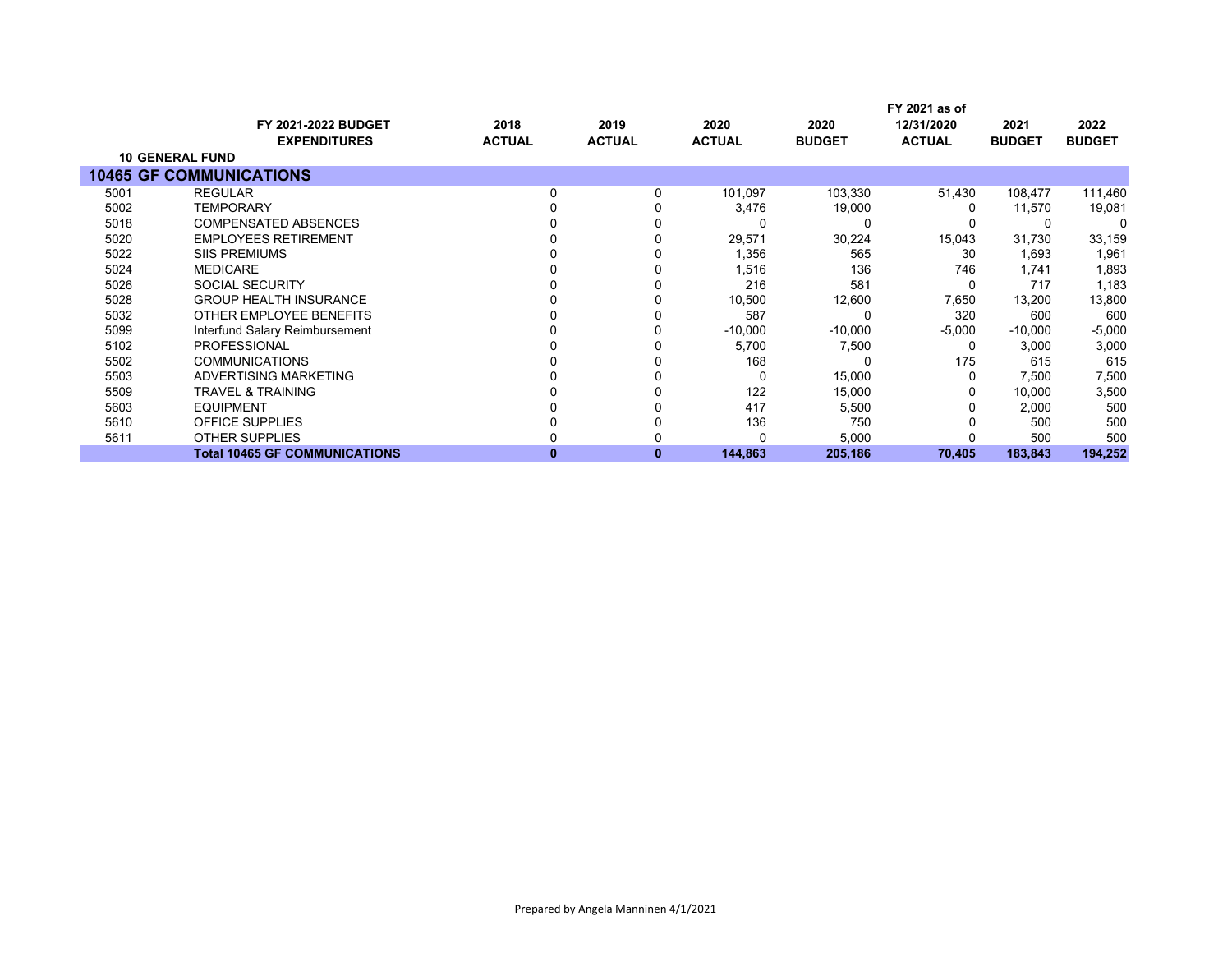| | FY 2021-2022 BUDGET EXPENDITURES | 2018 ACTUAL | 2019 ACTUAL | 2020 ACTUAL | 2020 BUDGET | FY 2021 as of 12/31/2020 ACTUAL | 2021 BUDGET | 2022 BUDGET |
|---|---|---|---|---|---|---|---|---|
| **10 GENERAL FUND** | | | | | | | | |
| **10465 GF COMMUNICATIONS** | | | | | | | | |
| 5001 | REGULAR | 0 | 0 | 101,097 | 103,330 | 51,430 | 108,477 | 111,460 |
| 5002 | TEMPORARY | 0 | 0 | 3,476 | 19,000 | 0 | 11,570 | 19,081 |
| 5018 | COMPENSATED ABSENCES | 0 | 0 | 0 | 0 | 0 | 0 | 0 |
| 5020 | EMPLOYEES RETIREMENT | 0 | 0 | 29,571 | 30,224 | 15,043 | 31,730 | 33,159 |
| 5022 | SIIS PREMIUMS | 0 | 0 | 1,356 | 565 | 30 | 1,693 | 1,961 |
| 5024 | MEDICARE | 0 | 0 | 1,516 | 136 | 746 | 1,741 | 1,893 |
| 5026 | SOCIAL SECURITY | 0 | 0 | 216 | 581 | 0 | 717 | 1,183 |
| 5028 | GROUP HEALTH INSURANCE | 0 | 0 | 10,500 | 12,600 | 7,650 | 13,200 | 13,800 |
| 5032 | OTHER EMPLOYEE BENEFITS | 0 | 0 | 587 | 0 | 320 | 600 | 600 |
| 5099 | Interfund Salary Reimbursement | 0 | 0 | -10,000 | -10,000 | -5,000 | -10,000 | -5,000 |
| 5102 | PROFESSIONAL | 0 | 0 | 5,700 | 7,500 | 0 | 3,000 | 3,000 |
| 5502 | COMMUNICATIONS | 0 | 0 | 168 | 0 | 175 | 615 | 615 |
| 5503 | ADVERTISING MARKETING | 0 | 0 | 0 | 15,000 | 0 | 7,500 | 7,500 |
| 5509 | TRAVEL & TRAINING | 0 | 0 | 122 | 15,000 | 0 | 10,000 | 3,500 |
| 5603 | EQUIPMENT | 0 | 0 | 417 | 5,500 | 0 | 2,000 | 500 |
| 5610 | OFFICE SUPPLIES | 0 | 0 | 136 | 750 | 0 | 500 | 500 |
| 5611 | OTHER SUPPLIES | 0 | 0 | 0 | 5,000 | 0 | 500 | 500 |
| | **Total 10465 GF COMMUNICATIONS** | **0** | **0** | **144,863** | **205,186** | **70,405** | **183,843** | **194,252** |

Prepared by Angela Manninen 4/1/2021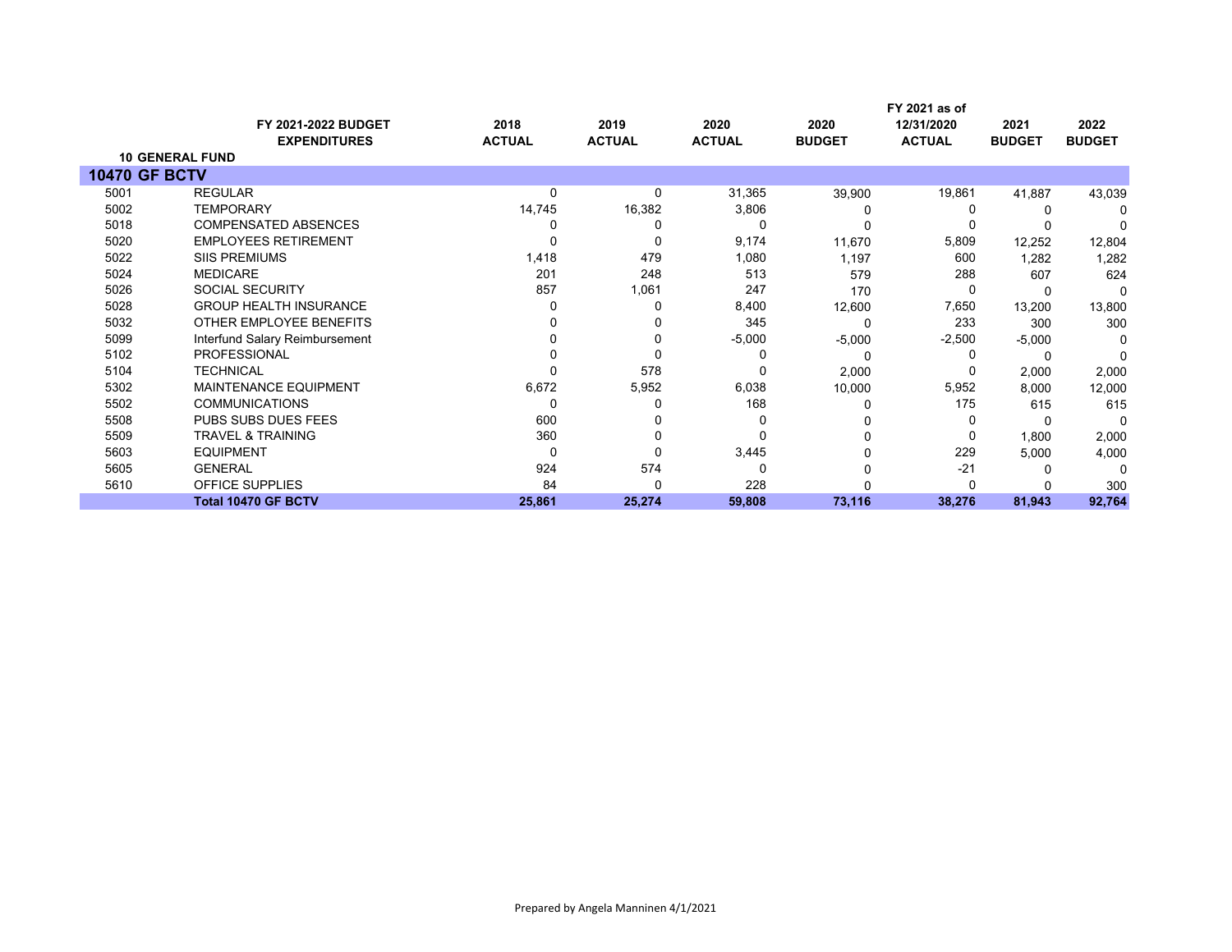| | FY 2021-2022 BUDGET EXPENDITURES | 2018 ACTUAL | 2019 ACTUAL | 2020 ACTUAL | 2020 BUDGET | FY 2021 as of 12/31/2020 ACTUAL | 2021 BUDGET | 2022 BUDGET |
|---|---|---|---|---|---|---|---|---|
| **10 GENERAL FUND** | | | | | | | | |
| **10470 GF BCTV** | | | | | | | | |
| 5001 | REGULAR | 0 | 0 | 31,365 | 39,900 | 19,861 | 41,887 | 43,039 |
| 5002 | TEMPORARY | 14,745 | 16,382 | 3,806 | 0 | 0 | 0 | 0 |
| 5018 | COMPENSATED ABSENCES | 0 | 0 | 0 | 0 | 0 | 0 | 0 |
| 5020 | EMPLOYEES RETIREMENT | 0 | 0 | 9,174 | 11,670 | 5,809 | 12,252 | 12,804 |
| 5022 | SIIS PREMIUMS | 1,418 | 479 | 1,080 | 1,197 | 600 | 1,282 | 1,282 |
| 5024 | MEDICARE | 201 | 248 | 513 | 579 | 288 | 607 | 624 |
| 5026 | SOCIAL SECURITY | 857 | 1,061 | 247 | 170 | 0 | 0 | 0 |
| 5028 | GROUP HEALTH INSURANCE | 0 | 0 | 8,400 | 12,600 | 7,650 | 13,200 | 13,800 |
| 5032 | OTHER EMPLOYEE BENEFITS | 0 | 0 | 345 | 0 | 233 | 300 | 300 |
| 5099 | Interfund Salary Reimbursement | 0 | 0 | -5,000 | -5,000 | -2,500 | -5,000 | 0 |
| 5102 | PROFESSIONAL | 0 | 0 | 0 | 0 | 0 | 0 | 0 |
| 5104 | TECHNICAL | 0 | 578 | 0 | 2,000 | 0 | 2,000 | 2,000 |
| 5302 | MAINTENANCE EQUIPMENT | 6,672 | 5,952 | 6,038 | 10,000 | 5,952 | 8,000 | 12,000 |
| 5502 | COMMUNICATIONS | 0 | 0 | 168 | 0 | 175 | 615 | 615 |
| 5508 | PUBS SUBS DUES FEES | 600 | 0 | 0 | 0 | 0 | 0 | 0 |
| 5509 | TRAVEL & TRAINING | 360 | 0 | 0 | 0 | 0 | 1,800 | 2,000 |
| 5603 | EQUIPMENT | 0 | 0 | 3,445 | 0 | 229 | 5,000 | 4,000 |
| 5605 | GENERAL | 924 | 574 | 0 | 0 | -21 | 0 | 0 |
| 5610 | OFFICE SUPPLIES | 84 | 0 | 228 | 0 | 0 | 0 | 300 |
| | **Total 10470 GF BCTV** | **25,861** | **25,274** | **59,808** | **73,116** | **38,276** | **81,943** | **92,764** |

Prepared by Angela Manninen 4/1/2021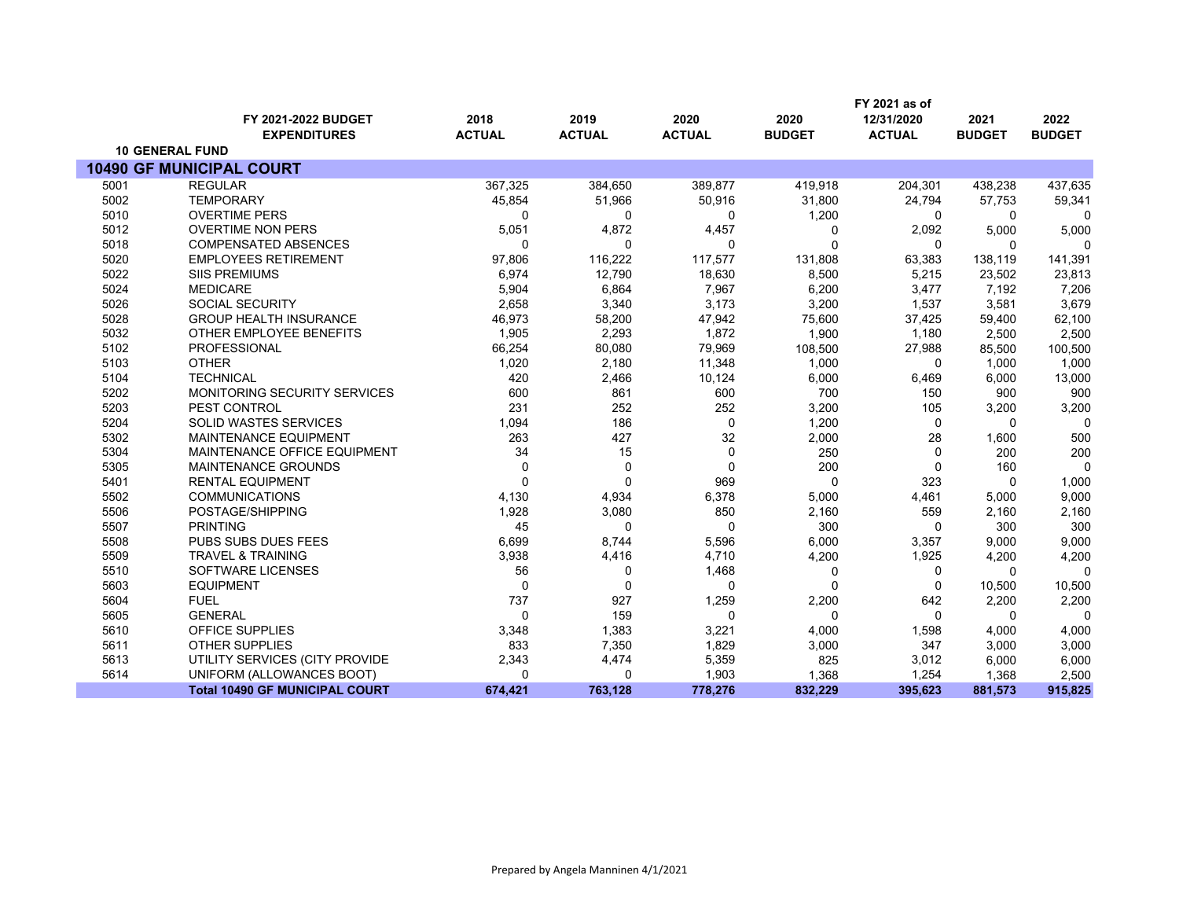| | FY 2021-2022 BUDGET EXPENDITURES | 2018 ACTUAL | 2019 ACTUAL | 2020 ACTUAL | 2020 BUDGET | FY 2021 as of 12/31/2020 ACTUAL | 2021 BUDGET | 2022 BUDGET |
|---|---|---|---|---|---|---|---|---|
| **10 GENERAL FUND** | | | | | | | | |
| **10490 GF MUNICIPAL COURT** | | | | | | | | |
| 5001 | REGULAR | 367,325 | 384,650 | 389,877 | 419,918 | 204,301 | 438,238 | 437,635 |
| 5002 | TEMPORARY | 45,854 | 51,966 | 50,916 | 31,800 | 24,794 | 57,753 | 59,341 |
| 5010 | OVERTIME PERS | 0 | 0 | 0 | 1,200 | 0 | 0 | 0 |
| 5012 | OVERTIME NON PERS | 5,051 | 4,872 | 4,457 | 0 | 2,092 | 5,000 | 5,000 |
| 5018 | COMPENSATED ABSENCES | 0 | 0 | 0 | 0 | 0 | 0 | 0 |
| 5020 | EMPLOYEES RETIREMENT | 97,806 | 116,222 | 117,577 | 131,808 | 63,383 | 138,119 | 141,391 |
| 5022 | SIIS PREMIUMS | 6,974 | 12,790 | 18,630 | 8,500 | 5,215 | 23,502 | 23,813 |
| 5024 | MEDICARE | 5,904 | 6,864 | 7,967 | 6,200 | 3,477 | 7,192 | 7,206 |
| 5026 | SOCIAL SECURITY | 2,658 | 3,340 | 3,173 | 3,200 | 1,537 | 3,581 | 3,679 |
| 5028 | GROUP HEALTH INSURANCE | 46,973 | 58,200 | 47,942 | 75,600 | 37,425 | 59,400 | 62,100 |
| 5032 | OTHER EMPLOYEE BENEFITS | 1,905 | 2,293 | 1,872 | 1,900 | 1,180 | 2,500 | 2,500 |
| 5102 | PROFESSIONAL | 66,254 | 80,080 | 79,969 | 108,500 | 27,988 | 85,500 | 100,500 |
| 5103 | OTHER | 1,020 | 2,180 | 11,348 | 1,000 | 0 | 1,000 | 1,000 |
| 5104 | TECHNICAL | 420 | 2,466 | 10,124 | 6,000 | 6,469 | 6,000 | 13,000 |
| 5202 | MONITORING SECURITY SERVICES | 600 | 861 | 600 | 700 | 150 | 900 | 900 |
| 5203 | PEST CONTROL | 231 | 252 | 252 | 3,200 | 105 | 3,200 | 3,200 |
| 5204 | SOLID WASTES SERVICES | 1,094 | 186 | 0 | 1,200 | 0 | 0 | 0 |
| 5302 | MAINTENANCE EQUIPMENT | 263 | 427 | 32 | 2,000 | 28 | 1,600 | 500 |
| 5304 | MAINTENANCE OFFICE EQUIPMENT | 34 | 15 | 0 | 250 | 0 | 200 | 200 |
| 5305 | MAINTENANCE GROUNDS | 0 | 0 | 0 | 200 | 0 | 160 | 0 |
| 5401 | RENTAL EQUIPMENT | 0 | 0 | 969 | 0 | 323 | 0 | 1,000 |
| 5502 | COMMUNICATIONS | 4,130 | 4,934 | 6,378 | 5,000 | 4,461 | 5,000 | 9,000 |
| 5506 | POSTAGE/SHIPPING | 1,928 | 3,080 | 850 | 2,160 | 559 | 2,160 | 2,160 |
| 5507 | PRINTING | 45 | 0 | 0 | 300 | 0 | 300 | 300 |
| 5508 | PUBS SUBS DUES FEES | 6,699 | 8,744 | 5,596 | 6,000 | 3,357 | 9,000 | 9,000 |
| 5509 | TRAVEL & TRAINING | 3,938 | 4,416 | 4,710 | 4,200 | 1,925 | 4,200 | 4,200 |
| 5510 | SOFTWARE LICENSES | 56 | 0 | 1,468 | 0 | 0 | 0 | 0 |
| 5603 | EQUIPMENT | 0 | 0 | 0 | 0 | 0 | 10,500 | 10,500 |
| 5604 | FUEL | 737 | 927 | 1,259 | 2,200 | 642 | 2,200 | 2,200 |
| 5605 | GENERAL | 0 | 159 | 0 | 0 | 0 | 0 | 0 |
| 5610 | OFFICE SUPPLIES | 3,348 | 1,383 | 3,221 | 4,000 | 1,598 | 4,000 | 4,000 |
| 5611 | OTHER SUPPLIES | 833 | 7,350 | 1,829 | 3,000 | 347 | 3,000 | 3,000 |
| 5613 | UTILITY SERVICES (CITY PROVIDE | 2,343 | 4,474 | 5,359 | 825 | 3,012 | 6,000 | 6,000 |
| 5614 | UNIFORM (ALLOWANCES BOOT) | 0 | 0 | 1,903 | 1,368 | 1,254 | 1,368 | 2,500 |
| | **Total 10490 GF MUNICIPAL COURT** | **674,421** | **763,128** | **778,276** | **832,229** | **395,623** | **881,573** | **915,825** |

Prepared by Angela Manninen 4/1/2021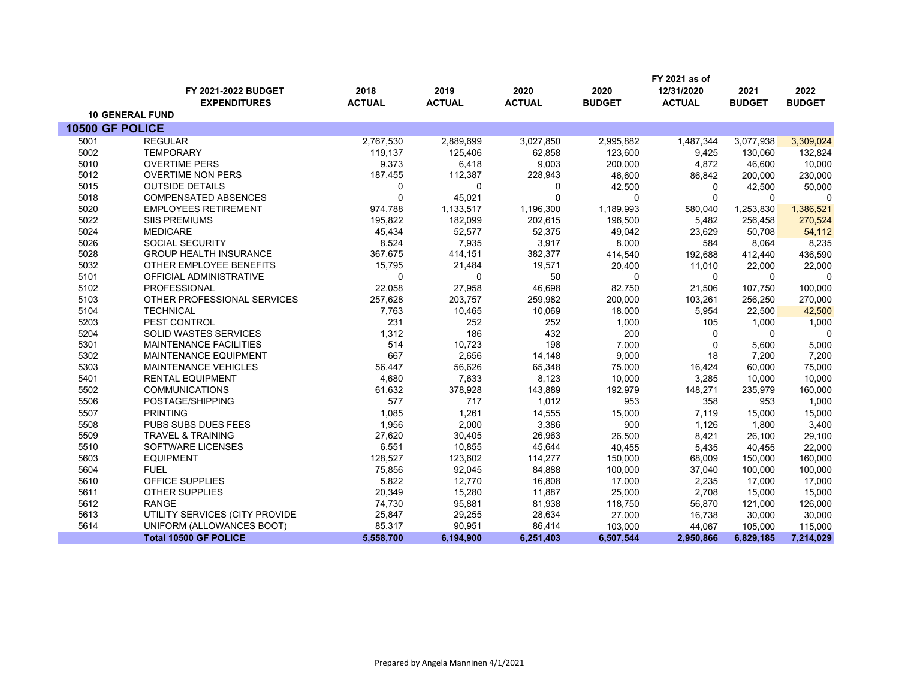| | FY 2021-2022 BUDGET EXPENDITURES | 2018 ACTUAL | 2019 ACTUAL | 2020 ACTUAL | 2020 BUDGET | FY 2021 as of 12/31/2020 ACTUAL | 2021 BUDGET | 2022 BUDGET |
|---|---|---|---|---|---|---|---|---|
| **10 GENERAL FUND** | | | | | | | | |
| **10500 GF POLICE** | | | | | | | | |
| 5001 | REGULAR | 2,767,530 | 2,889,699 | 3,027,850 | 2,995,882 | 1,487,344 | 3,077,938 | 3,309,024 |
| 5002 | TEMPORARY | 119,137 | 125,406 | 62,858 | 123,600 | 9,425 | 130,060 | 132,824 |
| 5010 | OVERTIME PERS | 9,373 | 6,418 | 9,003 | 200,000 | 4,872 | 46,600 | 10,000 |
| 5012 | OVERTIME NON PERS | 187,455 | 112,387 | 228,943 | 46,600 | 86,842 | 200,000 | 230,000 |
| 5015 | OUTSIDE DETAILS | 0 | 0 | 0 | 42,500 | 0 | 42,500 | 50,000 |
| 5018 | COMPENSATED ABSENCES | 0 | 45,021 | 0 | 0 | 0 | 0 | 0 |
| 5020 | EMPLOYEES RETIREMENT | 974,788 | 1,133,517 | 1,196,300 | 1,189,993 | 580,040 | 1,253,830 | 1,386,521 |
| 5022 | SIIS PREMIUMS | 195,822 | 182,099 | 202,615 | 196,500 | 5,482 | 256,458 | 270,524 |
| 5024 | MEDICARE | 45,434 | 52,577 | 52,375 | 49,042 | 23,629 | 50,708 | 54,112 |
| 5026 | SOCIAL SECURITY | 8,524 | 7,935 | 3,917 | 8,000 | 584 | 8,064 | 8,235 |
| 5028 | GROUP HEALTH INSURANCE | 367,675 | 414,151 | 382,377 | 414,540 | 192,688 | 412,440 | 436,590 |
| 5032 | OTHER EMPLOYEE BENEFITS | 15,795 | 21,484 | 19,571 | 20,400 | 11,010 | 22,000 | 22,000 |
| 5101 | OFFICIAL ADMINISTRATIVE | 0 | 0 | 50 | 0 | 0 | 0 | 0 |
| 5102 | PROFESSIONAL | 22,058 | 27,958 | 46,698 | 82,750 | 21,506 | 107,750 | 100,000 |
| 5103 | OTHER PROFESSIONAL SERVICES | 257,628 | 203,757 | 259,982 | 200,000 | 103,261 | 256,250 | 270,000 |
| 5104 | TECHNICAL | 7,763 | 10,465 | 10,069 | 18,000 | 5,954 | 22,500 | 42,500 |
| 5203 | PEST CONTROL | 231 | 252 | 252 | 1,000 | 105 | 1,000 | 1,000 |
| 5204 | SOLID WASTES SERVICES | 1,312 | 186 | 432 | 200 | 0 | 0 | 0 |
| 5301 | MAINTENANCE FACILITIES | 514 | 10,723 | 198 | 7,000 | 0 | 5,600 | 5,000 |
| 5302 | MAINTENANCE EQUIPMENT | 667 | 2,656 | 14,148 | 9,000 | 18 | 7,200 | 7,200 |
| 5303 | MAINTENANCE VEHICLES | 56,447 | 56,626 | 65,348 | 75,000 | 16,424 | 60,000 | 75,000 |
| 5401 | RENTAL EQUIPMENT | 4,680 | 7,633 | 8,123 | 10,000 | 3,285 | 10,000 | 10,000 |
| 5502 | COMMUNICATIONS | 61,632 | 378,928 | 143,889 | 192,979 | 148,271 | 235,979 | 160,000 |
| 5506 | POSTAGE/SHIPPING | 577 | 717 | 1,012 | 953 | 358 | 953 | 1,000 |
| 5507 | PRINTING | 1,085 | 1,261 | 14,555 | 15,000 | 7,119 | 15,000 | 15,000 |
| 5508 | PUBS SUBS DUES FEES | 1,956 | 2,000 | 3,386 | 900 | 1,126 | 1,800 | 3,400 |
| 5509 | TRAVEL & TRAINING | 27,620 | 30,405 | 26,963 | 26,500 | 8,421 | 26,100 | 29,100 |
| 5510 | SOFTWARE LICENSES | 6,551 | 10,855 | 45,644 | 40,455 | 5,435 | 40,455 | 22,000 |
| 5603 | EQUIPMENT | 128,527 | 123,602 | 114,277 | 150,000 | 68,009 | 150,000 | 160,000 |
| 5604 | FUEL | 75,856 | 92,045 | 84,888 | 100,000 | 37,040 | 100,000 | 100,000 |
| 5610 | OFFICE SUPPLIES | 5,822 | 12,770 | 16,808 | 17,000 | 2,235 | 17,000 | 17,000 |
| 5611 | OTHER SUPPLIES | 20,349 | 15,280 | 11,887 | 25,000 | 2,708 | 15,000 | 15,000 |
| 5612 | RANGE | 74,730 | 95,881 | 81,938 | 118,750 | 56,870 | 121,000 | 126,000 |
| 5613 | UTILITY SERVICES (CITY PROVIDE | 25,847 | 29,255 | 28,634 | 27,000 | 16,738 | 30,000 | 30,000 |
| 5614 | UNIFORM (ALLOWANCES BOOT) | 85,317 | 90,951 | 86,414 | 103,000 | 44,067 | 105,000 | 115,000 |
| | **Total 10500 GF POLICE** | **5,558,700** | **6,194,900** | **6,251,403** | **6,507,544** | **2,950,866** | **6,829,185** | **7,214,029** |

Prepared by Angela Manninen 4/1/2021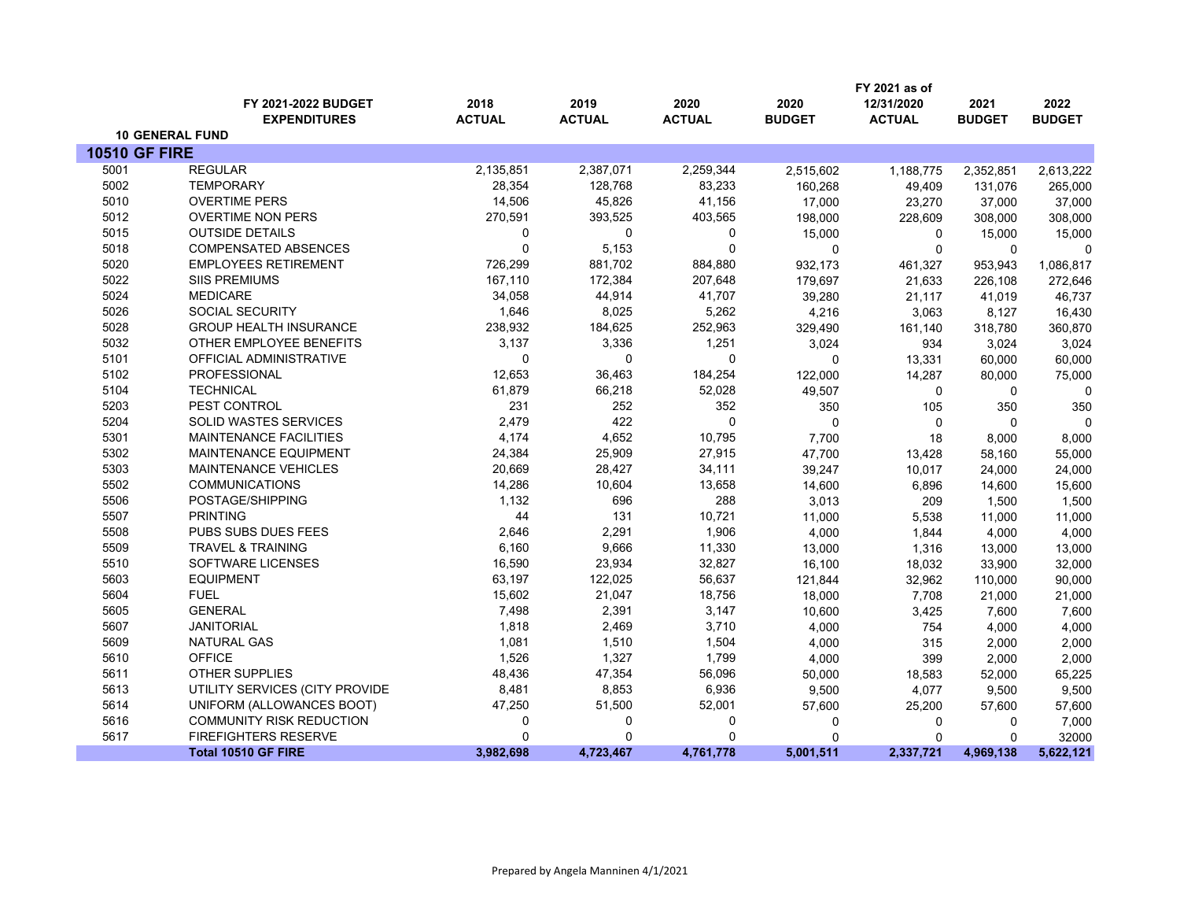| | FY 2021-2022 BUDGET EXPENDITURES | 2018 ACTUAL | 2019 ACTUAL | 2020 ACTUAL | 2020 BUDGET | FY 2021 as of 12/31/2020 ACTUAL | 2021 BUDGET | 2022 BUDGET |
|---|---|---|---|---|---|---|---|---|
| **10 GENERAL FUND** | | | | | | | | |
| **10510 GF FIRE** | | | | | | | | |
| 5001 | REGULAR | 2,135,851 | 2,387,071 | 2,259,344 | 2,515,602 | 1,188,775 | 2,352,851 | 2,613,222 |
| 5002 | TEMPORARY | 28,354 | 128,768 | 83,233 | 160,268 | 49,409 | 131,076 | 265,000 |
| 5010 | OVERTIME PERS | 14,506 | 45,826 | 41,156 | 17,000 | 23,270 | 37,000 | 37,000 |
| 5012 | OVERTIME NON PERS | 270,591 | 393,525 | 403,565 | 198,000 | 228,609 | 308,000 | 308,000 |
| 5015 | OUTSIDE DETAILS | 0 | 0 | 0 | 15,000 | 0 | 15,000 | 15,000 |
| 5018 | COMPENSATED ABSENCES | 0 | 5,153 | 0 | 0 | 0 | 0 | 0 |
| 5020 | EMPLOYEES RETIREMENT | 726,299 | 881,702 | 884,880 | 932,173 | 461,327 | 953,943 | 1,086,817 |
| 5022 | SIIS PREMIUMS | 167,110 | 172,384 | 207,648 | 179,697 | 21,633 | 226,108 | 272,646 |
| 5024 | MEDICARE | 34,058 | 44,914 | 41,707 | 39,280 | 21,117 | 41,019 | 46,737 |
| 5026 | SOCIAL SECURITY | 1,646 | 8,025 | 5,262 | 4,216 | 3,063 | 8,127 | 16,430 |
| 5028 | GROUP HEALTH INSURANCE | 238,932 | 184,625 | 252,963 | 329,490 | 161,140 | 318,780 | 360,870 |
| 5032 | OTHER EMPLOYEE BENEFITS | 3,137 | 3,336 | 1,251 | 3,024 | 934 | 3,024 | 3,024 |
| 5101 | OFFICIAL ADMINISTRATIVE | 0 | 0 | 0 | 0 | 13,331 | 60,000 | 60,000 |
| 5102 | PROFESSIONAL | 12,653 | 36,463 | 184,254 | 122,000 | 14,287 | 80,000 | 75,000 |
| 5104 | TECHNICAL | 61,879 | 66,218 | 52,028 | 49,507 | 0 | 0 | 0 |
| 5203 | PEST CONTROL | 231 | 252 | 352 | 350 | 105 | 350 | 350 |
| 5204 | SOLID WASTES SERVICES | 2,479 | 422 | 0 | 0 | 0 | 0 | 0 |
| 5301 | MAINTENANCE FACILITIES | 4,174 | 4,652 | 10,795 | 7,700 | 18 | 8,000 | 8,000 |
| 5302 | MAINTENANCE EQUIPMENT | 24,384 | 25,909 | 27,915 | 47,700 | 13,428 | 58,160 | 55,000 |
| 5303 | MAINTENANCE VEHICLES | 20,669 | 28,427 | 34,111 | 39,247 | 10,017 | 24,000 | 24,000 |
| 5502 | COMMUNICATIONS | 14,286 | 10,604 | 13,658 | 14,600 | 6,896 | 14,600 | 15,600 |
| 5506 | POSTAGE/SHIPPING | 1,132 | 696 | 288 | 3,013 | 209 | 1,500 | 1,500 |
| 5507 | PRINTING | 44 | 131 | 10,721 | 11,000 | 5,538 | 11,000 | 11,000 |
| 5508 | PUBS SUBS DUES FEES | 2,646 | 2,291 | 1,906 | 4,000 | 1,844 | 4,000 | 4,000 |
| 5509 | TRAVEL & TRAINING | 6,160 | 9,666 | 11,330 | 13,000 | 1,316 | 13,000 | 13,000 |
| 5510 | SOFTWARE LICENSES | 16,590 | 23,934 | 32,827 | 16,100 | 18,032 | 33,900 | 32,000 |
| 5603 | EQUIPMENT | 63,197 | 122,025 | 56,637 | 121,844 | 32,962 | 110,000 | 90,000 |
| 5604 | FUEL | 15,602 | 21,047 | 18,756 | 18,000 | 7,708 | 21,000 | 21,000 |
| 5605 | GENERAL | 7,498 | 2,391 | 3,147 | 10,600 | 3,425 | 7,600 | 7,600 |
| 5607 | JANITORIAL | 1,818 | 2,469 | 3,710 | 4,000 | 754 | 4,000 | 4,000 |
| 5609 | NATURAL GAS | 1,081 | 1,510 | 1,504 | 4,000 | 315 | 2,000 | 2,000 |
| 5610 | OFFICE | 1,526 | 1,327 | 1,799 | 4,000 | 399 | 2,000 | 2,000 |
| 5611 | OTHER SUPPLIES | 48,436 | 47,354 | 56,096 | 50,000 | 18,583 | 52,000 | 65,225 |
| 5613 | UTILITY SERVICES (CITY PROVIDE | 8,481 | 8,853 | 6,936 | 9,500 | 4,077 | 9,500 | 9,500 |
| 5614 | UNIFORM (ALLOWANCES BOOT) | 47,250 | 51,500 | 52,001 | 57,600 | 25,200 | 57,600 | 57,600 |
| 5616 | COMMUNITY RISK REDUCTION | 0 | 0 | 0 | 0 | 0 | 0 | 7,000 |
| 5617 | FIREFIGHTERS RESERVE | 0 | 0 | 0 | 0 | 0 | 0 | 32000 |
| | **Total 10510 GF FIRE** | **3,982,698** | **4,723,467** | **4,761,778** | **5,001,511** | **2,337,721** | **4,969,138** | **5,622,121** |

Prepared by Angela Manninen 4/1/2021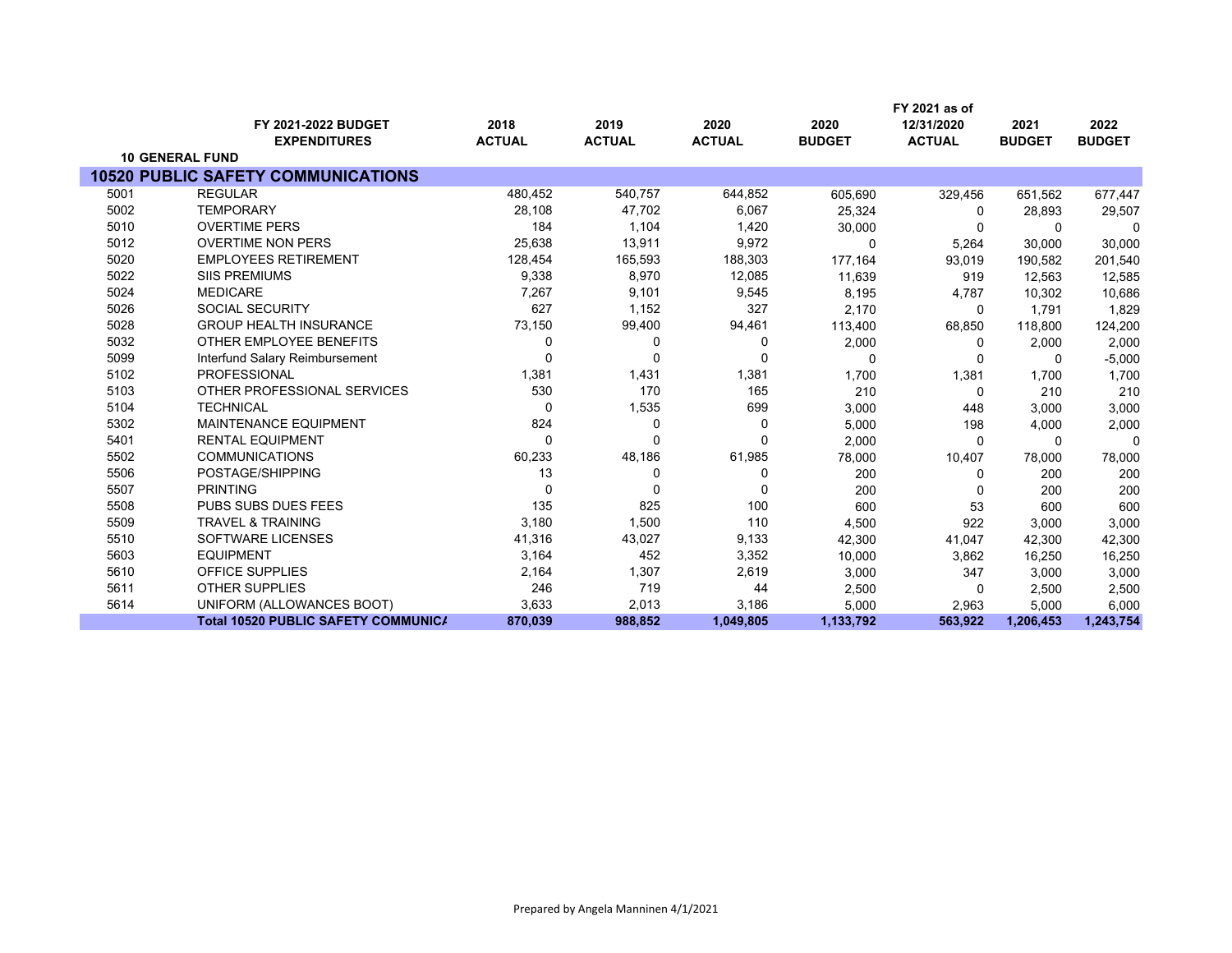| | FY 2021-2022 BUDGET EXPENDITURES | 2018 ACTUAL | 2019 ACTUAL | 2020 ACTUAL | 2020 BUDGET | FY 2021 as of 12/31/2020 ACTUAL | 2021 BUDGET | 2022 BUDGET |
|---|---|---|---|---|---|---|---|---|
| **10 GENERAL FUND** | | | | | | | | |
| **10520 PUBLIC SAFETY COMMUNICATIONS** | | | | | | | | |
| 5001 | REGULAR | 480,452 | 540,757 | 644,852 | 605,690 | 329,456 | 651,562 | 677,447 |
| 5002 | TEMPORARY | 28,108 | 47,702 | 6,067 | 25,324 | 0 | 28,893 | 29,507 |
| 5010 | OVERTIME PERS | 184 | 1,104 | 1,420 | 30,000 | 0 | 0 | 0 |
| 5012 | OVERTIME NON PERS | 25,638 | 13,911 | 9,972 | 0 | 5,264 | 30,000 | 30,000 |
| 5020 | EMPLOYEES RETIREMENT | 128,454 | 165,593 | 188,303 | 177,164 | 93,019 | 190,582 | 201,540 |
| 5022 | SIIS PREMIUMS | 9,338 | 8,970 | 12,085 | 11,639 | 919 | 12,563 | 12,585 |
| 5024 | MEDICARE | 7,267 | 9,101 | 9,545 | 8,195 | 4,787 | 10,302 | 10,686 |
| 5026 | SOCIAL SECURITY | 627 | 1,152 | 327 | 2,170 | 0 | 1,791 | 1,829 |
| 5028 | GROUP HEALTH INSURANCE | 73,150 | 99,400 | 94,461 | 113,400 | 68,850 | 118,800 | 124,200 |
| 5032 | OTHER EMPLOYEE BENEFITS | 0 | 0 | 0 | 2,000 | 0 | 2,000 | 2,000 |
| 5099 | Interfund Salary Reimbursement | 0 | 0 | 0 | 0 | 0 | 0 | -5,000 |
| 5102 | PROFESSIONAL | 1,381 | 1,431 | 1,381 | 1,700 | 1,381 | 1,700 | 1,700 |
| 5103 | OTHER PROFESSIONAL SERVICES | 530 | 170 | 165 | 210 | 0 | 210 | 210 |
| 5104 | TECHNICAL | 0 | 1,535 | 699 | 3,000 | 448 | 3,000 | 3,000 |
| 5302 | MAINTENANCE EQUIPMENT | 824 | 0 | 0 | 5,000 | 198 | 4,000 | 2,000 |
| 5401 | RENTAL EQUIPMENT | 0 | 0 | 0 | 2,000 | 0 | 0 | 0 |
| 5502 | COMMUNICATIONS | 60,233 | 48,186 | 61,985 | 78,000 | 10,407 | 78,000 | 78,000 |
| 5506 | POSTAGE/SHIPPING | 13 | 0 | 0 | 200 | 0 | 200 | 200 |
| 5507 | PRINTING | 0 | 0 | 0 | 200 | 0 | 200 | 200 |
| 5508 | PUBS SUBS DUES FEES | 135 | 825 | 100 | 600 | 53 | 600 | 600 |
| 5509 | TRAVEL & TRAINING | 3,180 | 1,500 | 110 | 4,500 | 922 | 3,000 | 3,000 |
| 5510 | SOFTWARE LICENSES | 41,316 | 43,027 | 9,133 | 42,300 | 41,047 | 42,300 | 42,300 |
| 5603 | EQUIPMENT | 3,164 | 452 | 3,352 | 10,000 | 3,862 | 16,250 | 16,250 |
| 5610 | OFFICE SUPPLIES | 2,164 | 1,307 | 2,619 | 3,000 | 347 | 3,000 | 3,000 |
| 5611 | OTHER SUPPLIES | 246 | 719 | 44 | 2,500 | 0 | 2,500 | 2,500 |
| 5614 | UNIFORM (ALLOWANCES BOOT) | 3,633 | 2,013 | 3,186 | 5,000 | 2,963 | 5,000 | 6,000 |
| | **Total 10520 PUBLIC SAFETY COMMUNICA** | **870,039** | **988,852** | **1,049,805** | **1,133,792** | **563,922** | **1,206,453** | **1,243,754** |

Prepared by Angela Manninen 4/1/2021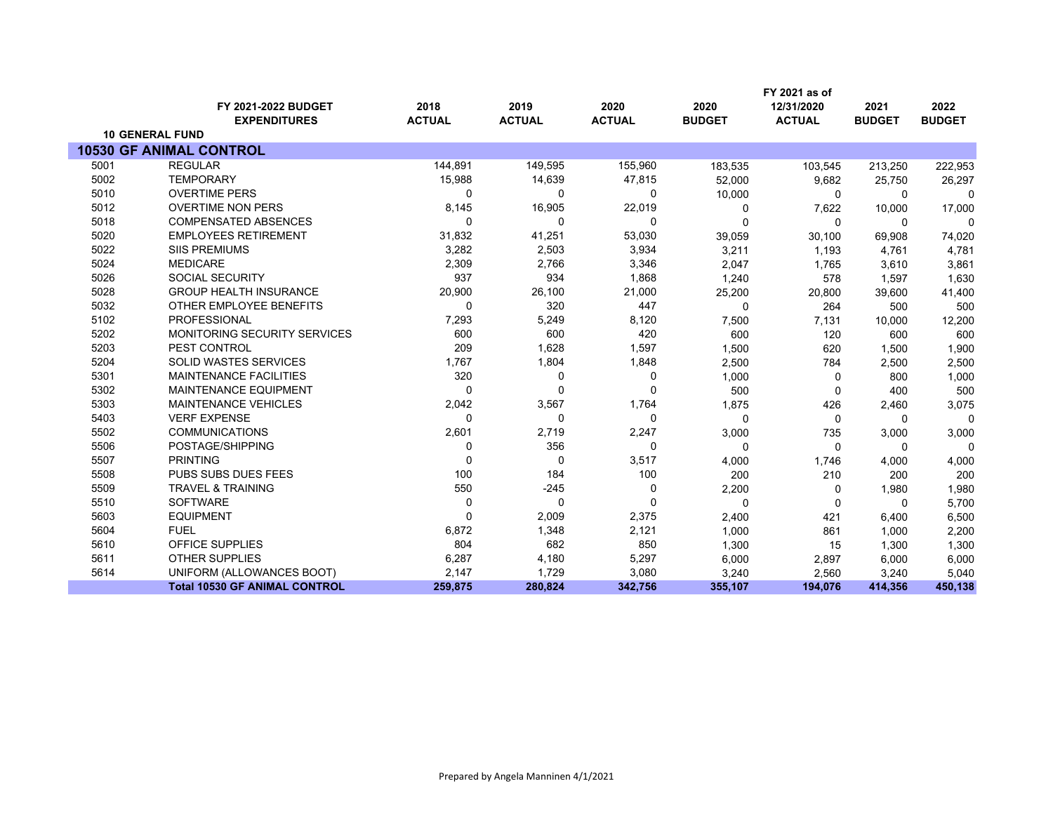| | FY 2021-2022 BUDGET EXPENDITURES | 2018 ACTUAL | 2019 ACTUAL | 2020 ACTUAL | 2020 BUDGET | FY 2021 as of 12/31/2020 ACTUAL | 2021 BUDGET | 2022 BUDGET |
|---|---|---|---|---|---|---|---|---|
| **10 GENERAL FUND** | | | | | | | | |
| **10530 GF ANIMAL CONTROL** | | | | | | | | |
| 5001 | REGULAR | 144,891 | 149,595 | 155,960 | 183,535 | 103,545 | 213,250 | 222,953 |
| 5002 | TEMPORARY | 15,988 | 14,639 | 47,815 | 52,000 | 9,682 | 25,750 | 26,297 |
| 5010 | OVERTIME PERS | 0 | 0 | 0 | 10,000 | 0 | 0 | 0 |
| 5012 | OVERTIME NON PERS | 8,145 | 16,905 | 22,019 | 0 | 7,622 | 10,000 | 17,000 |
| 5018 | COMPENSATED ABSENCES | 0 | 0 | 0 | 0 | 0 | 0 | 0 |
| 5020 | EMPLOYEES RETIREMENT | 31,832 | 41,251 | 53,030 | 39,059 | 30,100 | 69,908 | 74,020 |
| 5022 | SIIS PREMIUMS | 3,282 | 2,503 | 3,934 | 3,211 | 1,193 | 4,761 | 4,781 |
| 5024 | MEDICARE | 2,309 | 2,766 | 3,346 | 2,047 | 1,765 | 3,610 | 3,861 |
| 5026 | SOCIAL SECURITY | 937 | 934 | 1,868 | 1,240 | 578 | 1,597 | 1,630 |
| 5028 | GROUP HEALTH INSURANCE | 20,900 | 26,100 | 21,000 | 25,200 | 20,800 | 39,600 | 41,400 |
| 5032 | OTHER EMPLOYEE BENEFITS | 0 | 320 | 447 | 0 | 264 | 500 | 500 |
| 5102 | PROFESSIONAL | 7,293 | 5,249 | 8,120 | 7,500 | 7,131 | 10,000 | 12,200 |
| 5202 | MONITORING SECURITY SERVICES | 600 | 600 | 420 | 600 | 120 | 600 | 600 |
| 5203 | PEST CONTROL | 209 | 1,628 | 1,597 | 1,500 | 620 | 1,500 | 1,900 |
| 5204 | SOLID WASTES SERVICES | 1,767 | 1,804 | 1,848 | 2,500 | 784 | 2,500 | 2,500 |
| 5301 | MAINTENANCE FACILITIES | 320 | 0 | 0 | 1,000 | 0 | 800 | 1,000 |
| 5302 | MAINTENANCE EQUIPMENT | 0 | 0 | 0 | 500 | 0 | 400 | 500 |
| 5303 | MAINTENANCE VEHICLES | 2,042 | 3,567 | 1,764 | 1,875 | 426 | 2,460 | 3,075 |
| 5403 | VERF EXPENSE | 0 | 0 | 0 | 0 | 0 | 0 | 0 |
| 5502 | COMMUNICATIONS | 2,601 | 2,719 | 2,247 | 3,000 | 735 | 3,000 | 3,000 |
| 5506 | POSTAGE/SHIPPING | 0 | 356 | 0 | 0 | 0 | 0 | 0 |
| 5507 | PRINTING | 0 | 0 | 3,517 | 4,000 | 1,746 | 4,000 | 4,000 |
| 5508 | PUBS SUBS DUES FEES | 100 | 184 | 100 | 200 | 210 | 200 | 200 |
| 5509 | TRAVEL & TRAINING | 550 | -245 | 0 | 2,200 | 0 | 1,980 | 1,980 |
| 5510 | SOFTWARE | 0 | 0 | 0 | 0 | 0 | 0 | 5,700 |
| 5603 | EQUIPMENT | 0 | 2,009 | 2,375 | 2,400 | 421 | 6,400 | 6,500 |
| 5604 | FUEL | 6,872 | 1,348 | 2,121 | 1,000 | 861 | 1,000 | 2,200 |
| 5610 | OFFICE SUPPLIES | 804 | 682 | 850 | 1,300 | 15 | 1,300 | 1,300 |
| 5611 | OTHER SUPPLIES | 6,287 | 4,180 | 5,297 | 6,000 | 2,897 | 6,000 | 6,000 |
| 5614 | UNIFORM (ALLOWANCES BOOT) | 2,147 | 1,729 | 3,080 | 3,240 | 2,560 | 3,240 | 5,040 |
| | **Total 10530 GF ANIMAL CONTROL** | **259,875** | **280,824** | **342,756** | **355,107** | **194,076** | **414,356** | **450,138** |

Prepared by Angela Manninen 4/1/2021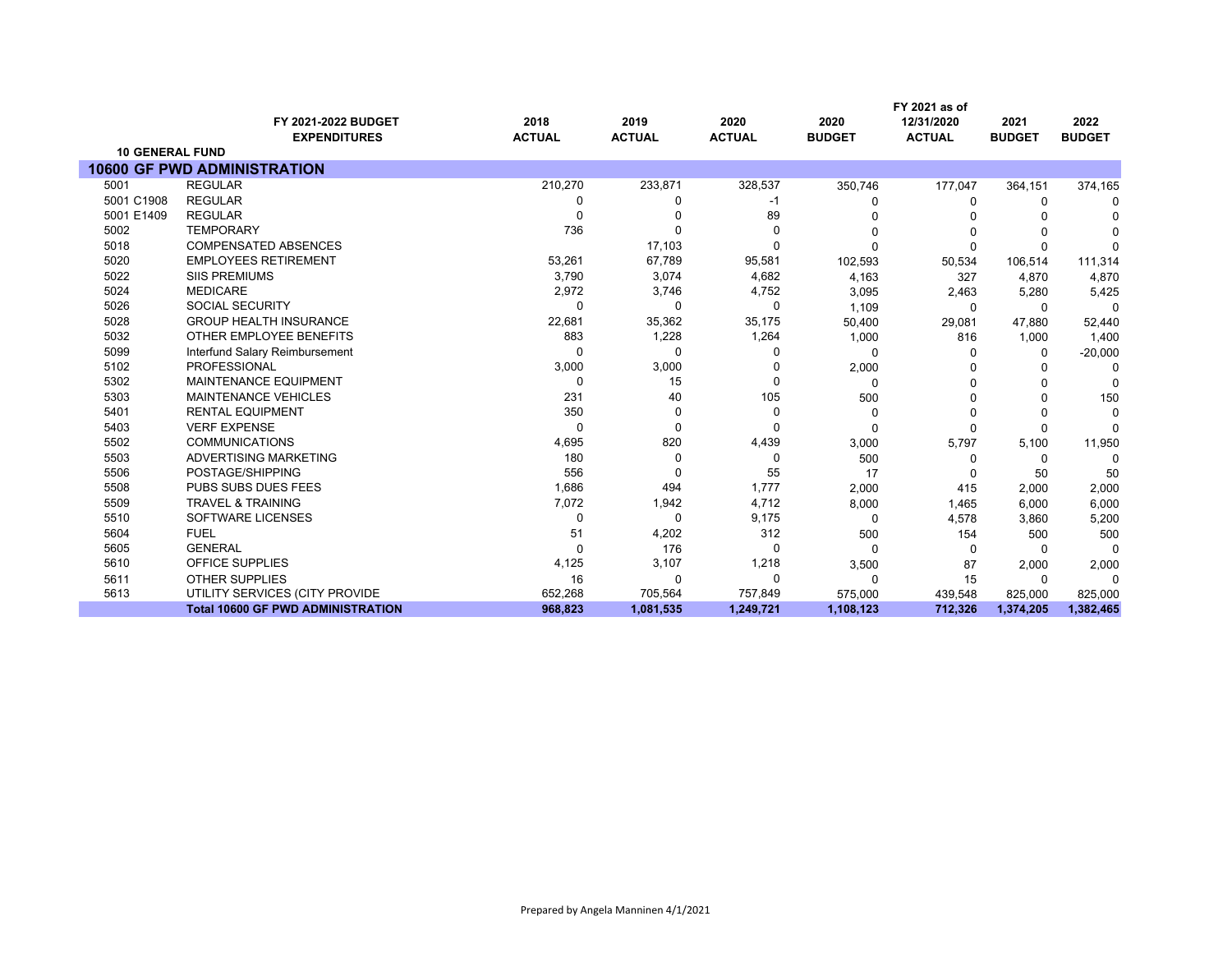| | FY 2021-2022 BUDGET EXPENDITURES | 2018 ACTUAL | 2019 ACTUAL | 2020 ACTUAL | 2020 BUDGET | FY 2021 as of 12/31/2020 ACTUAL | 2021 BUDGET | 2022 BUDGET |
|---|---|---|---|---|---|---|---|---|
| **10 GENERAL FUND** | | | | | | | | |
| **10600 GF PWD ADMINISTRATION** | | | | | | | | |
| 5001 | REGULAR | 210,270 | 233,871 | 328,537 | 350,746 | 177,047 | 364,151 | 374,165 |
| 5001 C1908 | REGULAR | 0 | 0 | -1 | 0 | 0 | 0 | 0 |
| 5001 E1409 | REGULAR | 0 | 0 | 89 | 0 | 0 | 0 | 0 |
| 5002 | TEMPORARY | 736 | 0 | 0 | 0 | 0 | 0 | 0 |
| 5018 | COMPENSATED ABSENCES | | 17,103 | 0 | 0 | 0 | 0 | 0 |
| 5020 | EMPLOYEES RETIREMENT | 53,261 | 67,789 | 95,581 | 102,593 | 50,534 | 106,514 | 111,314 |
| 5022 | SIIS PREMIUMS | 3,790 | 3,074 | 4,682 | 4,163 | 327 | 4,870 | 4,870 |
| 5024 | MEDICARE | 2,972 | 3,746 | 4,752 | 3,095 | 2,463 | 5,280 | 5,425 |
| 5026 | SOCIAL SECURITY | 0 | 0 | 0 | 1,109 | 0 | 0 | 0 |
| 5028 | GROUP HEALTH INSURANCE | 22,681 | 35,362 | 35,175 | 50,400 | 29,081 | 47,880 | 52,440 |
| 5032 | OTHER EMPLOYEE BENEFITS | 883 | 1,228 | 1,264 | 1,000 | 816 | 1,000 | 1,400 |
| 5099 | Interfund Salary Reimbursement | 0 | 0 | 0 | 0 | 0 | 0 | -20,000 |
| 5102 | PROFESSIONAL | 3,000 | 3,000 | 0 | 2,000 | 0 | 0 | 0 |
| 5302 | MAINTENANCE EQUIPMENT | 0 | 15 | 0 | 0 | 0 | 0 | 0 |
| 5303 | MAINTENANCE VEHICLES | 231 | 40 | 105 | 500 | 0 | 0 | 150 |
| 5401 | RENTAL EQUIPMENT | 350 | 0 | 0 | 0 | 0 | 0 | 0 |
| 5403 | VERF EXPENSE | 0 | 0 | 0 | 0 | 0 | 0 | 0 |
| 5502 | COMMUNICATIONS | 4,695 | 820 | 4,439 | 3,000 | 5,797 | 5,100 | 11,950 |
| 5503 | ADVERTISING MARKETING | 180 | 0 | 0 | 500 | 0 | 0 | 0 |
| 5506 | POSTAGE/SHIPPING | 556 | 0 | 55 | 17 | 0 | 50 | 50 |
| 5508 | PUBS SUBS DUES FEES | 1,686 | 494 | 1,777 | 2,000 | 415 | 2,000 | 2,000 |
| 5509 | TRAVEL & TRAINING | 7,072 | 1,942 | 4,712 | 8,000 | 1,465 | 6,000 | 6,000 |
| 5510 | SOFTWARE LICENSES | 0 | 0 | 9,175 | 0 | 4,578 | 3,860 | 5,200 |
| 5604 | FUEL | 51 | 4,202 | 312 | 500 | 154 | 500 | 500 |
| 5605 | GENERAL | 0 | 176 | 0 | 0 | 0 | 0 | 0 |
| 5610 | OFFICE SUPPLIES | 4,125 | 3,107 | 1,218 | 3,500 | 87 | 2,000 | 2,000 |
| 5611 | OTHER SUPPLIES | 16 | 0 | 0 | 0 | 15 | 0 | 0 |
| 5613 | UTILITY SERVICES (CITY PROVIDE | 652,268 | 705,564 | 757,849 | 575,000 | 439,548 | 825,000 | 825,000 |
| | **Total 10600 GF PWD ADMINISTRATION** | **968,823** | **1,081,535** | **1,249,721** | **1,108,123** | **712,326** | **1,374,205** | **1,382,465** |

Prepared by Angela Manninen 4/1/2021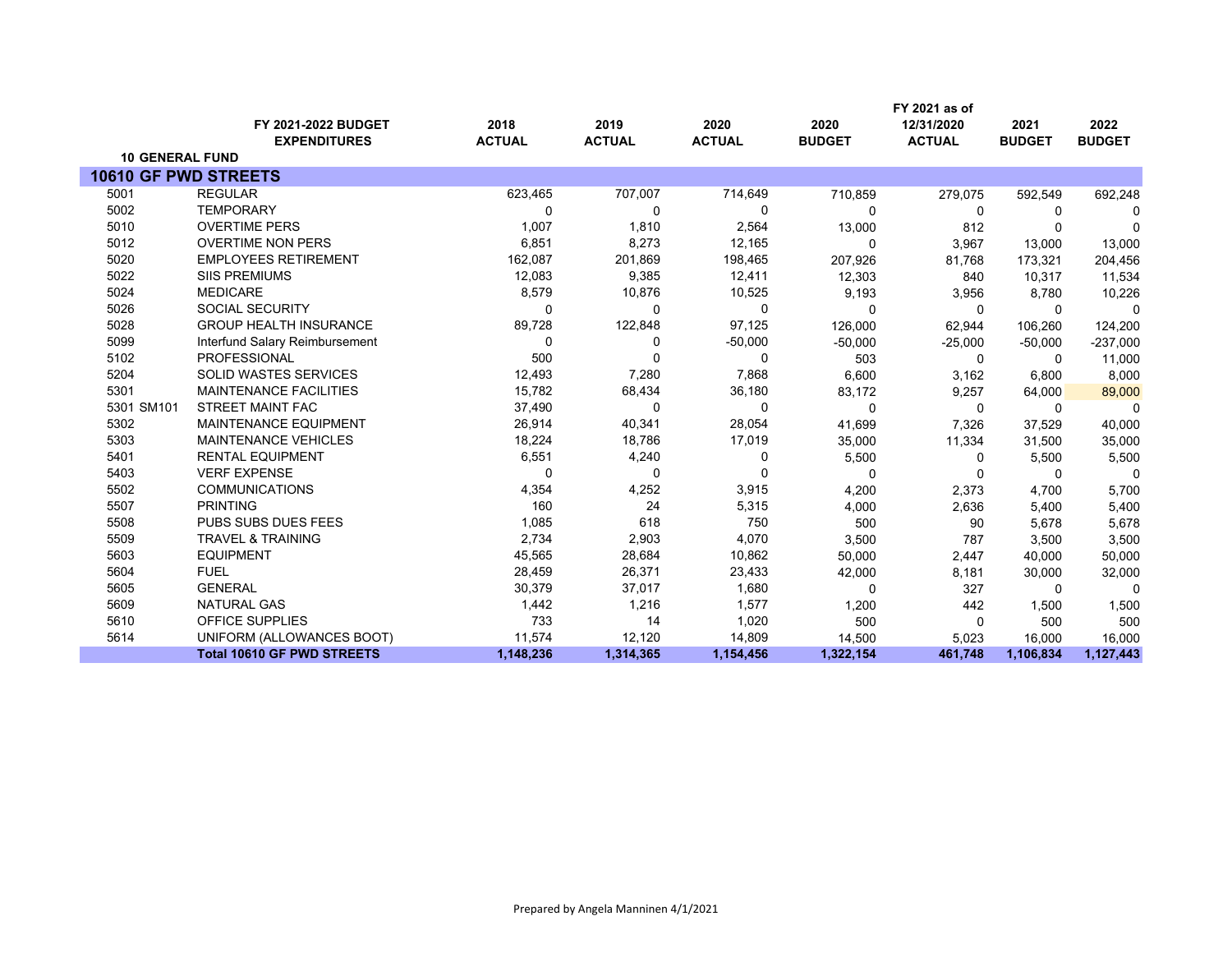| | FY 2021-2022 BUDGET EXPENDITURES | 2018 ACTUAL | 2019 ACTUAL | 2020 ACTUAL | 2020 BUDGET | FY 2021 as of 12/31/2020 ACTUAL | 2021 BUDGET | 2022 BUDGET |
|---|---|---|---|---|---|---|---|---|
| **10 GENERAL FUND** | | | | | | | | |
| **10610 GF PWD STREETS** | | | | | | | | |
| 5001 | REGULAR | 623,465 | 707,007 | 714,649 | 710,859 | 279,075 | 592,549 | 692,248 |
| 5002 | TEMPORARY | 0 | 0 | 0 | 0 | 0 | 0 | 0 |
| 5010 | OVERTIME PERS | 1,007 | 1,810 | 2,564 | 13,000 | 812 | 0 | 0 |
| 5012 | OVERTIME NON PERS | 6,851 | 8,273 | 12,165 | 0 | 3,967 | 13,000 | 13,000 |
| 5020 | EMPLOYEES RETIREMENT | 162,087 | 201,869 | 198,465 | 207,926 | 81,768 | 173,321 | 204,456 |
| 5022 | SIIS PREMIUMS | 12,083 | 9,385 | 12,411 | 12,303 | 840 | 10,317 | 11,534 |
| 5024 | MEDICARE | 8,579 | 10,876 | 10,525 | 9,193 | 3,956 | 8,780 | 10,226 |
| 5026 | SOCIAL SECURITY | 0 | 0 | 0 | 0 | 0 | 0 | 0 |
| 5028 | GROUP HEALTH INSURANCE | 89,728 | 122,848 | 97,125 | 126,000 | 62,944 | 106,260 | 124,200 |
| 5099 | Interfund Salary Reimbursement | 0 | 0 | -50,000 | -50,000 | -25,000 | -50,000 | -237,000 |
| 5102 | PROFESSIONAL | 500 | 0 | 0 | 503 | 0 | 0 | 11,000 |
| 5204 | SOLID WASTES SERVICES | 12,493 | 7,280 | 7,868 | 6,600 | 3,162 | 6,800 | 8,000 |
| 5301 | MAINTENANCE FACILITIES | 15,782 | 68,434 | 36,180 | 83,172 | 9,257 | 64,000 | 89,000 |
| 5301 SM101 | STREET MAINT FAC | 37,490 | 0 | 0 | 0 | 0 | 0 | 0 |
| 5302 | MAINTENANCE EQUIPMENT | 26,914 | 40,341 | 28,054 | 41,699 | 7,326 | 37,529 | 40,000 |
| 5303 | MAINTENANCE VEHICLES | 18,224 | 18,786 | 17,019 | 35,000 | 11,334 | 31,500 | 35,000 |
| 5401 | RENTAL EQUIPMENT | 6,551 | 4,240 | 0 | 5,500 | 0 | 5,500 | 5,500 |
| 5403 | VERF EXPENSE | 0 | 0 | 0 | 0 | 0 | 0 | 0 |
| 5502 | COMMUNICATIONS | 4,354 | 4,252 | 3,915 | 4,200 | 2,373 | 4,700 | 5,700 |
| 5507 | PRINTING | 160 | 24 | 5,315 | 4,000 | 2,636 | 5,400 | 5,400 |
| 5508 | PUBS SUBS DUES FEES | 1,085 | 618 | 750 | 500 | 90 | 5,678 | 5,678 |
| 5509 | TRAVEL & TRAINING | 2,734 | 2,903 | 4,070 | 3,500 | 787 | 3,500 | 3,500 |
| 5603 | EQUIPMENT | 45,565 | 28,684 | 10,862 | 50,000 | 2,447 | 40,000 | 50,000 |
| 5604 | FUEL | 28,459 | 26,371 | 23,433 | 42,000 | 8,181 | 30,000 | 32,000 |
| 5605 | GENERAL | 30,379 | 37,017 | 1,680 | 0 | 327 | 0 | 0 |
| 5609 | NATURAL GAS | 1,442 | 1,216 | 1,577 | 1,200 | 442 | 1,500 | 1,500 |
| 5610 | OFFICE SUPPLIES | 733 | 14 | 1,020 | 500 | 0 | 500 | 500 |
| 5614 | UNIFORM (ALLOWANCES BOOT) | 11,574 | 12,120 | 14,809 | 14,500 | 5,023 | 16,000 | 16,000 |
| | **Total 10610 GF PWD STREETS** | **1,148,236** | **1,314,365** | **1,154,456** | **1,322,154** | **461,748** | **1,106,834** | **1,127,443** |

Prepared by Angela Manninen 4/1/2021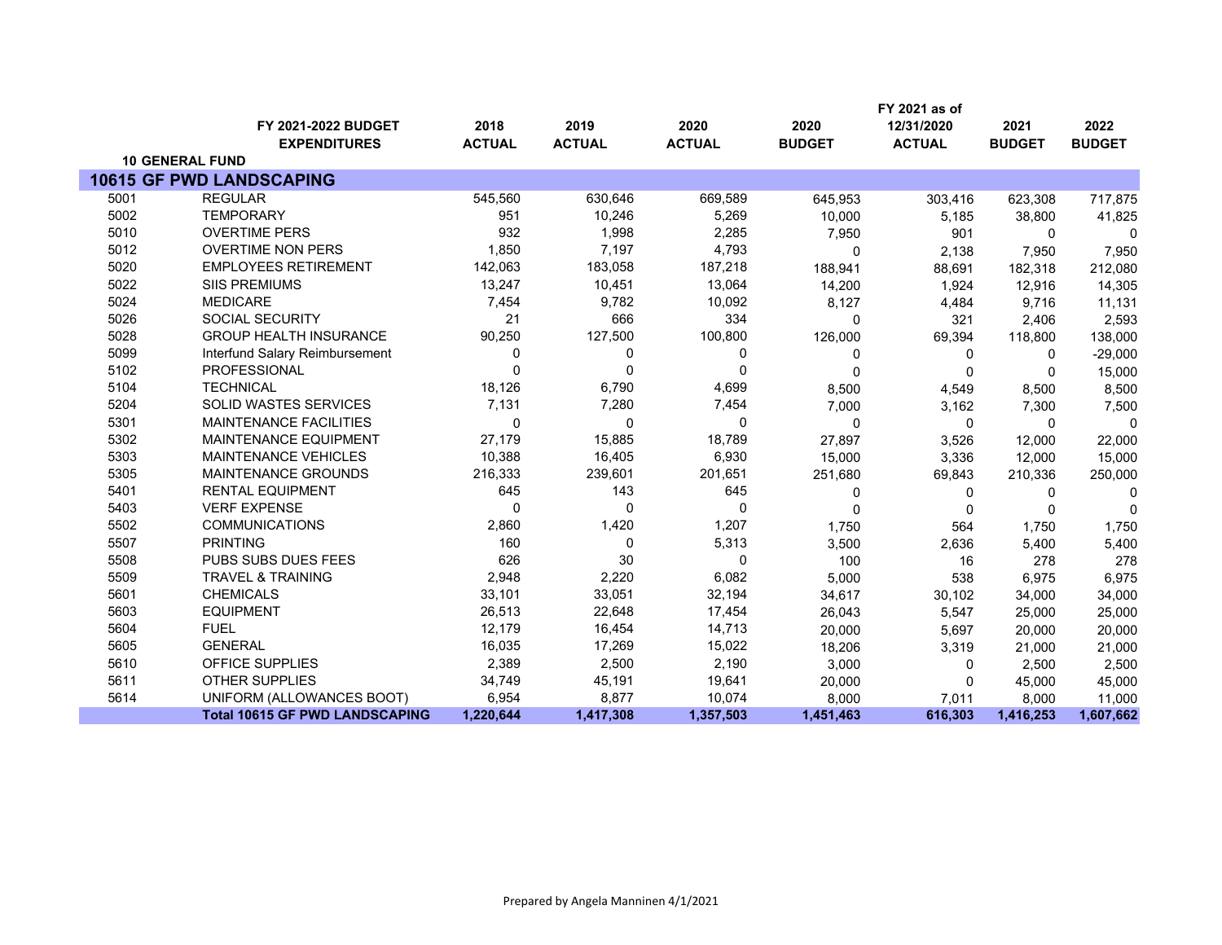| | FY 2021-2022 BUDGET EXPENDITURES | 2018 ACTUAL | 2019 ACTUAL | 2020 ACTUAL | 2020 BUDGET | FY 2021 as of 12/31/2020 ACTUAL | 2021 BUDGET | 2022 BUDGET |
|---|---|---|---|---|---|---|---|---|
| **10 GENERAL FUND** | | | | | | | | |
| **10615 GF PWD LANDSCAPING** | | | | | | | | |
| 5001 | REGULAR | 545,560 | 630,646 | 669,589 | 645,953 | 303,416 | 623,308 | 717,875 |
| 5002 | TEMPORARY | 951 | 10,246 | 5,269 | 10,000 | 5,185 | 38,800 | 41,825 |
| 5010 | OVERTIME PERS | 932 | 1,998 | 2,285 | 7,950 | 901 | 0 | 0 |
| 5012 | OVERTIME NON PERS | 1,850 | 7,197 | 4,793 | 0 | 2,138 | 7,950 | 7,950 |
| 5020 | EMPLOYEES RETIREMENT | 142,063 | 183,058 | 187,218 | 188,941 | 88,691 | 182,318 | 212,080 |
| 5022 | SIIS PREMIUMS | 13,247 | 10,451 | 13,064 | 14,200 | 1,924 | 12,916 | 14,305 |
| 5024 | MEDICARE | 7,454 | 9,782 | 10,092 | 8,127 | 4,484 | 9,716 | 11,131 |
| 5026 | SOCIAL SECURITY | 21 | 666 | 334 | 0 | 321 | 2,406 | 2,593 |
| 5028 | GROUP HEALTH INSURANCE | 90,250 | 127,500 | 100,800 | 126,000 | 69,394 | 118,800 | 138,000 |
| 5099 | Interfund Salary Reimbursement | 0 | 0 | 0 | 0 | 0 | 0 | -29,000 |
| 5102 | PROFESSIONAL | 0 | 0 | 0 | 0 | 0 | 0 | 15,000 |
| 5104 | TECHNICAL | 18,126 | 6,790 | 4,699 | 8,500 | 4,549 | 8,500 | 8,500 |
| 5204 | SOLID WASTES SERVICES | 7,131 | 7,280 | 7,454 | 7,000 | 3,162 | 7,300 | 7,500 |
| 5301 | MAINTENANCE FACILITIES | 0 | 0 | 0 | 0 | 0 | 0 | 0 |
| 5302 | MAINTENANCE EQUIPMENT | 27,179 | 15,885 | 18,789 | 27,897 | 3,526 | 12,000 | 22,000 |
| 5303 | MAINTENANCE VEHICLES | 10,388 | 16,405 | 6,930 | 15,000 | 3,336 | 12,000 | 15,000 |
| 5305 | MAINTENANCE GROUNDS | 216,333 | 239,601 | 201,651 | 251,680 | 69,843 | 210,336 | 250,000 |
| 5401 | RENTAL EQUIPMENT | 645 | 143 | 645 | 0 | 0 | 0 | 0 |
| 5403 | VERF EXPENSE | 0 | 0 | 0 | 0 | 0 | 0 | 0 |
| 5502 | COMMUNICATIONS | 2,860 | 1,420 | 1,207 | 1,750 | 564 | 1,750 | 1,750 |
| 5507 | PRINTING | 160 | 0 | 5,313 | 3,500 | 2,636 | 5,400 | 5,400 |
| 5508 | PUBS SUBS DUES FEES | 626 | 30 | 0 | 100 | 16 | 278 | 278 |
| 5509 | TRAVEL & TRAINING | 2,948 | 2,220 | 6,082 | 5,000 | 538 | 6,975 | 6,975 |
| 5601 | CHEMICALS | 33,101 | 33,051 | 32,194 | 34,617 | 30,102 | 34,000 | 34,000 |
| 5603 | EQUIPMENT | 26,513 | 22,648 | 17,454 | 26,043 | 5,547 | 25,000 | 25,000 |
| 5604 | FUEL | 12,179 | 16,454 | 14,713 | 20,000 | 5,697 | 20,000 | 20,000 |
| 5605 | GENERAL | 16,035 | 17,269 | 15,022 | 18,206 | 3,319 | 21,000 | 21,000 |
| 5610 | OFFICE SUPPLIES | 2,389 | 2,500 | 2,190 | 3,000 | 0 | 2,500 | 2,500 |
| 5611 | OTHER SUPPLIES | 34,749 | 45,191 | 19,641 | 20,000 | 0 | 45,000 | 45,000 |
| 5614 | UNIFORM (ALLOWANCES BOOT) | 6,954 | 8,877 | 10,074 | 8,000 | 7,011 | 8,000 | 11,000 |
| | **Total 10615 GF PWD LANDSCAPING** | **1,220,644** | **1,417,308** | **1,357,503** | **1,451,463** | **616,303** | **1,416,253** | **1,607,662** |

Prepared by Angela Manninen 4/1/2021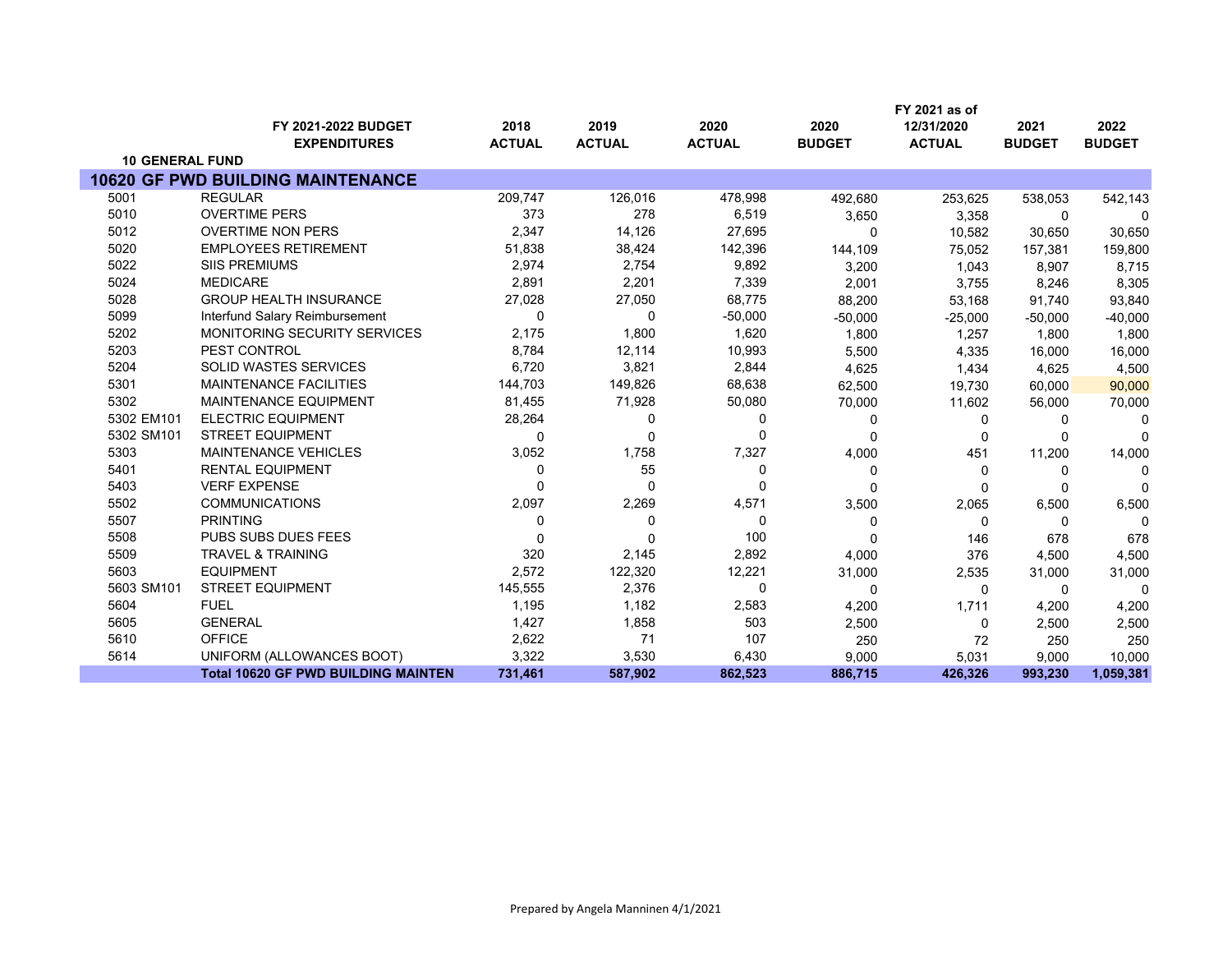| | FY 2021-2022 BUDGET EXPENDITURES | 2018 ACTUAL | 2019 ACTUAL | 2020 ACTUAL | 2020 BUDGET | FY 2021 as of 12/31/2020 ACTUAL | 2021 BUDGET | 2022 BUDGET |
|---|---|---|---|---|---|---|---|---|
| **10 GENERAL FUND** | | | | | | | | |
| **10620 GF PWD BUILDING MAINTENANCE** | | | | | | | | |
| 5001 | REGULAR | 209,747 | 126,016 | 478,998 | 492,680 | 253,625 | 538,053 | 542,143 |
| 5010 | OVERTIME PERS | 373 | 278 | 6,519 | 3,650 | 3,358 | 0 | 0 |
| 5012 | OVERTIME NON PERS | 2,347 | 14,126 | 27,695 | 0 | 10,582 | 30,650 | 30,650 |
| 5020 | EMPLOYEES RETIREMENT | 51,838 | 38,424 | 142,396 | 144,109 | 75,052 | 157,381 | 159,800 |
| 5022 | SIIS PREMIUMS | 2,974 | 2,754 | 9,892 | 3,200 | 1,043 | 8,907 | 8,715 |
| 5024 | MEDICARE | 2,891 | 2,201 | 7,339 | 2,001 | 3,755 | 8,246 | 8,305 |
| 5028 | GROUP HEALTH INSURANCE | 27,028 | 27,050 | 68,775 | 88,200 | 53,168 | 91,740 | 93,840 |
| 5099 | Interfund Salary Reimbursement | 0 | 0 | -50,000 | -50,000 | -25,000 | -50,000 | -40,000 |
| 5202 | MONITORING SECURITY SERVICES | 2,175 | 1,800 | 1,620 | 1,800 | 1,257 | 1,800 | 1,800 |
| 5203 | PEST CONTROL | 8,784 | 12,114 | 10,993 | 5,500 | 4,335 | 16,000 | 16,000 |
| 5204 | SOLID WASTES SERVICES | 6,720 | 3,821 | 2,844 | 4,625 | 1,434 | 4,625 | 4,500 |
| 5301 | MAINTENANCE FACILITIES | 144,703 | 149,826 | 68,638 | 62,500 | 19,730 | 60,000 | 90,000 |
| 5302 | MAINTENANCE EQUIPMENT | 81,455 | 71,928 | 50,080 | 70,000 | 11,602 | 56,000 | 70,000 |
| 5302 EM101 | ELECTRIC EQUIPMENT | 28,264 | 0 | 0 | 0 | 0 | 0 | 0 |
| 5302 SM101 | STREET EQUIPMENT | 0 | 0 | 0 | 0 | 0 | 0 | 0 |
| 5303 | MAINTENANCE VEHICLES | 3,052 | 1,758 | 7,327 | 4,000 | 451 | 11,200 | 14,000 |
| 5401 | RENTAL EQUIPMENT | 0 | 55 | 0 | 0 | 0 | 0 | 0 |
| 5403 | VERF EXPENSE | 0 | 0 | 0 | 0 | 0 | 0 | 0 |
| 5502 | COMMUNICATIONS | 2,097 | 2,269 | 4,571 | 3,500 | 2,065 | 6,500 | 6,500 |
| 5507 | PRINTING | 0 | 0 | 0 | 0 | 0 | 0 | 0 |
| 5508 | PUBS SUBS DUES FEES | 0 | 0 | 100 | 0 | 146 | 678 | 678 |
| 5509 | TRAVEL & TRAINING | 320 | 2,145 | 2,892 | 4,000 | 376 | 4,500 | 4,500 |
| 5603 | EQUIPMENT | 2,572 | 122,320 | 12,221 | 31,000 | 2,535 | 31,000 | 31,000 |
| 5603 SM101 | STREET EQUIPMENT | 145,555 | 2,376 | 0 | 0 | 0 | 0 | 0 |
| 5604 | FUEL | 1,195 | 1,182 | 2,583 | 4,200 | 1,711 | 4,200 | 4,200 |
| 5605 | GENERAL | 1,427 | 1,858 | 503 | 2,500 | 0 | 2,500 | 2,500 |
| 5610 | OFFICE | 2,622 | 71 | 107 | 250 | 72 | 250 | 250 |
| 5614 | UNIFORM (ALLOWANCES BOOT) | 3,322 | 3,530 | 6,430 | 9,000 | 5,031 | 9,000 | 10,000 |
| | **Total 10620 GF PWD BUILDING MAINTEN** | **731,461** | **587,902** | **862,523** | **886,715** | **426,326** | **993,230** | **1,059,381** |

Prepared by Angela Manninen 4/1/2021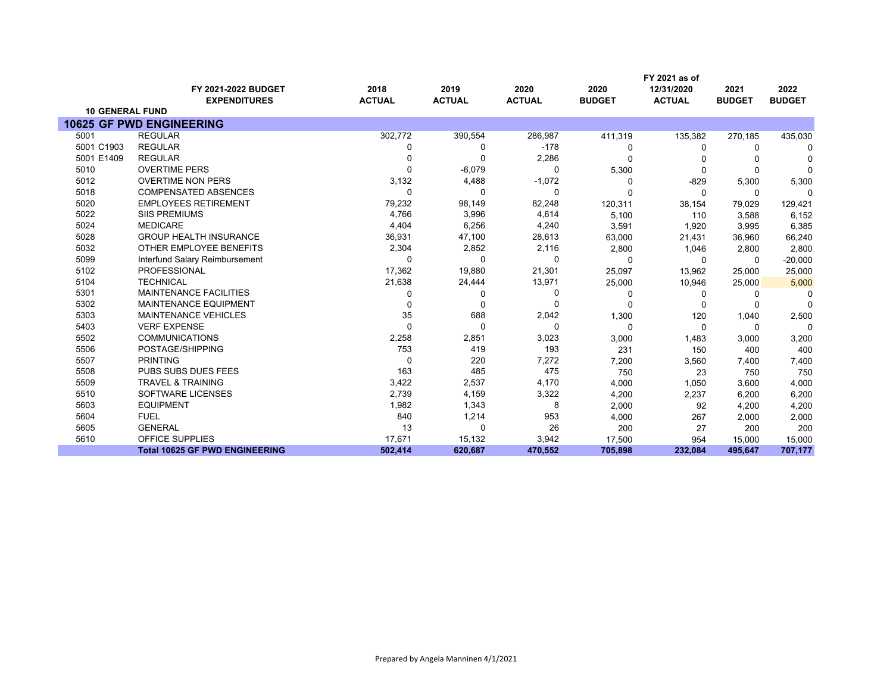| | FY 2021-2022 BUDGET EXPENDITURES | 2018 ACTUAL | 2019 ACTUAL | 2020 ACTUAL | 2020 BUDGET | FY 2021 as of 12/31/2020 ACTUAL | 2021 BUDGET | 2022 BUDGET |
|---|---|---|---|---|---|---|---|---|
| **10 GENERAL FUND** | | | | | | | | |
| **10625 GF PWD ENGINEERING** | | | | | | | | |
| 5001 | REGULAR | 302,772 | 390,554 | 286,987 | 411,319 | 135,382 | 270,185 | 435,030 |
| 5001 C1903 | REGULAR | 0 | 0 | -178 | 0 | 0 | 0 | 0 |
| 5001 E1409 | REGULAR | 0 | 0 | 2,286 | 0 | 0 | 0 | 0 |
| 5010 | OVERTIME PERS | 0 | -6,079 | 0 | 5,300 | 0 | 0 | 0 |
| 5012 | OVERTIME NON PERS | 3,132 | 4,488 | -1,072 | 0 | -829 | 5,300 | 5,300 |
| 5018 | COMPENSATED ABSENCES | 0 | 0 | 0 | 0 | 0 | 0 | 0 |
| 5020 | EMPLOYEES RETIREMENT | 79,232 | 98,149 | 82,248 | 120,311 | 38,154 | 79,029 | 129,421 |
| 5022 | SIIS PREMIUMS | 4,766 | 3,996 | 4,614 | 5,100 | 110 | 3,588 | 6,152 |
| 5024 | MEDICARE | 4,404 | 6,256 | 4,240 | 3,591 | 1,920 | 3,995 | 6,385 |
| 5028 | GROUP HEALTH INSURANCE | 36,931 | 47,100 | 28,613 | 63,000 | 21,431 | 36,960 | 66,240 |
| 5032 | OTHER EMPLOYEE BENEFITS | 2,304 | 2,852 | 2,116 | 2,800 | 1,046 | 2,800 | 2,800 |
| 5099 | Interfund Salary Reimbursement | 0 | 0 | 0 | 0 | 0 | 0 | -20,000 |
| 5102 | PROFESSIONAL | 17,362 | 19,880 | 21,301 | 25,097 | 13,962 | 25,000 | 25,000 |
| 5104 | TECHNICAL | 21,638 | 24,444 | 13,971 | 25,000 | 10,946 | 25,000 | 5,000 |
| 5301 | MAINTENANCE FACILITIES | 0 | 0 | 0 | 0 | 0 | 0 | 0 |
| 5302 | MAINTENANCE EQUIPMENT | 0 | 0 | 0 | 0 | 0 | 0 | 0 |
| 5303 | MAINTENANCE VEHICLES | 35 | 688 | 2,042 | 1,300 | 120 | 1,040 | 2,500 |
| 5403 | VERF EXPENSE | 0 | 0 | 0 | 0 | 0 | 0 | 0 |
| 5502 | COMMUNICATIONS | 2,258 | 2,851 | 3,023 | 3,000 | 1,483 | 3,000 | 3,200 |
| 5506 | POSTAGE/SHIPPING | 753 | 419 | 193 | 231 | 150 | 400 | 400 |
| 5507 | PRINTING | 0 | 220 | 7,272 | 7,200 | 3,560 | 7,400 | 7,400 |
| 5508 | PUBS SUBS DUES FEES | 163 | 485 | 475 | 750 | 23 | 750 | 750 |
| 5509 | TRAVEL & TRAINING | 3,422 | 2,537 | 4,170 | 4,000 | 1,050 | 3,600 | 4,000 |
| 5510 | SOFTWARE LICENSES | 2,739 | 4,159 | 3,322 | 4,200 | 2,237 | 6,200 | 6,200 |
| 5603 | EQUIPMENT | 1,982 | 1,343 | 8 | 2,000 | 92 | 4,200 | 4,200 |
| 5604 | FUEL | 840 | 1,214 | 953 | 4,000 | 267 | 2,000 | 2,000 |
| 5605 | GENERAL | 13 | 0 | 26 | 200 | 27 | 200 | 200 |
| 5610 | OFFICE SUPPLIES | 17,671 | 15,132 | 3,942 | 17,500 | 954 | 15,000 | 15,000 |
| | **Total 10625 GF PWD ENGINEERING** | **502,414** | **620,687** | **470,552** | **705,898** | **232,084** | **495,647** | **707,177** |

Prepared by Angela Manninen 4/1/2021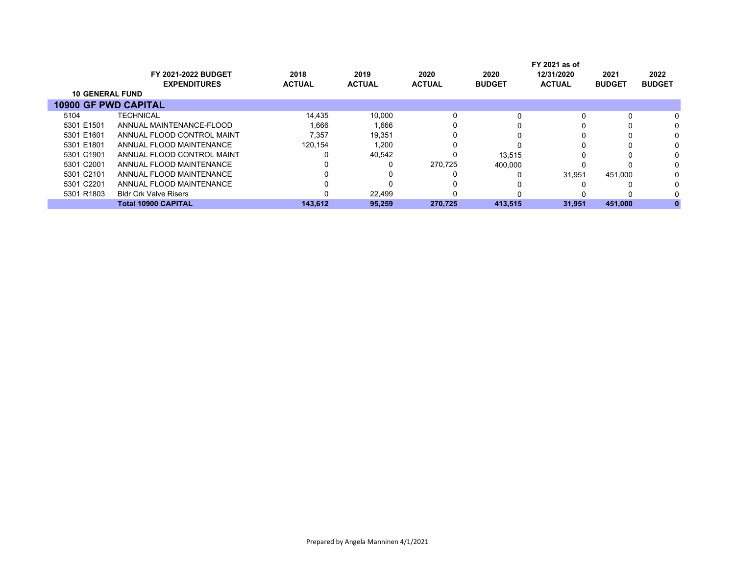| | FY 2021-2022 BUDGET EXPENDITURES | 2018 ACTUAL | 2019 ACTUAL | 2020 ACTUAL | 2020 BUDGET | FY 2021 as of 12/31/2020 ACTUAL | 2021 BUDGET | 2022 BUDGET |
|---|---|---|---|---|---|---|---|---|
| **10 GENERAL FUND** | | | | | | | | |
| **10900 GF PWD CAPITAL** | | | | | | | | |
| 5104 | TECHNICAL | 14,435 | 10,000 | 0 | 0 | 0 | 0 | 0 |
| 5301 E1501 | ANNUAL MAINTENANCE-FLOOD | 1,666 | 1,666 | 0 | 0 | 0 | 0 | 0 |
| 5301 E1601 | ANNUAL FLOOD CONTROL MAINT | 7,357 | 19,351 | 0 | 0 | 0 | 0 | 0 |
| 5301 E1801 | ANNUAL FLOOD MAINTENANCE | 120,154 | 1,200 | 0 | 0 | 0 | 0 | 0 |
| 5301 C1901 | ANNUAL FLOOD CONTROL MAINT | 0 | 40,542 | 0 | 13,515 | 0 | 0 | 0 |
| 5301 C2001 | ANNUAL FLOOD MAINTENANCE | 0 | 0 | 270,725 | 400,000 | 0 | 0 | 0 |
| 5301 C2101 | ANNUAL FLOOD MAINTENANCE | 0 | 0 | 0 | 0 | 31,951 | 451,000 | 0 |
| 5301 C2201 | ANNUAL FLOOD MAINTENANCE | 0 | 0 | 0 | 0 | 0 | 0 | 0 |
| 5301 R1803 | Bldr Crk Valve Risers | 0 | 22,499 | 0 | 0 | 0 | 0 | 0 |
| | **Total 10900 CAPITAL** | **143,612** | **95,259** | **270,725** | **413,515** | **31,951** | **451,000** | **0** |

Prepared by Angela Manninen 4/1/2021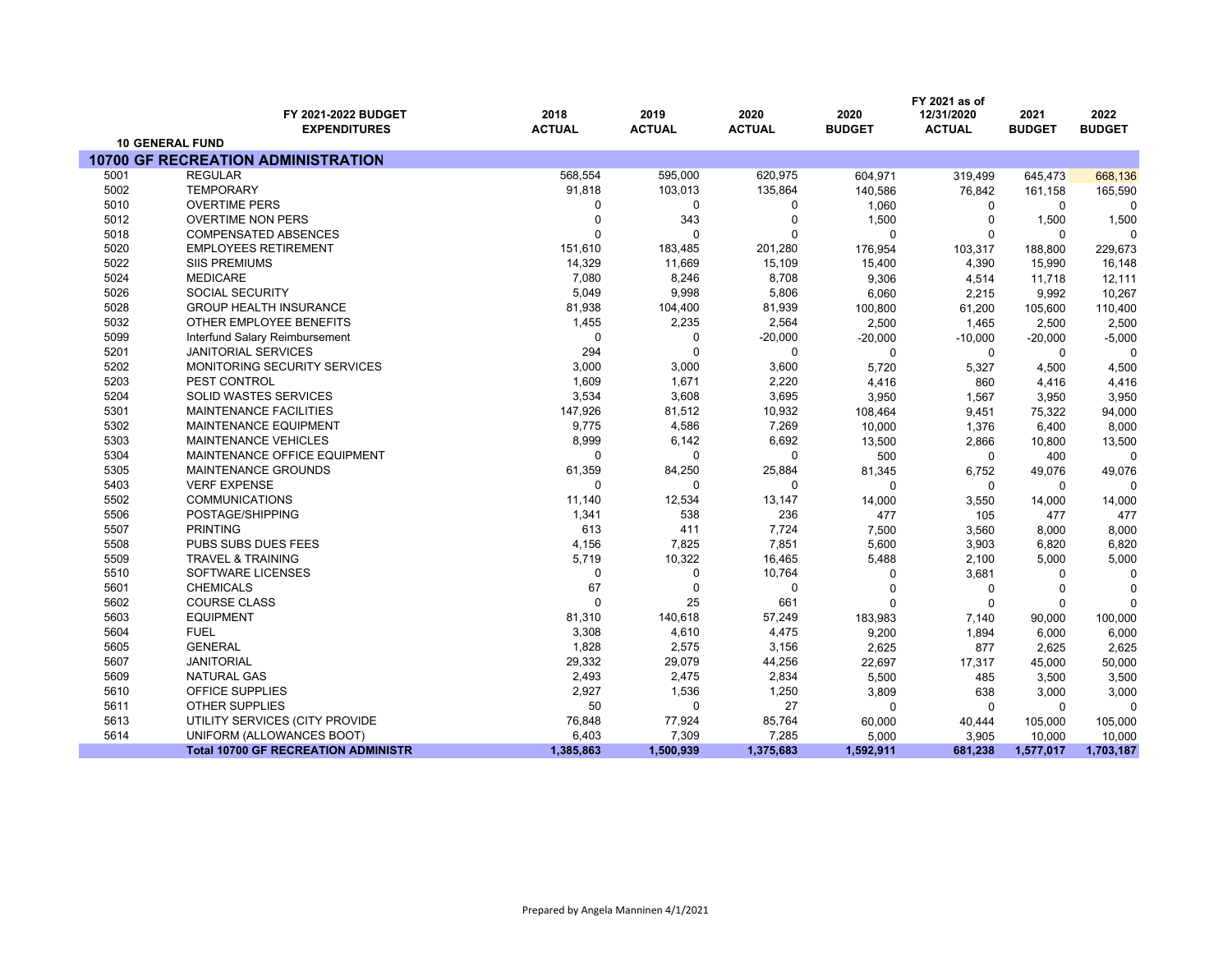| | FY 2021-2022 BUDGET EXPENDITURES | 2018 ACTUAL | 2019 ACTUAL | 2020 ACTUAL | 2020 BUDGET | FY 2021 as of 12/31/2020 ACTUAL | 2021 BUDGET | 2022 BUDGET |
|---|---|---|---|---|---|---|---|---|
| **10 GENERAL FUND** | | | | | | | | |
| **10700 GF RECREATION ADMINISTRATION** | | | | | | | | |
| 5001 | REGULAR | 568,554 | 595,000 | 620,975 | 604,971 | 319,499 | 645,473 | 668,136 |
| 5002 | TEMPORARY | 91,818 | 103,013 | 135,864 | 140,586 | 76,842 | 161,158 | 165,590 |
| 5010 | OVERTIME PERS | 0 | 0 | 0 | 1,060 | 0 | 0 | 0 |
| 5012 | OVERTIME NON PERS | 0 | 343 | 0 | 1,500 | 0 | 1,500 | 1,500 |
| 5018 | COMPENSATED ABSENCES | 0 | 0 | 0 | 0 | 0 | 0 | 0 |
| 5020 | EMPLOYEES RETIREMENT | 151,610 | 183,485 | 201,280 | 176,954 | 103,317 | 188,800 | 229,673 |
| 5022 | SIIS PREMIUMS | 14,329 | 11,669 | 15,109 | 15,400 | 4,390 | 15,990 | 16,148 |
| 5024 | MEDICARE | 7,080 | 8,246 | 8,708 | 9,306 | 4,514 | 11,718 | 12,111 |
| 5026 | SOCIAL SECURITY | 5,049 | 9,998 | 5,806 | 6,060 | 2,215 | 9,992 | 10,267 |
| 5028 | GROUP HEALTH INSURANCE | 81,938 | 104,400 | 81,939 | 100,800 | 61,200 | 105,600 | 110,400 |
| 5032 | OTHER EMPLOYEE BENEFITS | 1,455 | 2,235 | 2,564 | 2,500 | 1,465 | 2,500 | 2,500 |
| 5099 | Interfund Salary Reimbursement | 0 | 0 | -20,000 | -20,000 | -10,000 | -20,000 | -5,000 |
| 5201 | JANITORIAL SERVICES | 294 | 0 | 0 | 0 | 0 | 0 | 0 |
| 5202 | MONITORING SECURITY SERVICES | 3,000 | 3,000 | 3,600 | 5,720 | 5,327 | 4,500 | 4,500 |
| 5203 | PEST CONTROL | 1,609 | 1,671 | 2,220 | 4,416 | 860 | 4,416 | 4,416 |
| 5204 | SOLID WASTES SERVICES | 3,534 | 3,608 | 3,695 | 3,950 | 1,567 | 3,950 | 3,950 |
| 5301 | MAINTENANCE FACILITIES | 147,926 | 81,512 | 10,932 | 108,464 | 9,451 | 75,322 | 94,000 |
| 5302 | MAINTENANCE EQUIPMENT | 9,775 | 4,586 | 7,269 | 10,000 | 1,376 | 6,400 | 8,000 |
| 5303 | MAINTENANCE VEHICLES | 8,999 | 6,142 | 6,692 | 13,500 | 2,866 | 10,800 | 13,500 |
| 5304 | MAINTENANCE OFFICE EQUIPMENT | 0 | 0 | 0 | 500 | 0 | 400 | 0 |
| 5305 | MAINTENANCE GROUNDS | 61,359 | 84,250 | 25,884 | 81,345 | 6,752 | 49,076 | 49,076 |
| 5403 | VERF EXPENSE | 0 | 0 | 0 | 0 | 0 | 0 | 0 |
| 5502 | COMMUNICATIONS | 11,140 | 12,534 | 13,147 | 14,000 | 3,550 | 14,000 | 14,000 |
| 5506 | POSTAGE/SHIPPING | 1,341 | 538 | 236 | 477 | 105 | 477 | 477 |
| 5507 | PRINTING | 613 | 411 | 7,724 | 7,500 | 3,560 | 8,000 | 8,000 |
| 5508 | PUBS SUBS DUES FEES | 4,156 | 7,825 | 7,851 | 5,600 | 3,903 | 6,820 | 6,820 |
| 5509 | TRAVEL & TRAINING | 5,719 | 10,322 | 16,465 | 5,488 | 2,100 | 5,000 | 5,000 |
| 5510 | SOFTWARE LICENSES | 0 | 0 | 10,764 | 0 | 3,681 | 0 | 0 |
| 5601 | CHEMICALS | 67 | 0 | 0 | 0 | 0 | 0 | 0 |
| 5602 | COURSE CLASS | 0 | 25 | 661 | 0 | 0 | 0 | 0 |
| 5603 | EQUIPMENT | 81,310 | 140,618 | 57,249 | 183,983 | 7,140 | 90,000 | 100,000 |
| 5604 | FUEL | 3,308 | 4,610 | 4,475 | 9,200 | 1,894 | 6,000 | 6,000 |
| 5605 | GENERAL | 1,828 | 2,575 | 3,156 | 2,625 | 877 | 2,625 | 2,625 |
| 5607 | JANITORIAL | 29,332 | 29,079 | 44,256 | 22,697 | 17,317 | 45,000 | 50,000 |
| 5609 | NATURAL GAS | 2,493 | 2,475 | 2,834 | 5,500 | 485 | 3,500 | 3,500 |
| 5610 | OFFICE SUPPLIES | 2,927 | 1,536 | 1,250 | 3,809 | 638 | 3,000 | 3,000 |
| 5611 | OTHER SUPPLIES | 50 | 0 | 27 | 0 | 0 | 0 | 0 |
| 5613 | UTILITY SERVICES (CITY PROVIDE | 76,848 | 77,924 | 85,764 | 60,000 | 40,444 | 105,000 | 105,000 |
| 5614 | UNIFORM (ALLOWANCES BOOT) | 6,403 | 7,309 | 7,285 | 5,000 | 3,905 | 10,000 | 10,000 |
| | **Total 10700 GF RECREATION ADMINISTR** | **1,385,863** | **1,500,939** | **1,375,683** | **1,592,911** | **681,238** | **1,577,017** | **1,703,187** |

Prepared by Angela Manninen 4/1/2021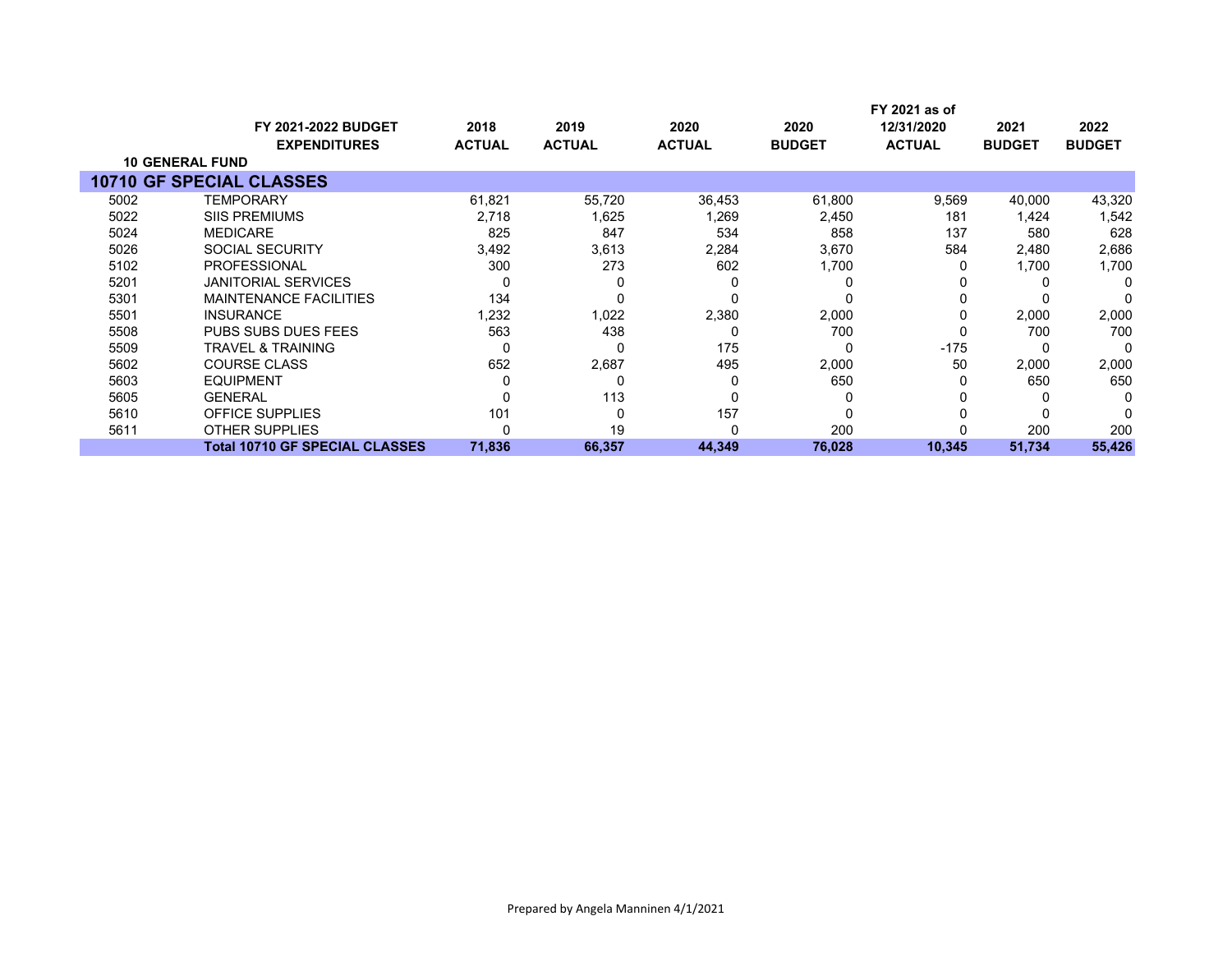| | FY 2021-2022 BUDGET EXPENDITURES | 2018 ACTUAL | 2019 ACTUAL | 2020 ACTUAL | 2020 BUDGET | FY 2021 as of 12/31/2020 ACTUAL | 2021 BUDGET | 2022 BUDGET |
|---|---|---|---|---|---|---|---|---|
| **10 GENERAL FUND** | | | | | | | | |
| **10710 GF SPECIAL CLASSES** | | | | | | | | |
| 5002 | TEMPORARY | 61,821 | 55,720 | 36,453 | 61,800 | 9,569 | 40,000 | 43,320 |
| 5022 | SIIS PREMIUMS | 2,718 | 1,625 | 1,269 | 2,450 | 181 | 1,424 | 1,542 |
| 5024 | MEDICARE | 825 | 847 | 534 | 858 | 137 | 580 | 628 |
| 5026 | SOCIAL SECURITY | 3,492 | 3,613 | 2,284 | 3,670 | 584 | 2,480 | 2,686 |
| 5102 | PROFESSIONAL | 300 | 273 | 602 | 1,700 | 0 | 1,700 | 1,700 |
| 5201 | JANITORIAL SERVICES | 0 | 0 | 0 | 0 | 0 | 0 | 0 |
| 5301 | MAINTENANCE FACILITIES | 134 | 0 | 0 | 0 | 0 | 0 | 0 |
| 5501 | INSURANCE | 1,232 | 1,022 | 2,380 | 2,000 | 0 | 2,000 | 2,000 |
| 5508 | PUBS SUBS DUES FEES | 563 | 438 | 0 | 700 | 0 | 700 | 700 |
| 5509 | TRAVEL & TRAINING | 0 | 0 | 175 | 0 | -175 | 0 | 0 |
| 5602 | COURSE CLASS | 652 | 2,687 | 495 | 2,000 | 50 | 2,000 | 2,000 |
| 5603 | EQUIPMENT | 0 | 0 | 0 | 650 | 0 | 650 | 650 |
| 5605 | GENERAL | 0 | 113 | 0 | 0 | 0 | 0 | 0 |
| 5610 | OFFICE SUPPLIES | 101 | 0 | 157 | 0 | 0 | 0 | 0 |
| 5611 | OTHER SUPPLIES | 0 | 19 | 0 | 200 | 0 | 200 | 200 |
| | **Total 10710 GF SPECIAL CLASSES** | **71,836** | **66,357** | **44,349** | **76,028** | **10,345** | **51,734** | **55,426** |

Prepared by Angela Manninen 4/1/2021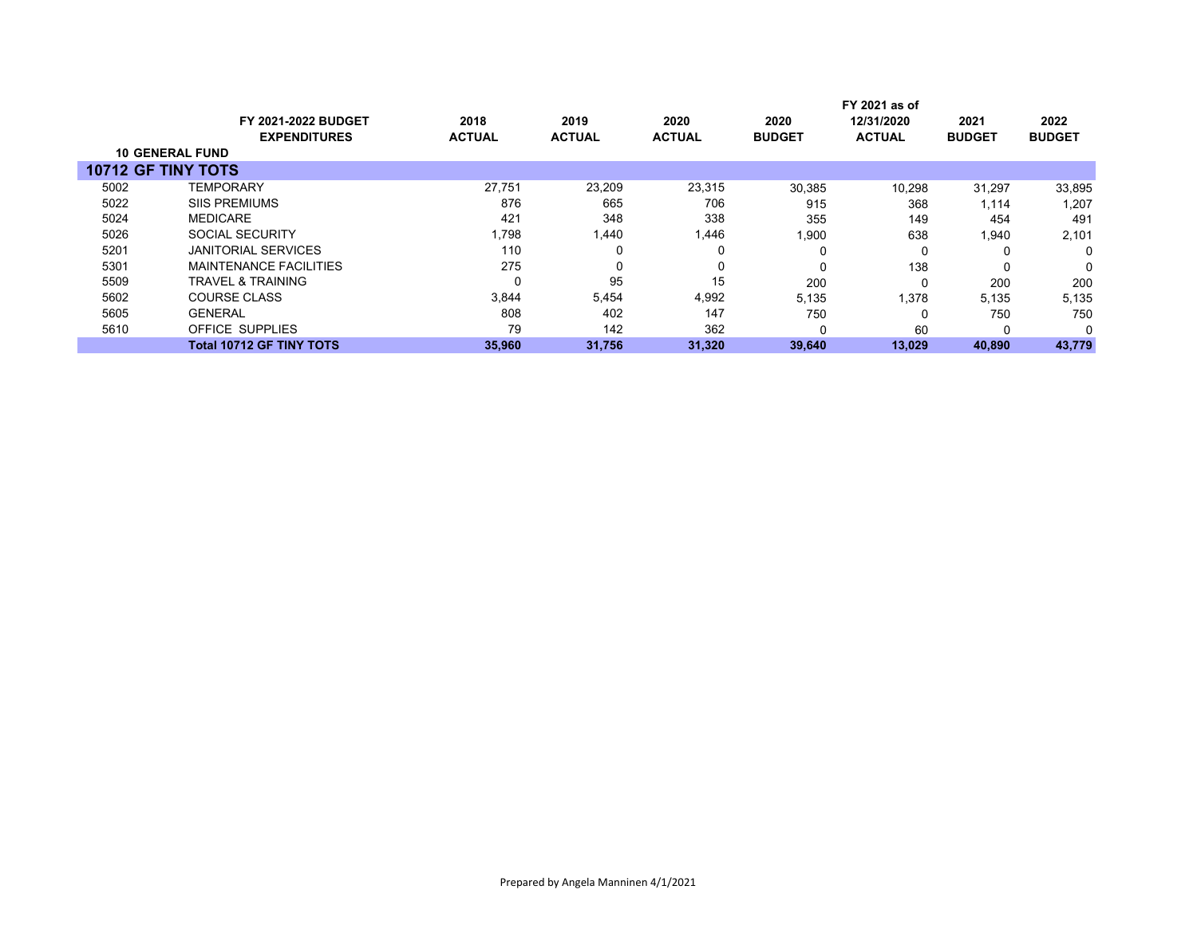| | FY 2021-2022 BUDGET EXPENDITURES | 2018 ACTUAL | 2019 ACTUAL | 2020 ACTUAL | 2020 BUDGET | FY 2021 as of 12/31/2020 ACTUAL | 2021 BUDGET | 2022 BUDGET |
|---|---|---|---|---|---|---|---|---|
| **10 GENERAL FUND** | | | | | | | | |
| **10712 GF TINY TOTS** | | | | | | | | |
| 5002 | TEMPORARY | 27,751 | 23,209 | 23,315 | 30,385 | 10,298 | 31,297 | 33,895 |
| 5022 | SIIS PREMIUMS | 876 | 665 | 706 | 915 | 368 | 1,114 | 1,207 |
| 5024 | MEDICARE | 421 | 348 | 338 | 355 | 149 | 454 | 491 |
| 5026 | SOCIAL SECURITY | 1,798 | 1,440 | 1,446 | 1,900 | 638 | 1,940 | 2,101 |
| 5201 | JANITORIAL SERVICES | 110 | 0 | 0 | 0 | 0 | 0 | 0 |
| 5301 | MAINTENANCE FACILITIES | 275 | 0 | 0 | 0 | 138 | 0 | 0 |
| 5509 | TRAVEL & TRAINING | 0 | 95 | 15 | 200 | 0 | 200 | 200 |
| 5602 | COURSE CLASS | 3,844 | 5,454 | 4,992 | 5,135 | 1,378 | 5,135 | 5,135 |
| 5605 | GENERAL | 808 | 402 | 147 | 750 | 0 | 750 | 750 |
| 5610 | OFFICE SUPPLIES | 79 | 142 | 362 | 0 | 60 | 0 | 0 |
| | **Total 10712 GF TINY TOTS** | **35,960** | **31,756** | **31,320** | **39,640** | **13,029** | **40,890** | **43,779** |

Prepared by Angela Manninen 4/1/2021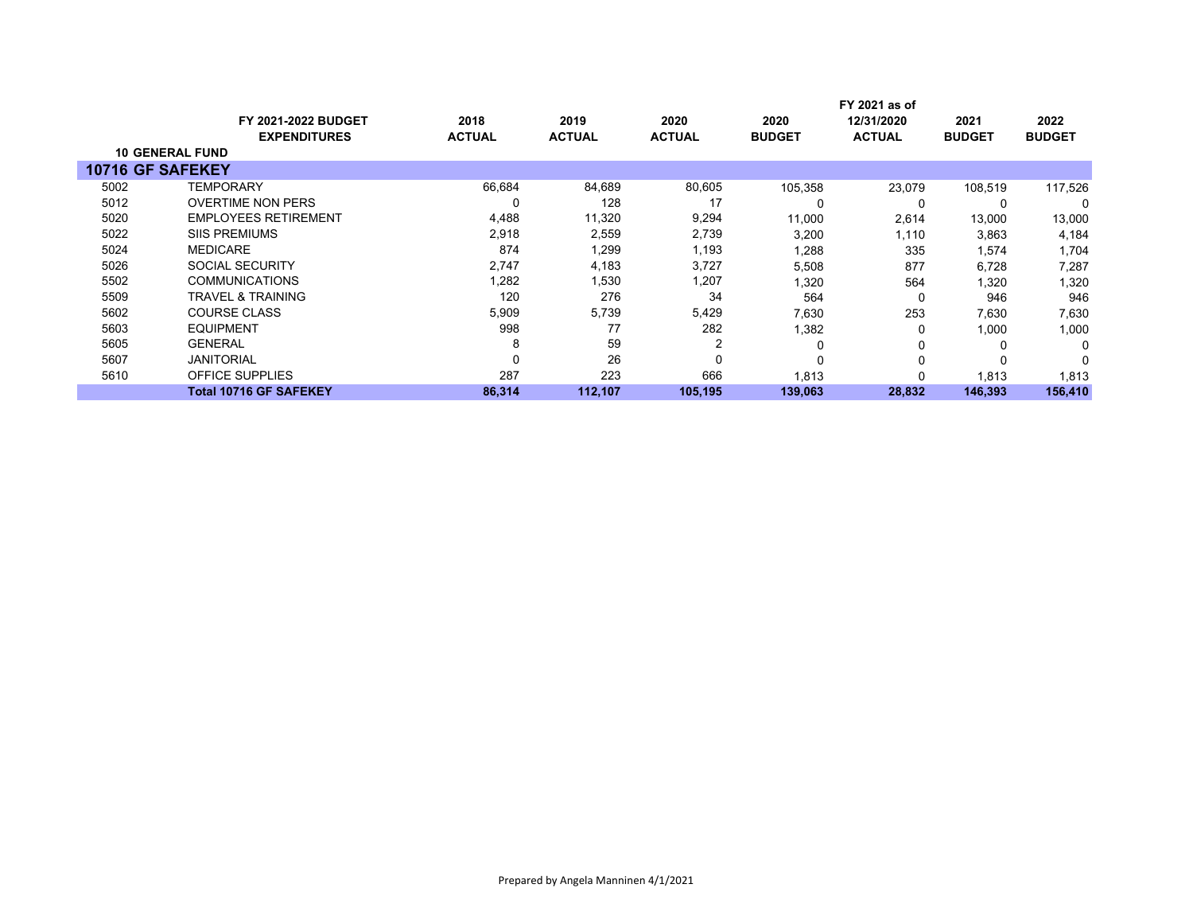| | FY 2021-2022 BUDGET EXPENDITURES | 2018 ACTUAL | 2019 ACTUAL | 2020 ACTUAL | 2020 BUDGET | FY 2021 as of 12/31/2020 ACTUAL | 2021 BUDGET | 2022 BUDGET |
|---|---|---|---|---|---|---|---|---|
| **10 GENERAL FUND** | | | | | | | | |
| **10716 GF SAFEKEY** | | | | | | | | |
| 5002 | TEMPORARY | 66,684 | 84,689 | 80,605 | 105,358 | 23,079 | 108,519 | 117,526 |
| 5012 | OVERTIME NON PERS | 0 | 128 | 17 | 0 | 0 | 0 | 0 |
| 5020 | EMPLOYEES RETIREMENT | 4,488 | 11,320 | 9,294 | 11,000 | 2,614 | 13,000 | 13,000 |
| 5022 | SIIS PREMIUMS | 2,918 | 2,559 | 2,739 | 3,200 | 1,110 | 3,863 | 4,184 |
| 5024 | MEDICARE | 874 | 1,299 | 1,193 | 1,288 | 335 | 1,574 | 1,704 |
| 5026 | SOCIAL SECURITY | 2,747 | 4,183 | 3,727 | 5,508 | 877 | 6,728 | 7,287 |
| 5502 | COMMUNICATIONS | 1,282 | 1,530 | 1,207 | 1,320 | 564 | 1,320 | 1,320 |
| 5509 | TRAVEL & TRAINING | 120 | 276 | 34 | 564 | 0 | 946 | 946 |
| 5602 | COURSE CLASS | 5,909 | 5,739 | 5,429 | 7,630 | 253 | 7,630 | 7,630 |
| 5603 | EQUIPMENT | 998 | 77 | 282 | 1,382 | 0 | 1,000 | 1,000 |
| 5605 | GENERAL | 8 | 59 | 2 | 0 | 0 | 0 | 0 |
| 5607 | JANITORIAL | 0 | 26 | 0 | 0 | 0 | 0 | 0 |
| 5610 | OFFICE SUPPLIES | 287 | 223 | 666 | 1,813 | 0 | 1,813 | 1,813 |
| | **Total 10716 GF SAFEKEY** | **86,314** | **112,107** | **105,195** | **139,063** | **28,832** | **146,393** | **156,410** |

Prepared by Angela Manninen 4/1/2021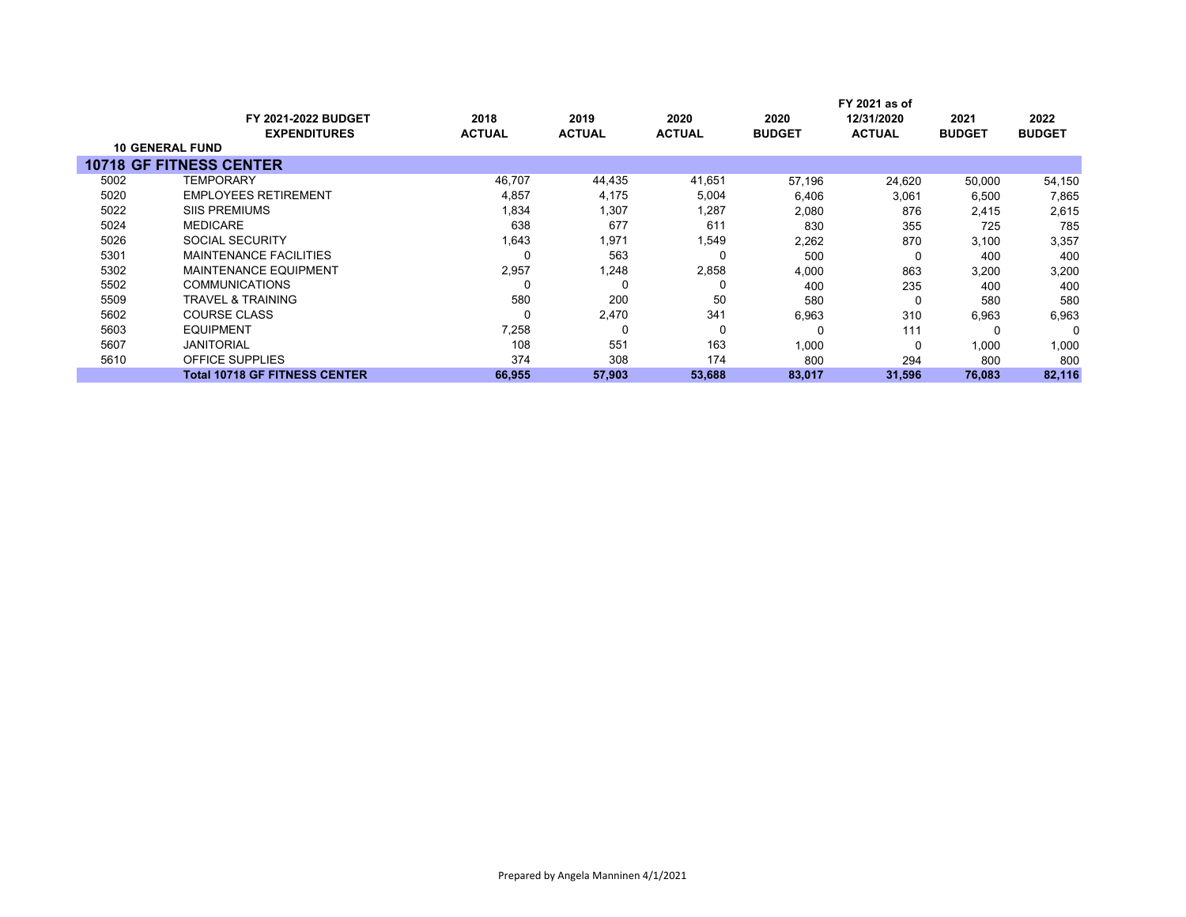| | FY 2021-2022 BUDGET EXPENDITURES | 2018 ACTUAL | 2019 ACTUAL | 2020 ACTUAL | 2020 BUDGET | FY 2021 as of 12/31/2020 ACTUAL | 2021 BUDGET | 2022 BUDGET |
|---|---|---|---|---|---|---|---|---|
| **10 GENERAL FUND** | | | | | | | | |
| **10718 GF FITNESS CENTER** | | | | | | | | |
| 5002 | TEMPORARY | 46,707 | 44,435 | 41,651 | 57,196 | 24,620 | 50,000 | 54,150 |
| 5020 | EMPLOYEES RETIREMENT | 4,857 | 4,175 | 5,004 | 6,406 | 3,061 | 6,500 | 7,865 |
| 5022 | SIIS PREMIUMS | 1,834 | 1,307 | 1,287 | 2,080 | 876 | 2,415 | 2,615 |
| 5024 | MEDICARE | 638 | 677 | 611 | 830 | 355 | 725 | 785 |
| 5026 | SOCIAL SECURITY | 1,643 | 1,971 | 1,549 | 2,262 | 870 | 3,100 | 3,357 |
| 5301 | MAINTENANCE FACILITIES | 0 | 563 | 0 | 500 | 0 | 400 | 400 |
| 5302 | MAINTENANCE EQUIPMENT | 2,957 | 1,248 | 2,858 | 4,000 | 863 | 3,200 | 3,200 |
| 5502 | COMMUNICATIONS | 0 | 0 | 0 | 400 | 235 | 400 | 400 |
| 5509 | TRAVEL & TRAINING | 580 | 200 | 50 | 580 | 0 | 580 | 580 |
| 5602 | COURSE CLASS | 0 | 2,470 | 341 | 6,963 | 310 | 6,963 | 6,963 |
| 5603 | EQUIPMENT | 7,258 | 0 | 0 | 0 | 111 | 0 | 0 |
| 5607 | JANITORIAL | 108 | 551 | 163 | 1,000 | 0 | 1,000 | 1,000 |
| 5610 | OFFICE SUPPLIES | 374 | 308 | 174 | 800 | 294 | 800 | 800 |
| | **Total 10718 GF FITNESS CENTER** | **66,955** | **57,903** | **53,688** | **83,017** | **31,596** | **76,083** | **82,116** |

Prepared by Angela Manninen 4/1/2021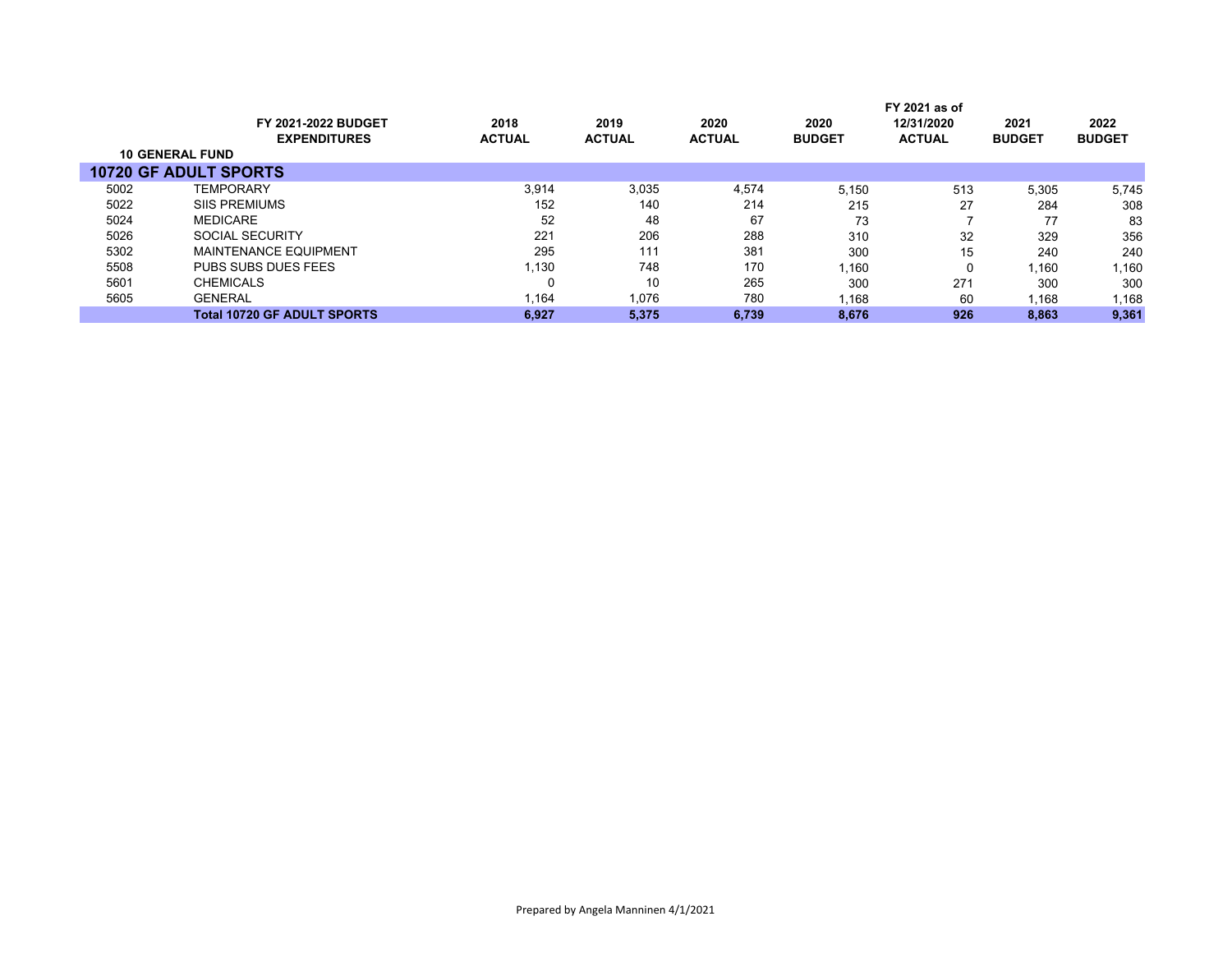| | FY 2021-2022 BUDGET EXPENDITURES | 2018 ACTUAL | 2019 ACTUAL | 2020 ACTUAL | 2020 BUDGET | FY 2021 as of 12/31/2020 ACTUAL | 2021 BUDGET | 2022 BUDGET |
|---|---|---|---|---|---|---|---|---|
| **10 GENERAL FUND** | | | | | | | | |
| **10720 GF ADULT SPORTS** | | | | | | | | |
| 5002 | TEMPORARY | 3,914 | 3,035 | 4,574 | 5,150 | 513 | 5,305 | 5,745 |
| 5022 | SIIS PREMIUMS | 152 | 140 | 214 | 215 | 27 | 284 | 308 |
| 5024 | MEDICARE | 52 | 48 | 67 | 73 | 7 | 77 | 83 |
| 5026 | SOCIAL SECURITY | 221 | 206 | 288 | 310 | 32 | 329 | 356 |
| 5302 | MAINTENANCE EQUIPMENT | 295 | 111 | 381 | 300 | 15 | 240 | 240 |
| 5508 | PUBS SUBS DUES FEES | 1,130 | 748 | 170 | 1,160 | 0 | 1,160 | 1,160 |
| 5601 | CHEMICALS | 0 | 10 | 265 | 300 | 271 | 300 | 300 |
| 5605 | GENERAL | 1,164 | 1,076 | 780 | 1,168 | 60 | 1,168 | 1,168 |
| | **Total 10720 GF ADULT SPORTS** | **6,927** | **5,375** | **6,739** | **8,676** | **926** | **8,863** | **9,361** |

Prepared by Angela Manninen 4/1/2021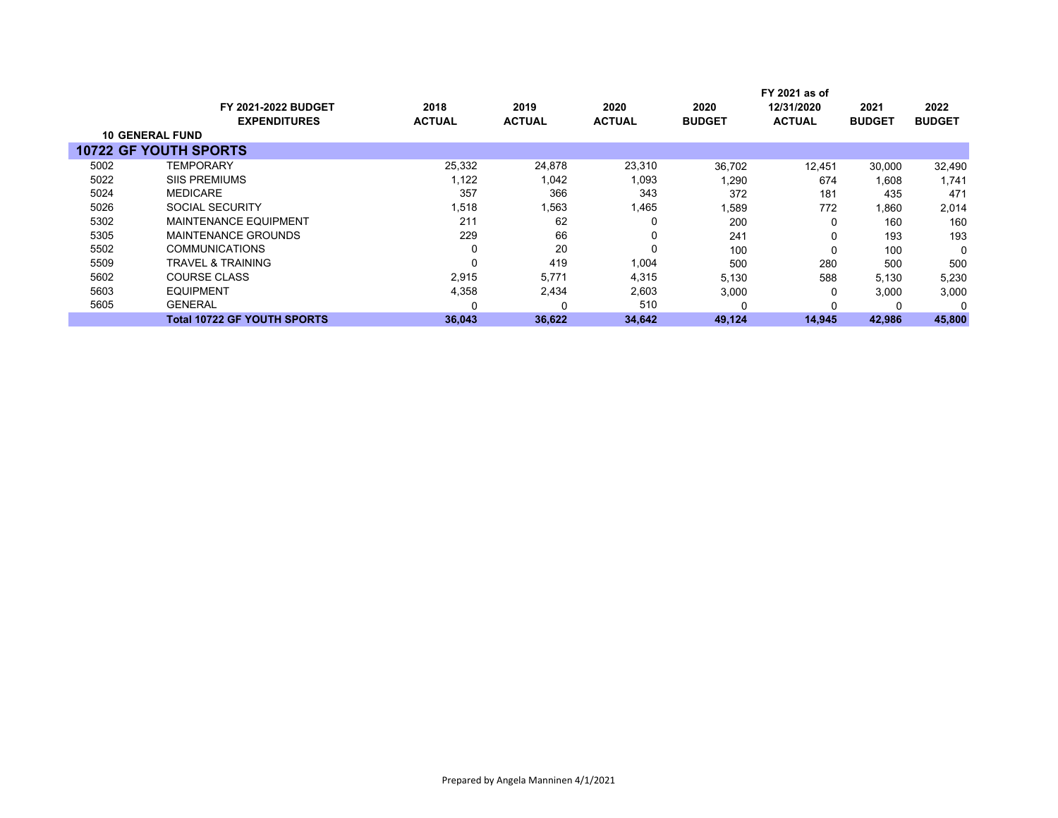| | FY 2021-2022 BUDGET EXPENDITURES | 2018 ACTUAL | 2019 ACTUAL | 2020 ACTUAL | 2020 BUDGET | FY 2021 as of 12/31/2020 ACTUAL | 2021 BUDGET | 2022 BUDGET |
|---|---|---|---|---|---|---|---|---|
| **10 GENERAL FUND** | | | | | | | | |
| **10722 GF YOUTH SPORTS** | | | | | | | | |
| 5002 | TEMPORARY | 25,332 | 24,878 | 23,310 | 36,702 | 12,451 | 30,000 | 32,490 |
| 5022 | SIIS PREMIUMS | 1,122 | 1,042 | 1,093 | 1,290 | 674 | 1,608 | 1,741 |
| 5024 | MEDICARE | 357 | 366 | 343 | 372 | 181 | 435 | 471 |
| 5026 | SOCIAL SECURITY | 1,518 | 1,563 | 1,465 | 1,589 | 772 | 1,860 | 2,014 |
| 5302 | MAINTENANCE EQUIPMENT | 211 | 62 | 0 | 200 | 0 | 160 | 160 |
| 5305 | MAINTENANCE GROUNDS | 229 | 66 | 0 | 241 | 0 | 193 | 193 |
| 5502 | COMMUNICATIONS | 0 | 20 | 0 | 100 | 0 | 100 | 0 |
| 5509 | TRAVEL & TRAINING | 0 | 419 | 1,004 | 500 | 280 | 500 | 500 |
| 5602 | COURSE CLASS | 2,915 | 5,771 | 4,315 | 5,130 | 588 | 5,130 | 5,230 |
| 5603 | EQUIPMENT | 4,358 | 2,434 | 2,603 | 3,000 | 0 | 3,000 | 3,000 |
| 5605 | GENERAL | 0 | 0 | 510 | 0 | 0 | 0 | 0 |
| | **Total 10722 GF YOUTH SPORTS** | **36,043** | **36,622** | **34,642** | **49,124** | **14,945** | **42,986** | **45,800** |

Prepared by Angela Manninen 4/1/2021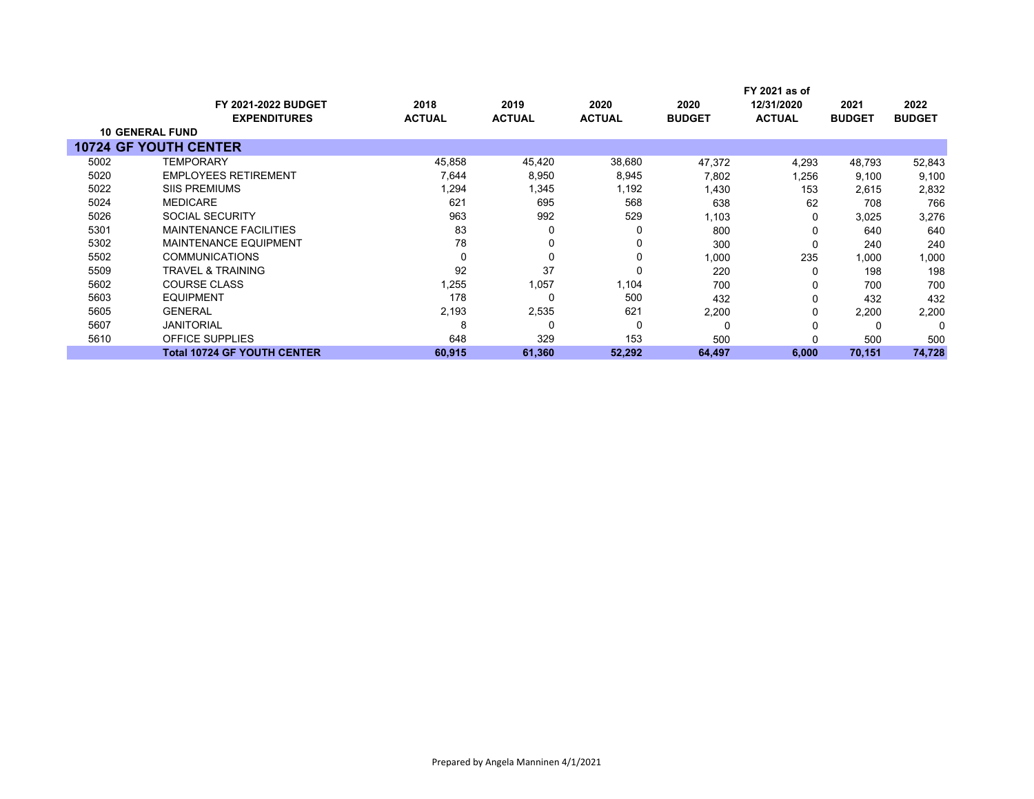| | FY 2021-2022 BUDGET EXPENDITURES | 2018 ACTUAL | 2019 ACTUAL | 2020 ACTUAL | 2020 BUDGET | FY 2021 as of 12/31/2020 ACTUAL | 2021 BUDGET | 2022 BUDGET |
|---|---|---|---|---|---|---|---|---|
| **10 GENERAL FUND** | | | | | | | | |
| **10724 GF YOUTH CENTER** | | | | | | | | |
| 5002 | TEMPORARY | 45,858 | 45,420 | 38,680 | 47,372 | 4,293 | 48,793 | 52,843 |
| 5020 | EMPLOYEES RETIREMENT | 7,644 | 8,950 | 8,945 | 7,802 | 1,256 | 9,100 | 9,100 |
| 5022 | SIIS PREMIUMS | 1,294 | 1,345 | 1,192 | 1,430 | 153 | 2,615 | 2,832 |
| 5024 | MEDICARE | 621 | 695 | 568 | 638 | 62 | 708 | 766 |
| 5026 | SOCIAL SECURITY | 963 | 992 | 529 | 1,103 | 0 | 3,025 | 3,276 |
| 5301 | MAINTENANCE FACILITIES | 83 | 0 | 0 | 800 | 0 | 640 | 640 |
| 5302 | MAINTENANCE EQUIPMENT | 78 | 0 | 0 | 300 | 0 | 240 | 240 |
| 5502 | COMMUNICATIONS | 0 | 0 | 0 | 1,000 | 235 | 1,000 | 1,000 |
| 5509 | TRAVEL & TRAINING | 92 | 37 | 0 | 220 | 0 | 198 | 198 |
| 5602 | COURSE CLASS | 1,255 | 1,057 | 1,104 | 700 | 0 | 700 | 700 |
| 5603 | EQUIPMENT | 178 | 0 | 500 | 432 | 0 | 432 | 432 |
| 5605 | GENERAL | 2,193 | 2,535 | 621 | 2,200 | 0 | 2,200 | 2,200 |
| 5607 | JANITORIAL | 8 | 0 | 0 | 0 | 0 | 0 | 0 |
| 5610 | OFFICE SUPPLIES | 648 | 329 | 153 | 500 | 0 | 500 | 500 |
| | **Total 10724 GF YOUTH CENTER** | **60,915** | **61,360** | **52,292** | **64,497** | **6,000** | **70,151** | **74,728** |

Prepared by Angela Manninen 4/1/2021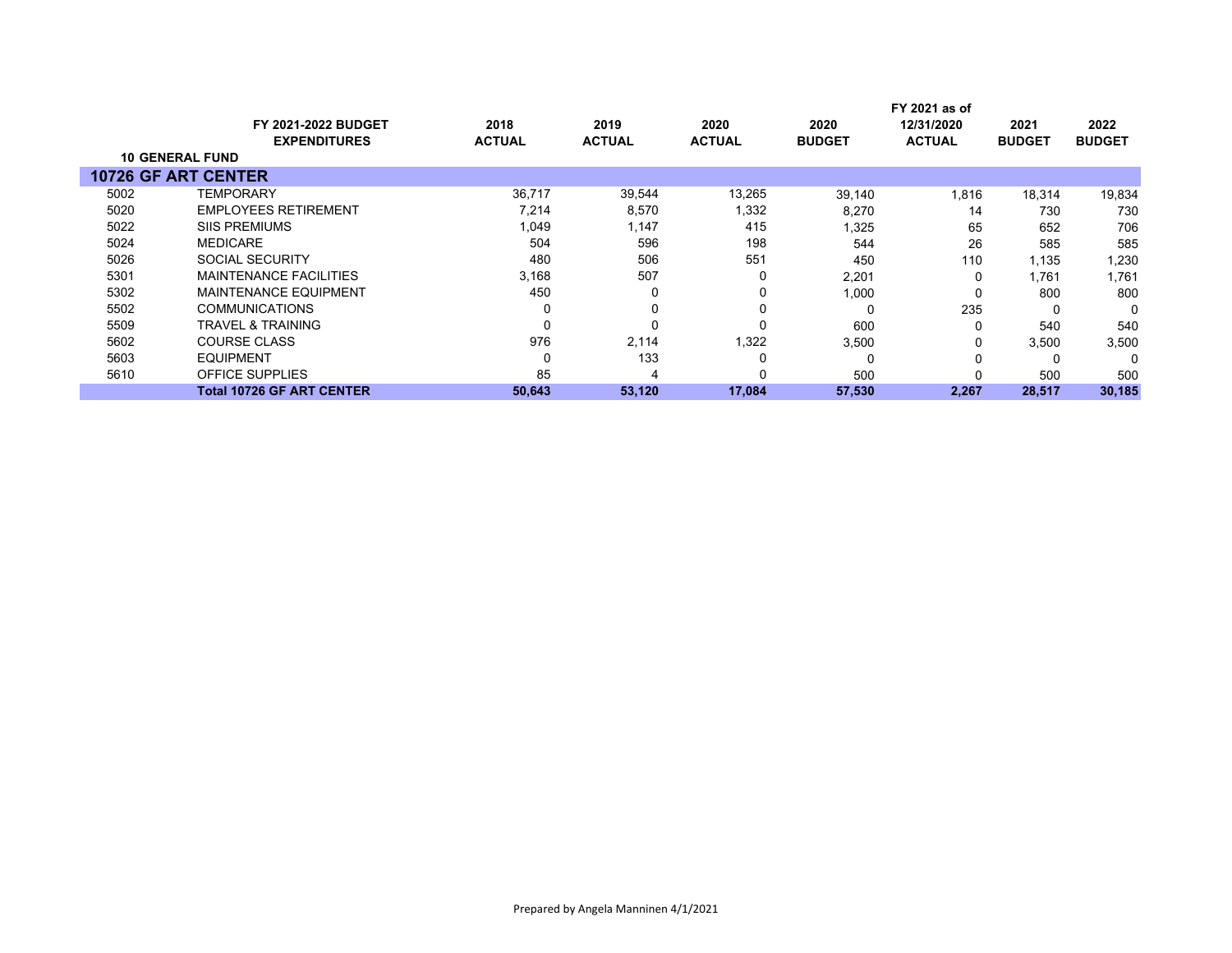| | FY 2021-2022 BUDGET EXPENDITURES | 2018 ACTUAL | 2019 ACTUAL | 2020 ACTUAL | 2020 BUDGET | FY 2021 as of 12/31/2020 ACTUAL | 2021 BUDGET | 2022 BUDGET |
|---|---|---|---|---|---|---|---|---|
| **10 GENERAL FUND** | | | | | | | | |
| **10726 GF ART CENTER** | | | | | | | | |
| 5002 | TEMPORARY | 36,717 | 39,544 | 13,265 | 39,140 | 1,816 | 18,314 | 19,834 |
| 5020 | EMPLOYEES RETIREMENT | 7,214 | 8,570 | 1,332 | 8,270 | 14 | 730 | 730 |
| 5022 | SIIS PREMIUMS | 1,049 | 1,147 | 415 | 1,325 | 65 | 652 | 706 |
| 5024 | MEDICARE | 504 | 596 | 198 | 544 | 26 | 585 | 585 |
| 5026 | SOCIAL SECURITY | 480 | 506 | 551 | 450 | 110 | 1,135 | 1,230 |
| 5301 | MAINTENANCE FACILITIES | 3,168 | 507 | 0 | 2,201 | 0 | 1,761 | 1,761 |
| 5302 | MAINTENANCE EQUIPMENT | 450 | 0 | 0 | 1,000 | 0 | 800 | 800 |
| 5502 | COMMUNICATIONS | 0 | 0 | 0 | 0 | 235 | 0 | 0 |
| 5509 | TRAVEL & TRAINING | 0 | 0 | 0 | 600 | 0 | 540 | 540 |
| 5602 | COURSE CLASS | 976 | 2,114 | 1,322 | 3,500 | 0 | 3,500 | 3,500 |
| 5603 | EQUIPMENT | 0 | 133 | 0 | 0 | 0 | 0 | 0 |
| 5610 | OFFICE SUPPLIES | 85 | 4 | 0 | 500 | 0 | 500 | 500 |
| | **Total 10726 GF ART CENTER** | **50,643** | **53,120** | **17,084** | **57,530** | **2,267** | **28,517** | **30,185** |

Prepared by Angela Manninen 4/1/2021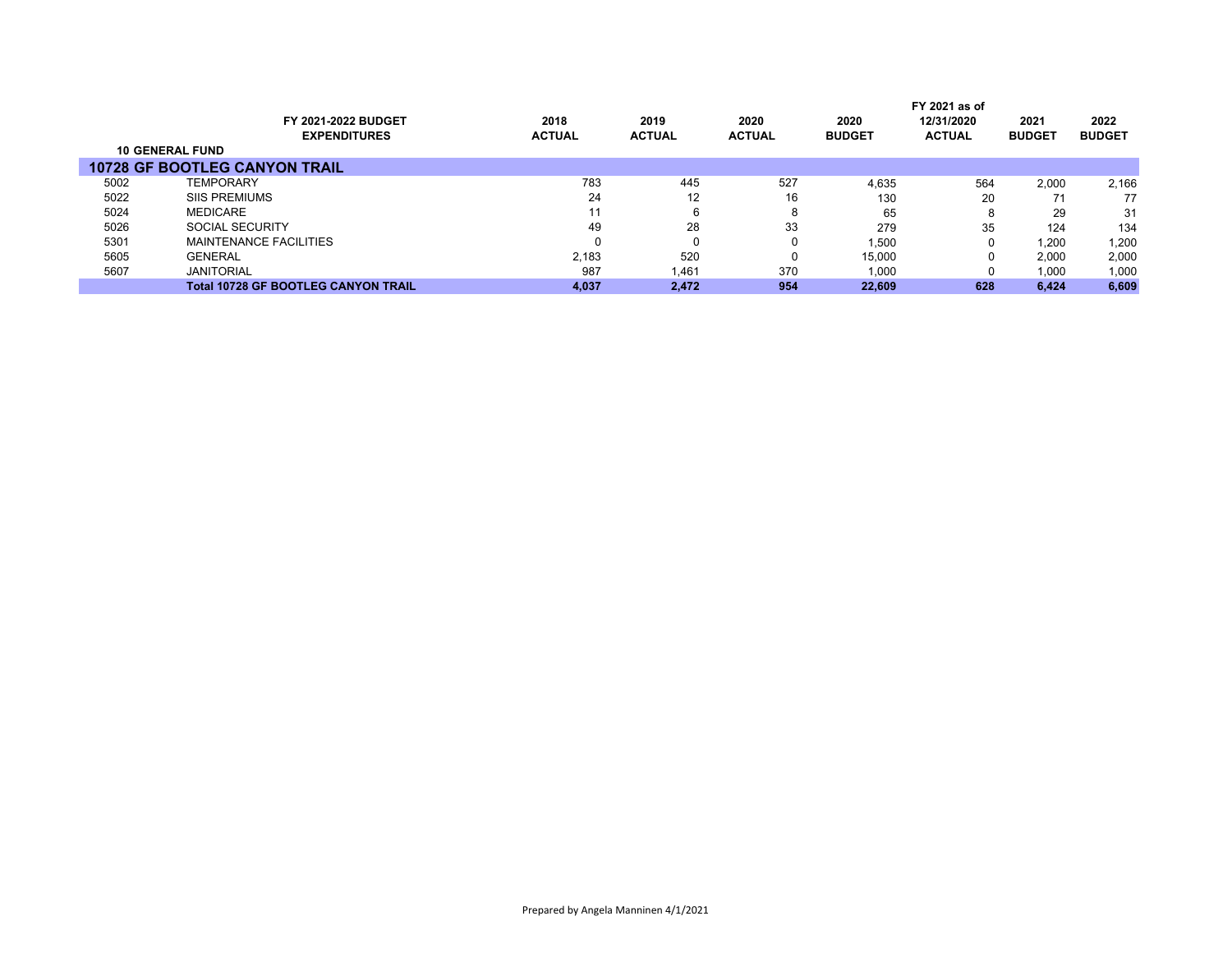| | FY 2021-2022 BUDGET EXPENDITURES | 2018 ACTUAL | 2019 ACTUAL | 2020 ACTUAL | 2020 BUDGET | FY 2021 as of 12/31/2020 ACTUAL | 2021 BUDGET | 2022 BUDGET |
|---|---|---|---|---|---|---|---|---|
| **10 GENERAL FUND** | | | | | | | | |
| **10728 GF BOOTLEG CANYON TRAIL** | | | | | | | | |
| 5002 | TEMPORARY | 783 | 445 | 527 | 4,635 | 564 | 2,000 | 2,166 |
| 5022 | SIIS PREMIUMS | 24 | 12 | 16 | 130 | 20 | 71 | 77 |
| 5024 | MEDICARE | 11 | 6 | 8 | 65 | 8 | 29 | 31 |
| 5026 | SOCIAL SECURITY | 49 | 28 | 33 | 279 | 35 | 124 | 134 |
| 5301 | MAINTENANCE FACILITIES | 0 | 0 | 0 | 1,500 | 0 | 1,200 | 1,200 |
| 5605 | GENERAL | 2,183 | 520 | 0 | 15,000 | 0 | 2,000 | 2,000 |
| 5607 | JANITORIAL | 987 | 1,461 | 370 | 1,000 | 0 | 1,000 | 1,000 |
| | **Total 10728 GF BOOTLEG CANYON TRAIL** | **4,037** | **2,472** | **954** | **22,609** | **628** | **6,424** | **6,609** |

Prepared by Angela Manninen 4/1/2021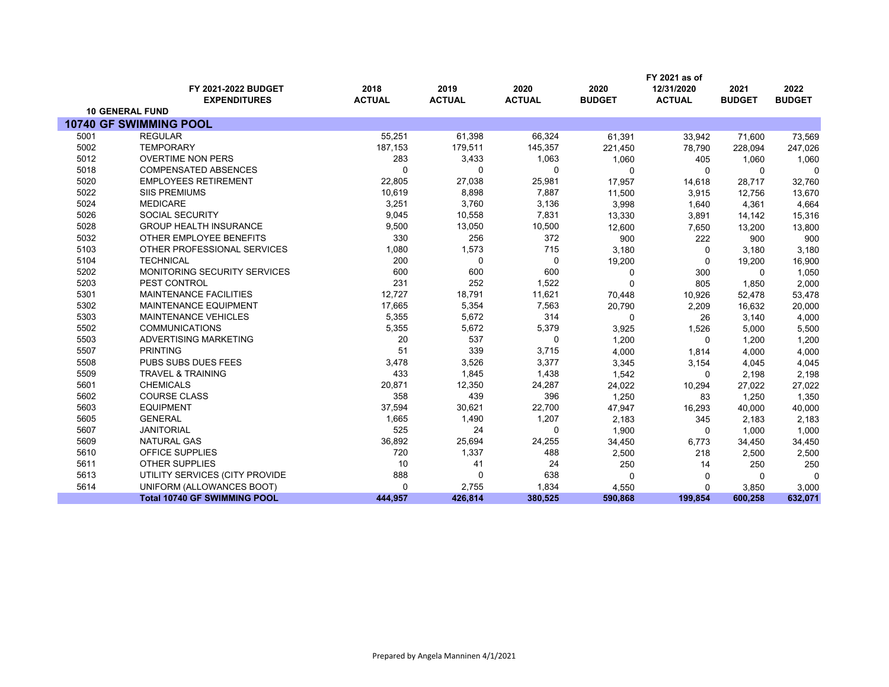| | FY 2021-2022 BUDGET EXPENDITURES | 2018 ACTUAL | 2019 ACTUAL | 2020 ACTUAL | 2020 BUDGET | FY 2021 as of 12/31/2020 ACTUAL | 2021 BUDGET | 2022 BUDGET |
|---|---|---|---|---|---|---|---|---|
| **10 GENERAL FUND** | | | | | | | | |
| **10740 GF SWIMMING POOL** | | | | | | | | |
| 5001 | REGULAR | 55,251 | 61,398 | 66,324 | 61,391 | 33,942 | 71,600 | 73,569 |
| 5002 | TEMPORARY | 187,153 | 179,511 | 145,357 | 221,450 | 78,790 | 228,094 | 247,026 |
| 5012 | OVERTIME NON PERS | 283 | 3,433 | 1,063 | 1,060 | 405 | 1,060 | 1,060 |
| 5018 | COMPENSATED ABSENCES | 0 | 0 | 0 | 0 | 0 | 0 | 0 |
| 5020 | EMPLOYEES RETIREMENT | 22,805 | 27,038 | 25,981 | 17,957 | 14,618 | 28,717 | 32,760 |
| 5022 | SIIS PREMIUMS | 10,619 | 8,898 | 7,887 | 11,500 | 3,915 | 12,756 | 13,670 |
| 5024 | MEDICARE | 3,251 | 3,760 | 3,136 | 3,998 | 1,640 | 4,361 | 4,664 |
| 5026 | SOCIAL SECURITY | 9,045 | 10,558 | 7,831 | 13,330 | 3,891 | 14,142 | 15,316 |
| 5028 | GROUP HEALTH INSURANCE | 9,500 | 13,050 | 10,500 | 12,600 | 7,650 | 13,200 | 13,800 |
| 5032 | OTHER EMPLOYEE BENEFITS | 330 | 256 | 372 | 900 | 222 | 900 | 900 |
| 5103 | OTHER PROFESSIONAL SERVICES | 1,080 | 1,573 | 715 | 3,180 | 0 | 3,180 | 3,180 |
| 5104 | TECHNICAL | 200 | 0 | 0 | 19,200 | 0 | 19,200 | 16,900 |
| 5202 | MONITORING SECURITY SERVICES | 600 | 600 | 600 | 0 | 300 | 0 | 1,050 |
| 5203 | PEST CONTROL | 231 | 252 | 1,522 | 0 | 805 | 1,850 | 2,000 |
| 5301 | MAINTENANCE FACILITIES | 12,727 | 18,791 | 11,621 | 70,448 | 10,926 | 52,478 | 53,478 |
| 5302 | MAINTENANCE EQUIPMENT | 17,665 | 5,354 | 7,563 | 20,790 | 2,209 | 16,632 | 20,000 |
| 5303 | MAINTENANCE VEHICLES | 5,355 | 5,672 | 314 | 0 | 26 | 3,140 | 4,000 |
| 5502 | COMMUNICATIONS | 5,355 | 5,672 | 5,379 | 3,925 | 1,526 | 5,000 | 5,500 |
| 5503 | ADVERTISING MARKETING | 20 | 537 | 0 | 1,200 | 0 | 1,200 | 1,200 |
| 5507 | PRINTING | 51 | 339 | 3,715 | 4,000 | 1,814 | 4,000 | 4,000 |
| 5508 | PUBS SUBS DUES FEES | 3,478 | 3,526 | 3,377 | 3,345 | 3,154 | 4,045 | 4,045 |
| 5509 | TRAVEL & TRAINING | 433 | 1,845 | 1,438 | 1,542 | 0 | 2,198 | 2,198 |
| 5601 | CHEMICALS | 20,871 | 12,350 | 24,287 | 24,022 | 10,294 | 27,022 | 27,022 |
| 5602 | COURSE CLASS | 358 | 439 | 396 | 1,250 | 83 | 1,250 | 1,350 |
| 5603 | EQUIPMENT | 37,594 | 30,621 | 22,700 | 47,947 | 16,293 | 40,000 | 40,000 |
| 5605 | GENERAL | 1,665 | 1,490 | 1,207 | 2,183 | 345 | 2,183 | 2,183 |
| 5607 | JANITORIAL | 525 | 24 | 0 | 1,900 | 0 | 1,000 | 1,000 |
| 5609 | NATURAL GAS | 36,892 | 25,694 | 24,255 | 34,450 | 6,773 | 34,450 | 34,450 |
| 5610 | OFFICE SUPPLIES | 720 | 1,337 | 488 | 2,500 | 218 | 2,500 | 2,500 |
| 5611 | OTHER SUPPLIES | 10 | 41 | 24 | 250 | 14 | 250 | 250 |
| 5613 | UTILITY SERVICES (CITY PROVIDE | 888 | 0 | 638 | 0 | 0 | 0 | 0 |
| 5614 | UNIFORM (ALLOWANCES BOOT) | 0 | 2,755 | 1,834 | 4,550 | 0 | 3,850 | 3,000 |
| | **Total 10740 GF SWIMMING POOL** | **444,957** | **426,814** | **380,525** | **590,868** | **199,854** | **600,258** | **632,071** |

Prepared by Angela Manninen 4/1/2021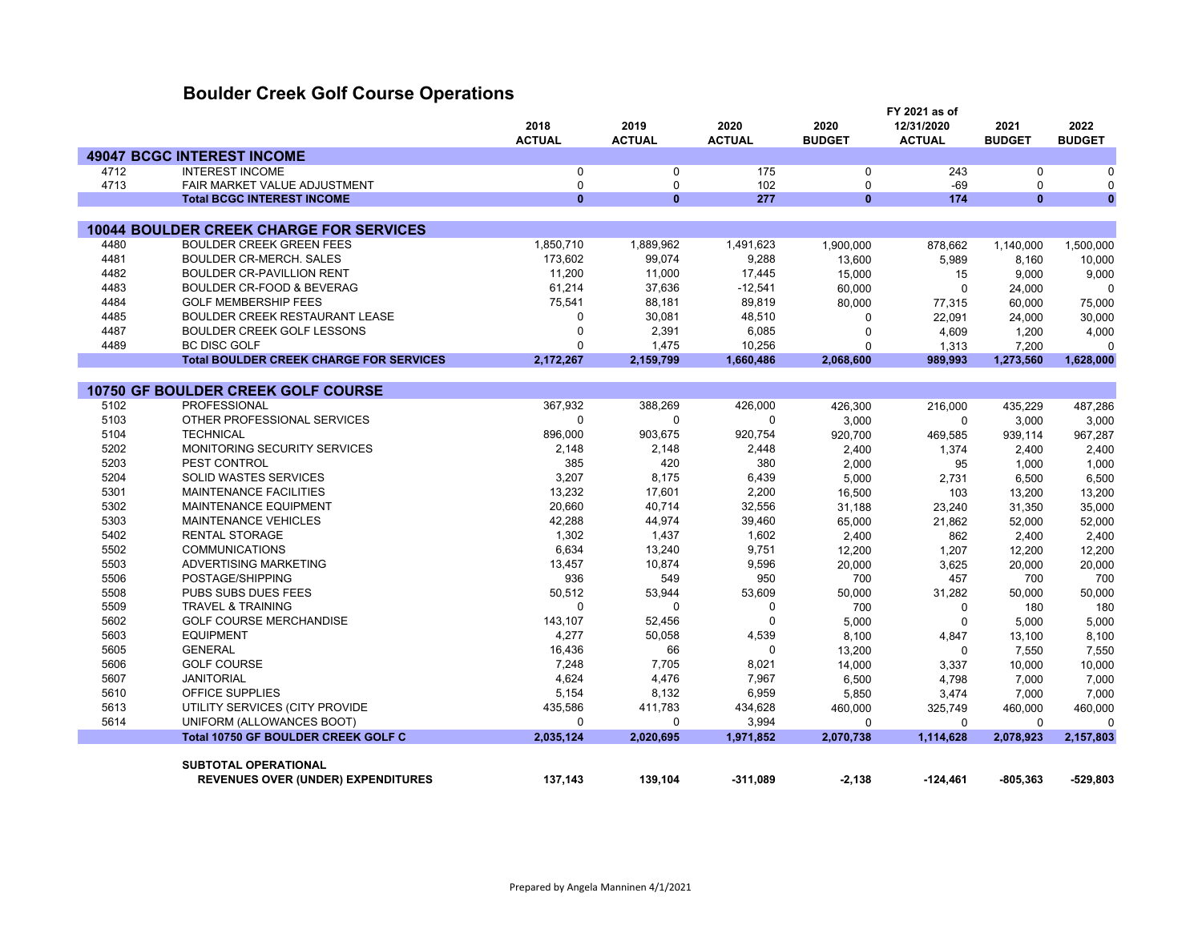## Boulder Creek Golf Course Operations

| | | 2018 ACTUAL | 2019 ACTUAL | 2020 ACTUAL | 2020 BUDGET | FY 2021 as of 12/31/2020 ACTUAL | 2021 BUDGET | 2022 BUDGET |
|---|---|---|---|---|---|---|---|---|
| **49047 BCGC INTEREST INCOME** | | | | | | | | |
| 4712 | INTEREST INCOME | 0 | 0 | 175 | 0 | 243 | 0 | 0 |
| 4713 | FAIR MARKET VALUE ADJUSTMENT | 0 | 0 | 102 | 0 | -69 | 0 | 0 |
| | **Total BCGC INTEREST INCOME** | **0** | **0** | **277** | **0** | **174** | **0** | **0** |
| **10044 BOULDER CREEK CHARGE FOR SERVICES** | | | | | | | | |
| 4480 | BOULDER CREEK GREEN FEES | 1,850,710 | 1,889,962 | 1,491,623 | 1,900,000 | 878,662 | 1,140,000 | 1,500,000 |
| 4481 | BOULDER CR-MERCH. SALES | 173,602 | 99,074 | 9,288 | 13,600 | 5,989 | 8,160 | 10,000 |
| 4482 | BOULDER CR-PAVILLION RENT | 11,200 | 11,000 | 17,445 | 15,000 | 15 | 9,000 | 9,000 |
| 4483 | BOULDER CR-FOOD & BEVERAG | 61,214 | 37,636 | -12,541 | 60,000 | 0 | 24,000 | 0 |
| 4484 | GOLF MEMBERSHIP FEES | 75,541 | 88,181 | 89,819 | 80,000 | 77,315 | 60,000 | 75,000 |
| 4485 | BOULDER CREEK RESTAURANT LEASE | 0 | 30,081 | 48,510 | 0 | 22,091 | 24,000 | 30,000 |
| 4487 | BOULDER CREEK GOLF LESSONS | 0 | 2,391 | 6,085 | 0 | 4,609 | 1,200 | 4,000 |
| 4489 | BC DISC GOLF | 0 | 1,475 | 10,256 | 0 | 1,313 | 7,200 | 0 |
| | **Total BOULDER CREEK CHARGE FOR SERVICES** | **2,172,267** | **2,159,799** | **1,660,486** | **2,068,600** | **989,993** | **1,273,560** | **1,628,000** |
| **10750 GF BOULDER CREEK GOLF COURSE** | | | | | | | | |
| 5102 | PROFESSIONAL | 367,932 | 388,269 | 426,000 | 426,300 | 216,000 | 435,229 | 487,286 |
| 5103 | OTHER PROFESSIONAL SERVICES | 0 | 0 | 0 | 3,000 | 0 | 3,000 | 3,000 |
| 5104 | TECHNICAL | 896,000 | 903,675 | 920,754 | 920,700 | 469,585 | 939,114 | 967,287 |
| 5202 | MONITORING SECURITY SERVICES | 2,148 | 2,148 | 2,448 | 2,400 | 1,374 | 2,400 | 2,400 |
| 5203 | PEST CONTROL | 385 | 420 | 380 | 2,000 | 95 | 1,000 | 1,000 |
| 5204 | SOLID WASTES SERVICES | 3,207 | 8,175 | 6,439 | 5,000 | 2,731 | 6,500 | 6,500 |
| 5301 | MAINTENANCE FACILITIES | 13,232 | 17,601 | 2,200 | 16,500 | 103 | 13,200 | 13,200 |
| 5302 | MAINTENANCE EQUIPMENT | 20,660 | 40,714 | 32,556 | 31,188 | 23,240 | 31,350 | 35,000 |
| 5303 | MAINTENANCE VEHICLES | 42,288 | 44,974 | 39,460 | 65,000 | 21,862 | 52,000 | 52,000 |
| 5402 | RENTAL STORAGE | 1,302 | 1,437 | 1,602 | 2,400 | 862 | 2,400 | 2,400 |
| 5502 | COMMUNICATIONS | 6,634 | 13,240 | 9,751 | 12,200 | 1,207 | 12,200 | 12,200 |
| 5503 | ADVERTISING MARKETING | 13,457 | 10,874 | 9,596 | 20,000 | 3,625 | 20,000 | 20,000 |
| 5506 | POSTAGE/SHIPPING | 936 | 549 | 950 | 700 | 457 | 700 | 700 |
| 5508 | PUBS SUBS DUES FEES | 50,512 | 53,944 | 53,609 | 50,000 | 31,282 | 50,000 | 50,000 |
| 5509 | TRAVEL & TRAINING | 0 | 0 | 0 | 700 | 0 | 180 | 180 |
| 5602 | GOLF COURSE MERCHANDISE | 143,107 | 52,456 | 0 | 5,000 | 0 | 5,000 | 5,000 |
| 5603 | EQUIPMENT | 4,277 | 50,058 | 4,539 | 8,100 | 4,847 | 13,100 | 8,100 |
| 5605 | GENERAL | 16,436 | 66 | 0 | 13,200 | 0 | 7,550 | 7,550 |
| 5606 | GOLF COURSE | 7,248 | 7,705 | 8,021 | 14,000 | 3,337 | 10,000 | 10,000 |
| 5607 | JANITORIAL | 4,624 | 4,476 | 7,967 | 6,500 | 4,798 | 7,000 | 7,000 |
| 5610 | OFFICE SUPPLIES | 5,154 | 8,132 | 6,959 | 5,850 | 3,474 | 7,000 | 7,000 |
| 5613 | UTILITY SERVICES (CITY PROVIDE | 435,586 | 411,783 | 434,628 | 460,000 | 325,749 | 460,000 | 460,000 |
| 5614 | UNIFORM (ALLOWANCES BOOT) | 0 | 0 | 3,994 | 0 | 0 | 0 | 0 |
| | **Total 10750 GF BOULDER CREEK GOLF C** | **2,035,124** | **2,020,695** | **1,971,852** | **2,070,738** | **1,114,628** | **2,078,923** | **2,157,803** |
| | **SUBTOTAL OPERATIONAL REVENUES OVER (UNDER) EXPENDITURES** | **137,143** | **139,104** | **-311,089** | **-2,138** | **-124,461** | **-805,363** | **-529,803** |

Prepared by Angela Manninen 4/1/2021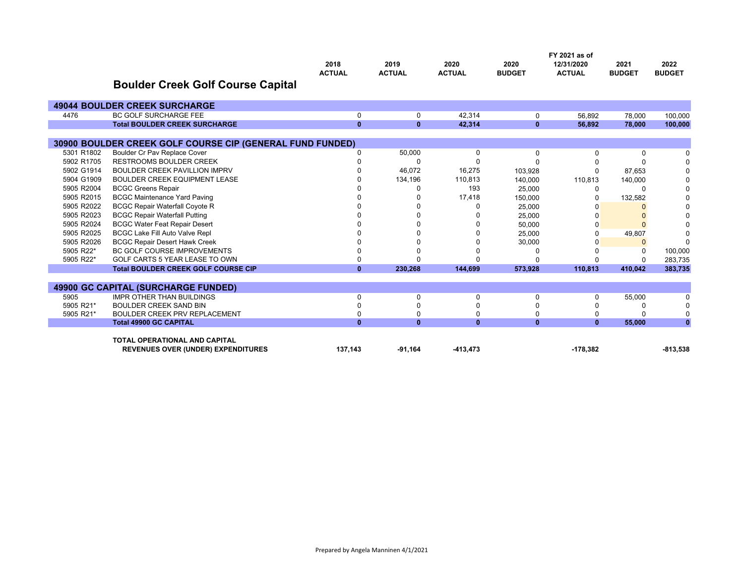## Boulder Creek Golf Course Capital

| | | 2018 ACTUAL | 2019 ACTUAL | 2020 ACTUAL | 2020 BUDGET | FY 2021 as of 12/31/2020 ACTUAL | 2021 BUDGET | 2022 BUDGET |
|---|---|---|---|---|---|---|---|---|
| **49044 BOULDER CREEK SURCHARGE** | | | | | | | | |
| 4476 | BC GOLF SURCHARGE FEE | 0 | 0 | 42,314 | 0 | 56,892 | 78,000 | 100,000 |
| | **Total BOULDER CREEK SURCHARGE** | **0** | **0** | **42,314** | **0** | **56,892** | **78,000** | **100,000** |
| **30900 BOULDER CREEK GOLF COURSE CIP (GENERAL FUND FUNDED)** | | | | | | | | |
| 5301 R1802 | Boulder Cr Pav Replace Cover | 0 | 50,000 | 0 | 0 | 0 | 0 | 0 |
| 5902 R1705 | RESTROOMS BOULDER CREEK | 0 | 0 | 0 | 0 | 0 | 0 | 0 |
| 5902 G1914 | BOULDER CREEK PAVILLION IMPRV | 0 | 46,072 | 16,275 | 103,928 | 0 | 87,653 | 0 |
| 5904 G1909 | BOULDER CREEK EQUIPMENT LEASE | 0 | 134,196 | 110,813 | 140,000 | 110,813 | 140,000 | 0 |
| 5905 R2004 | BCGC Greens Repair | 0 | 0 | 193 | 25,000 | 0 | 0 | 0 |
| 5905 R2015 | BCGC Maintenance Yard Paving | 0 | 0 | 17,418 | 150,000 | 0 | 132,582 | 0 |
| 5905 R2022 | BCGC Repair Waterfall Coyote R | 0 | 0 | 0 | 25,000 | 0 | 0 | 0 |
| 5905 R2023 | BCGC Repair Waterfall Putting | 0 | 0 | 0 | 25,000 | 0 | 0 | 0 |
| 5905 R2024 | BCGC Water Feat Repair Desert | 0 | 0 | 0 | 50,000 | 0 | 0 | 0 |
| 5905 R2025 | BCGC Lake Fill Auto Valve Repl | 0 | 0 | 0 | 25,000 | 0 | 49,807 | 0 |
| 5905 R2026 | BCGC Repair Desert Hawk Creek | 0 | 0 | 0 | 30,000 | 0 | 0 | 0 |
| 5905 R22* | BC GOLF COURSE IMPROVEMENTS | 0 | 0 | 0 | 0 | 0 | 0 | 100,000 |
| 5905 R22* | GOLF CARTS 5 YEAR LEASE TO OWN | 0 | 0 | 0 | 0 | 0 | 0 | 283,735 |
| | **Total BOULDER CREEK GOLF COURSE CIP** | **0** | **230,268** | **144,699** | **573,928** | **110,813** | **410,042** | **383,735** |
| **49900 GC CAPITAL (SURCHARGE FUNDED)** | | | | | | | | |
| 5905 | IMPR OTHER THAN BUILDINGS | 0 | 0 | 0 | 0 | 0 | 55,000 | 0 |
| 5905 R21* | BOULDER CREEK SAND BIN | 0 | 0 | 0 | 0 | 0 | 0 | 0 |
| 5905 R21* | BOULDER CREEK PRV REPLACEMENT | 0 | 0 | 0 | 0 | 0 | 0 | 0 |
| | **Total 49900 GC CAPITAL** | **0** | **0** | **0** | **0** | **0** | **55,000** | **0** |
| | **TOTAL OPERATIONAL AND CAPITAL REVENUES OVER (UNDER) EXPENDITURES** | **137,143** | **-91,164** | **-413,473** | | **-178,382** | | **-813,538** |

Prepared by Angela Manninen 4/1/2021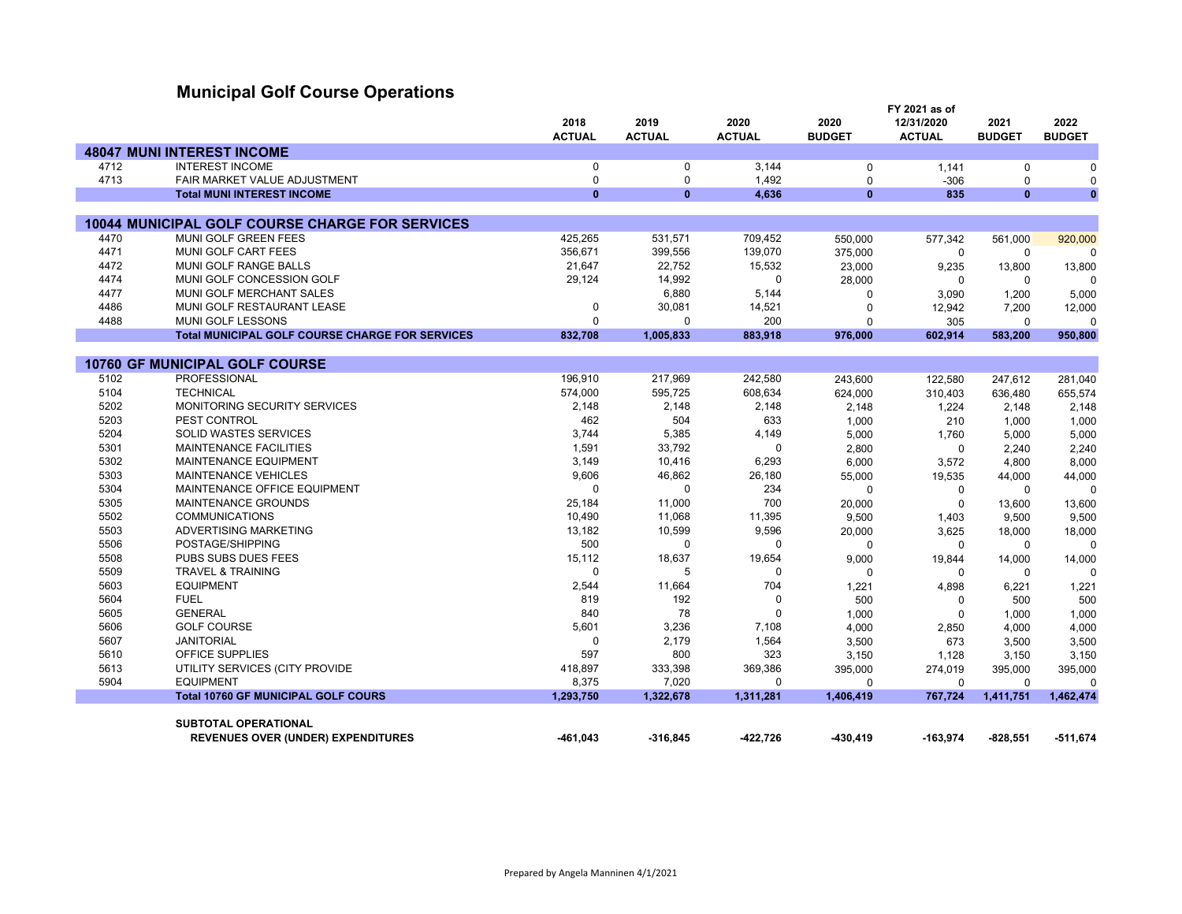# Municipal Golf Course Operations

| | | 2018 ACTUAL | 2019 ACTUAL | 2020 ACTUAL | 2020 BUDGET | FY 2021 as of 12/31/2020 ACTUAL | 2021 BUDGET | 2022 BUDGET |
|---|---|---|---|---|---|---|---|---|
| **48047 MUNI INTEREST INCOME** | | | | | | | | |
| 4712 | INTEREST INCOME | 0 | 0 | 3,144 | 0 | 1,141 | 0 | 0 |
| 4713 | FAIR MARKET VALUE ADJUSTMENT | 0 | 0 | 1,492 | 0 | -306 | 0 | 0 |
| | **Total MUNI INTEREST INCOME** | **0** | **0** | **4,636** | **0** | **835** | **0** | **0** |
| **10044 MUNICIPAL GOLF COURSE CHARGE FOR SERVICES** | | | | | | | | |
| 4470 | MUNI GOLF GREEN FEES | 425,265 | 531,571 | 709,452 | 550,000 | 577,342 | 561,000 | 920,000 |
| 4471 | MUNI GOLF CART FEES | 356,671 | 399,556 | 139,070 | 375,000 | 0 | 0 | 0 |
| 4472 | MUNI GOLF RANGE BALLS | 21,647 | 22,752 | 15,532 | 23,000 | 9,235 | 13,800 | 13,800 |
| 4474 | MUNI GOLF CONCESSION GOLF | 29,124 | 14,992 | 0 | 28,000 | 0 | 0 | 0 |
| 4477 | MUNI GOLF MERCHANT SALES | | 6,880 | 5,144 | 0 | 3,090 | 1,200 | 5,000 |
| 4486 | MUNI GOLF RESTAURANT LEASE | 0 | 30,081 | 14,521 | 0 | 12,942 | 7,200 | 12,000 |
| 4488 | MUNI GOLF LESSONS | 0 | 0 | 200 | 0 | 305 | 0 | 0 |
| | **Total MUNICIPAL GOLF COURSE CHARGE FOR SERVICES** | **832,708** | **1,005,833** | **883,918** | **976,000** | **602,914** | **583,200** | **950,800** |
| **10760 GF MUNICIPAL GOLF COURSE** | | | | | | | | |
| 5102 | PROFESSIONAL | 196,910 | 217,969 | 242,580 | 243,600 | 122,580 | 247,612 | 281,040 |
| 5104 | TECHNICAL | 574,000 | 595,725 | 608,634 | 624,000 | 310,403 | 636,480 | 655,574 |
| 5202 | MONITORING SECURITY SERVICES | 2,148 | 2,148 | 2,148 | 2,148 | 1,224 | 2,148 | 2,148 |
| 5203 | PEST CONTROL | 462 | 504 | 633 | 1,000 | 210 | 1,000 | 1,000 |
| 5204 | SOLID WASTES SERVICES | 3,744 | 5,385 | 4,149 | 5,000 | 1,760 | 5,000 | 5,000 |
| 5301 | MAINTENANCE FACILITIES | 1,591 | 33,792 | 0 | 2,800 | 0 | 2,240 | 2,240 |
| 5302 | MAINTENANCE EQUIPMENT | 3,149 | 10,416 | 6,293 | 6,000 | 3,572 | 4,800 | 8,000 |
| 5303 | MAINTENANCE VEHICLES | 9,606 | 46,862 | 26,180 | 55,000 | 19,535 | 44,000 | 44,000 |
| 5304 | MAINTENANCE OFFICE EQUIPMENT | 0 | 0 | 234 | 0 | 0 | 0 | 0 |
| 5305 | MAINTENANCE GROUNDS | 25,184 | 11,000 | 700 | 20,000 | 0 | 13,600 | 13,600 |
| 5502 | COMMUNICATIONS | 10,490 | 11,068 | 11,395 | 9,500 | 1,403 | 9,500 | 9,500 |
| 5503 | ADVERTISING MARKETING | 13,182 | 10,599 | 9,596 | 20,000 | 3,625 | 18,000 | 18,000 |
| 5506 | POSTAGE/SHIPPING | 500 | 0 | 0 | 0 | 0 | 0 | 0 |
| 5508 | PUBS SUBS DUES FEES | 15,112 | 18,637 | 19,654 | 9,000 | 19,844 | 14,000 | 14,000 |
| 5509 | TRAVEL & TRAINING | 0 | 5 | 0 | 0 | 0 | 0 | 0 |
| 5603 | EQUIPMENT | 2,544 | 11,664 | 704 | 1,221 | 4,898 | 6,221 | 1,221 |
| 5604 | FUEL | 819 | 192 | 0 | 500 | 0 | 500 | 500 |
| 5605 | GENERAL | 840 | 78 | 0 | 1,000 | 0 | 1,000 | 1,000 |
| 5606 | GOLF COURSE | 5,601 | 3,236 | 7,108 | 4,000 | 2,850 | 4,000 | 4,000 |
| 5607 | JANITORIAL | 0 | 2,179 | 1,564 | 3,500 | 673 | 3,500 | 3,500 |
| 5610 | OFFICE SUPPLIES | 597 | 800 | 323 | 3,150 | 1,128 | 3,150 | 3,150 |
| 5613 | UTILITY SERVICES (CITY PROVIDE | 418,897 | 333,398 | 369,386 | 395,000 | 274,019 | 395,000 | 395,000 |
| 5904 | EQUIPMENT | 8,375 | 7,020 | 0 | 0 | 0 | 0 | 0 |
| | **Total 10760 GF MUNICIPAL GOLF COURS** | **1,293,750** | **1,322,678** | **1,311,281** | **1,406,419** | **767,724** | **1,411,751** | **1,462,474** |
| | **SUBTOTAL OPERATIONAL REVENUES OVER (UNDER) EXPENDITURES** | **-461,043** | **-316,845** | **-422,726** | **-430,419** | **-163,974** | **-828,551** | **-511,674** |

Prepared by Angela Manninen 4/1/2021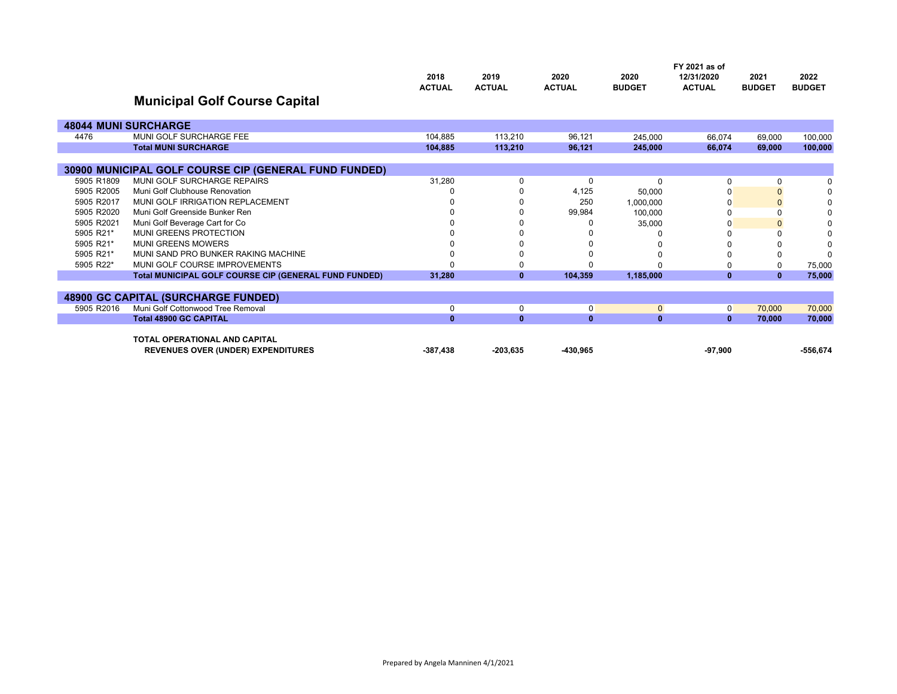# Municipal Golf Course Capital

| | | 2018 ACTUAL | 2019 ACTUAL | 2020 ACTUAL | 2020 BUDGET | FY 2021 as of 12/31/2020 ACTUAL | 2021 BUDGET | 2022 BUDGET |
|---|---|---|---|---|---|---|---|---|
| **48044 MUNI SURCHARGE** | | | | | | | | |
| 4476 | MUNI GOLF SURCHARGE FEE | 104,885 | 113,210 | 96,121 | 245,000 | 66,074 | 69,000 | 100,000 |
| | **Total MUNI SURCHARGE** | **104,885** | **113,210** | **96,121** | **245,000** | **66,074** | **69,000** | **100,000** |
| **30900 MUNICIPAL GOLF COURSE CIP (GENERAL FUND FUNDED)** | | | | | | | | |
| 5905 R1809 | MUNI GOLF SURCHARGE REPAIRS | 31,280 | 0 | 0 | 0 | 0 | 0 | 0 |
| 5905 R2005 | Muni Golf Clubhouse Renovation | 0 | 0 | 4,125 | 50,000 | 0 | 0 | 0 |
| 5905 R2017 | MUNI GOLF IRRIGATION REPLACEMENT | 0 | 0 | 250 | 1,000,000 | 0 | 0 | 0 |
| 5905 R2020 | Muni Golf Greenside Bunker Ren | 0 | 0 | 99,984 | 100,000 | 0 | 0 | 0 |
| 5905 R2021 | Muni Golf Beverage Cart for Co | 0 | 0 | 0 | 35,000 | 0 | 0 | 0 |
| 5905 R21* | MUNI GREENS PROTECTION | 0 | 0 | 0 | 0 | 0 | 0 | 0 |
| 5905 R21* | MUNI GREENS MOWERS | 0 | 0 | 0 | 0 | 0 | 0 | 0 |
| 5905 R21* | MUNI SAND PRO BUNKER RAKING MACHINE | 0 | 0 | 0 | 0 | 0 | 0 | 0 |
| 5905 R22* | MUNI GOLF COURSE IMPROVEMENTS | 0 | 0 | 0 | 0 | 0 | 0 | 75,000 |
| | **Total MUNICIPAL GOLF COURSE CIP (GENERAL FUND FUNDED)** | **31,280** | **0** | **104,359** | **1,185,000** | **0** | **0** | **75,000** |
| **48900 GC CAPITAL (SURCHARGE FUNDED)** | | | | | | | | |
| 5905 R2016 | Muni Golf Cottonwood Tree Removal | 0 | 0 | 0 | 0 | 0 | 70,000 | 70,000 |
| | **Total 48900 GC CAPITAL** | **0** | **0** | **0** | **0** | **0** | **70,000** | **70,000** |
| | **TOTAL OPERATIONAL AND CAPITAL REVENUES OVER (UNDER) EXPENDITURES** | **-387,438** | **-203,635** | **-430,965** | | **-97,900** | | **-556,674** |

Prepared by Angela Manninen 4/1/2021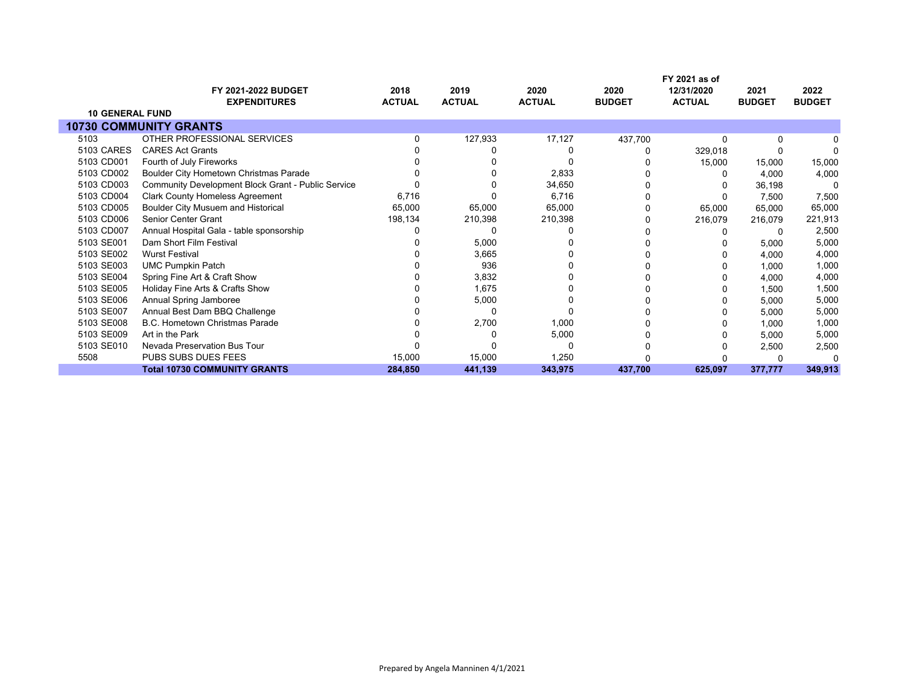| | FY 2021-2022 BUDGET EXPENDITURES | 2018 ACTUAL | 2019 ACTUAL | 2020 ACTUAL | 2020 BUDGET | FY 2021 as of 12/31/2020 ACTUAL | 2021 BUDGET | 2022 BUDGET |
|---|---|---|---|---|---|---|---|---|
| **10 GENERAL FUND** | | | | | | | | |
| **10730 COMMUNITY GRANTS** | | | | | | | | |
| 5103 | OTHER PROFESSIONAL SERVICES | 0 | 127,933 | 17,127 | 437,700 | 0 | 0 | 0 |
| 5103 CARES | CARES Act Grants | 0 | 0 | 0 | 0 | 329,018 | 0 | 0 |
| 5103 CD001 | Fourth of July Fireworks | 0 | 0 | 0 | 0 | 15,000 | 15,000 | 15,000 |
| 5103 CD002 | Boulder City Hometown Christmas Parade | 0 | 0 | 2,833 | 0 | 0 | 4,000 | 4,000 |
| 5103 CD003 | Community Development Block Grant - Public Service | 0 | 0 | 34,650 | 0 | 0 | 36,198 | 0 |
| 5103 CD004 | Clark County Homeless Agreement | 6,716 | 0 | 6,716 | 0 | 0 | 7,500 | 7,500 |
| 5103 CD005 | Boulder City Musuem and Historical | 65,000 | 65,000 | 65,000 | 0 | 65,000 | 65,000 | 65,000 |
| 5103 CD006 | Senior Center Grant | 198,134 | 210,398 | 210,398 | 0 | 216,079 | 216,079 | 221,913 |
| 5103 CD007 | Annual Hospital Gala - table sponsorship | 0 | 0 | 0 | 0 | 0 | 0 | 2,500 |
| 5103 SE001 | Dam Short Film Festival | 0 | 5,000 | 0 | 0 | 0 | 5,000 | 5,000 |
| 5103 SE002 | Wurst Festival | 0 | 3,665 | 0 | 0 | 0 | 4,000 | 4,000 |
| 5103 SE003 | UMC Pumpkin Patch | 0 | 936 | 0 | 0 | 0 | 1,000 | 1,000 |
| 5103 SE004 | Spring Fine Art & Craft Show | 0 | 3,832 | 0 | 0 | 0 | 4,000 | 4,000 |
| 5103 SE005 | Holiday Fine Arts & Crafts Show | 0 | 1,675 | 0 | 0 | 0 | 1,500 | 1,500 |
| 5103 SE006 | Annual Spring Jamboree | 0 | 5,000 | 0 | 0 | 0 | 5,000 | 5,000 |
| 5103 SE007 | Annual Best Dam BBQ Challenge | 0 | 0 | 0 | 0 | 0 | 5,000 | 5,000 |
| 5103 SE008 | B.C. Hometown Christmas Parade | 0 | 2,700 | 1,000 | 0 | 0 | 1,000 | 1,000 |
| 5103 SE009 | Art in the Park | 0 | 0 | 5,000 | 0 | 0 | 5,000 | 5,000 |
| 5103 SE010 | Nevada Preservation Bus Tour | 0 | 0 | 0 | 0 | 0 | 2,500 | 2,500 |
| 5508 | PUBS SUBS DUES FEES | 15,000 | 15,000 | 1,250 | 0 | 0 | 0 | 0 |
| | **Total 10730 COMMUNITY GRANTS** | **284,850** | **441,139** | **343,975** | **437,700** | **625,097** | **377,777** | **349,913** |

Prepared by Angela Manninen 4/1/2021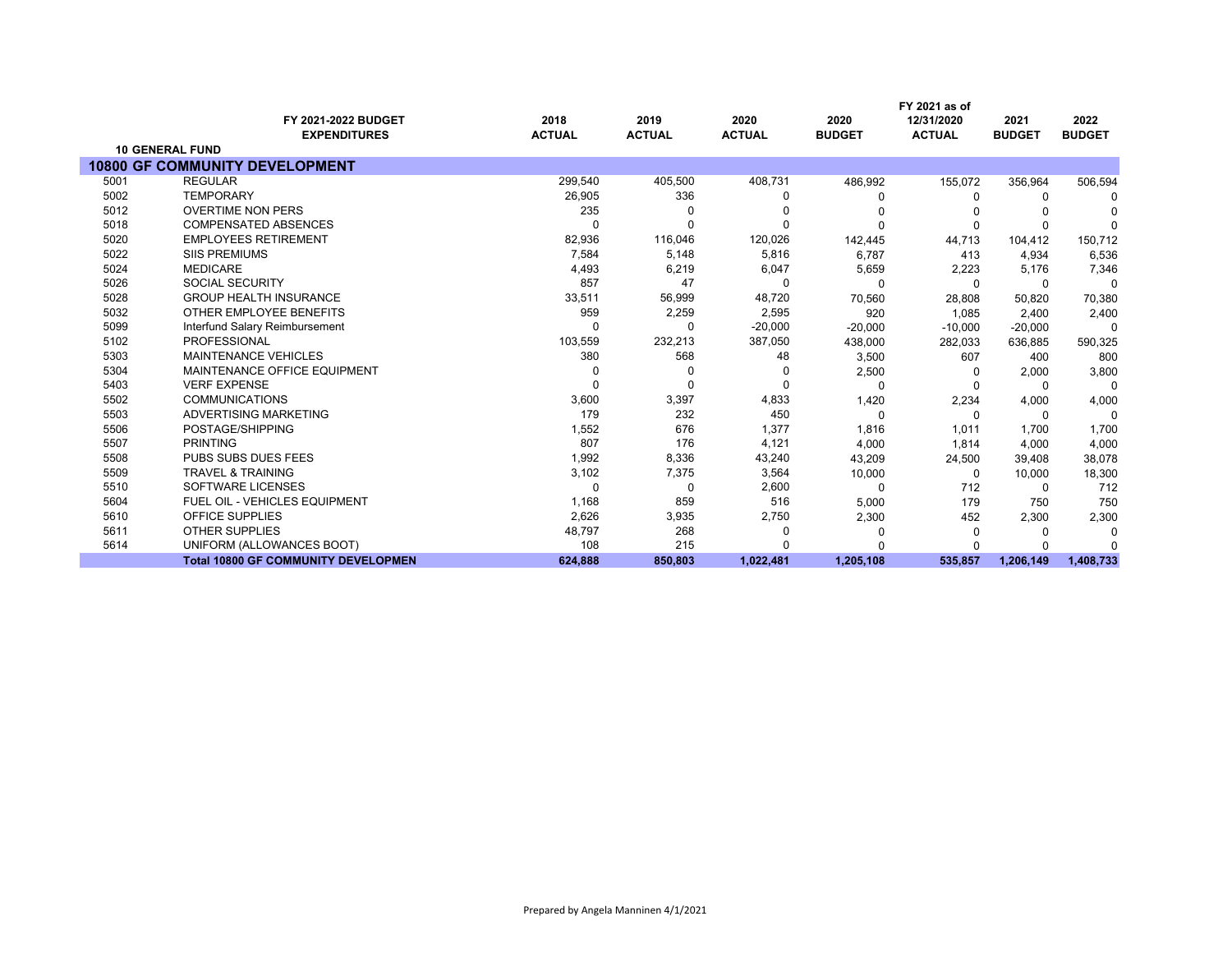| | FY 2021-2022 BUDGET EXPENDITURES | 2018 ACTUAL | 2019 ACTUAL | 2020 ACTUAL | 2020 BUDGET | FY 2021 as of 12/31/2020 ACTUAL | 2021 BUDGET | 2022 BUDGET |
|---|---|---|---|---|---|---|---|---|
| **10 GENERAL FUND** | | | | | | | | |
| **10800 GF COMMUNITY DEVELOPMENT** | | | | | | | | |
| 5001 | REGULAR | 299,540 | 405,500 | 408,731 | 486,992 | 155,072 | 356,964 | 506,594 |
| 5002 | TEMPORARY | 26,905 | 336 | 0 | 0 | 0 | 0 | 0 |
| 5012 | OVERTIME NON PERS | 235 | 0 | 0 | 0 | 0 | 0 | 0 |
| 5018 | COMPENSATED ABSENCES | 0 | 0 | 0 | 0 | 0 | 0 | 0 |
| 5020 | EMPLOYEES RETIREMENT | 82,936 | 116,046 | 120,026 | 142,445 | 44,713 | 104,412 | 150,712 |
| 5022 | SIIS PREMIUMS | 7,584 | 5,148 | 5,816 | 6,787 | 413 | 4,934 | 6,536 |
| 5024 | MEDICARE | 4,493 | 6,219 | 6,047 | 5,659 | 2,223 | 5,176 | 7,346 |
| 5026 | SOCIAL SECURITY | 857 | 47 | 0 | 0 | 0 | 0 | 0 |
| 5028 | GROUP HEALTH INSURANCE | 33,511 | 56,999 | 48,720 | 70,560 | 28,808 | 50,820 | 70,380 |
| 5032 | OTHER EMPLOYEE BENEFITS | 959 | 2,259 | 2,595 | 920 | 1,085 | 2,400 | 2,400 |
| 5099 | Interfund Salary Reimbursement | 0 | 0 | -20,000 | -20,000 | -10,000 | -20,000 | 0 |
| 5102 | PROFESSIONAL | 103,559 | 232,213 | 387,050 | 438,000 | 282,033 | 636,885 | 590,325 |
| 5303 | MAINTENANCE VEHICLES | 380 | 568 | 48 | 3,500 | 607 | 400 | 800 |
| 5304 | MAINTENANCE OFFICE EQUIPMENT | 0 | 0 | 0 | 2,500 | 0 | 2,000 | 3,800 |
| 5403 | VERF EXPENSE | 0 | 0 | 0 | 0 | 0 | 0 | 0 |
| 5502 | COMMUNICATIONS | 3,600 | 3,397 | 4,833 | 1,420 | 2,234 | 4,000 | 4,000 |
| 5503 | ADVERTISING MARKETING | 179 | 232 | 450 | 0 | 0 | 0 | 0 |
| 5506 | POSTAGE/SHIPPING | 1,552 | 676 | 1,377 | 1,816 | 1,011 | 1,700 | 1,700 |
| 5507 | PRINTING | 807 | 176 | 4,121 | 4,000 | 1,814 | 4,000 | 4,000 |
| 5508 | PUBS SUBS DUES FEES | 1,992 | 8,336 | 43,240 | 43,209 | 24,500 | 39,408 | 38,078 |
| 5509 | TRAVEL & TRAINING | 3,102 | 7,375 | 3,564 | 10,000 | 0 | 10,000 | 18,300 |
| 5510 | SOFTWARE LICENSES | 0 | 0 | 2,600 | 0 | 712 | 0 | 712 |
| 5604 | FUEL OIL - VEHICLES EQUIPMENT | 1,168 | 859 | 516 | 5,000 | 179 | 750 | 750 |
| 5610 | OFFICE SUPPLIES | 2,626 | 3,935 | 2,750 | 2,300 | 452 | 2,300 | 2,300 |
| 5611 | OTHER SUPPLIES | 48,797 | 268 | 0 | 0 | 0 | 0 | 0 |
| 5614 | UNIFORM (ALLOWANCES BOOT) | 108 | 215 | 0 | 0 | 0 | 0 | 0 |
| | **Total 10800 GF COMMUNITY DEVELOPMEN** | **624,888** | **850,803** | **1,022,481** | **1,205,108** | **535,857** | **1,206,149** | **1,408,733** |

Prepared by Angela Manninen 4/1/2021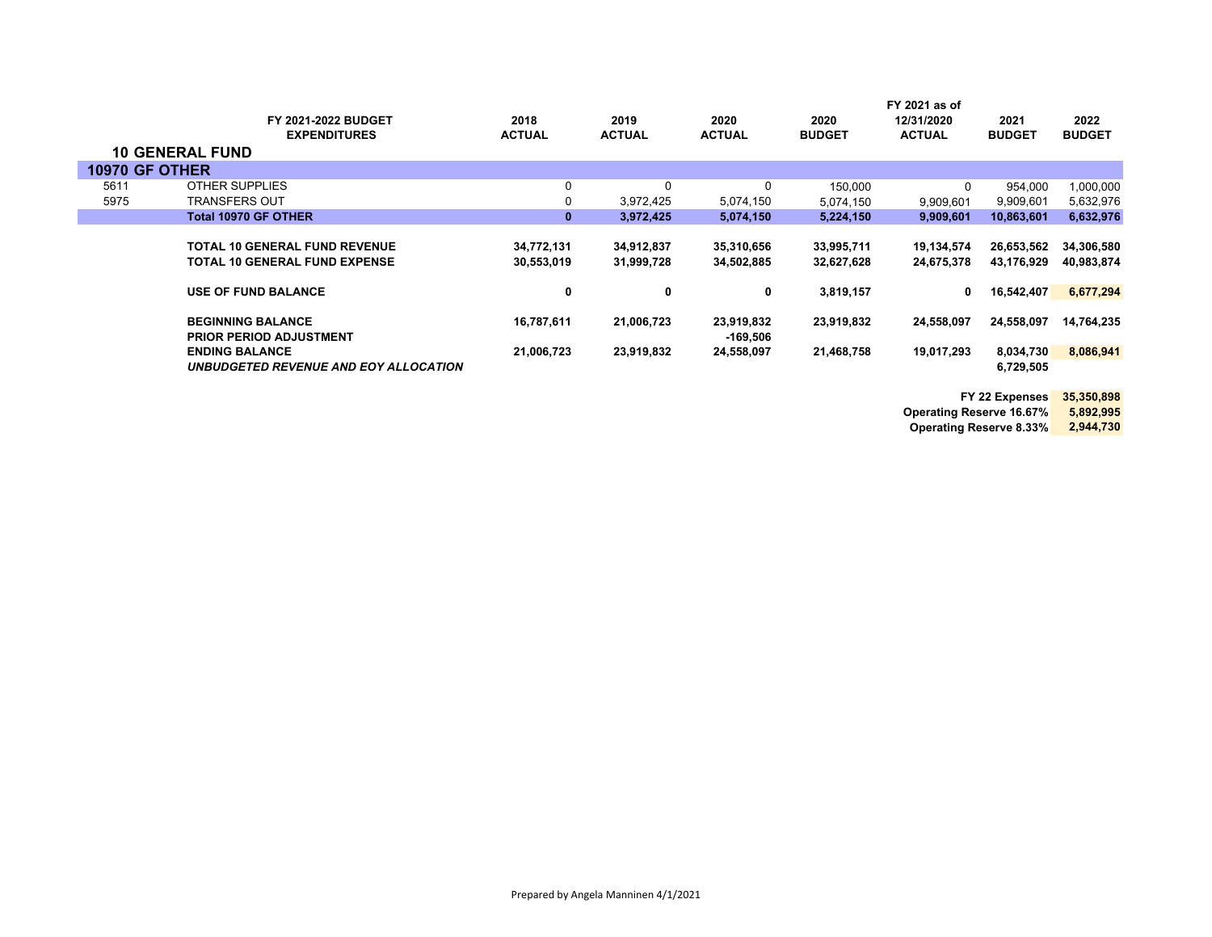| | FY 2021-2022 BUDGET EXPENDITURES | 2018 ACTUAL | 2019 ACTUAL | 2020 ACTUAL | 2020 BUDGET | FY 2021 as of 12/31/2020 ACTUAL | 2021 BUDGET | 2022 BUDGET |
|---|---|---|---|---|---|---|---|---|
| **10 GENERAL FUND** | | | | | | | | |
| **10970 GF OTHER** | | | | | | | | |
| 5611 | OTHER SUPPLIES | 0 | 0 | 0 | 150,000 | 0 | 954,000 | 1,000,000 |
| 5975 | TRANSFERS OUT | 0 | 3,972,425 | 5,074,150 | 5,074,150 | 9,909,601 | 9,909,601 | 5,632,976 |
| | **Total 10970 GF OTHER** | **0** | **3,972,425** | **5,074,150** | **5,224,150** | **9,909,601** | **10,863,601** | **6,632,976** |
| | **TOTAL 10 GENERAL FUND REVENUE** | **34,772,131** | **34,912,837** | **35,310,656** | **33,995,711** | **19,134,574** | **26,653,562** | **34,306,580** |
| | **TOTAL 10 GENERAL FUND EXPENSE** | **30,553,019** | **31,999,728** | **34,502,885** | **32,627,628** | **24,675,378** | **43,176,929** | **40,983,874** |
| | **USE OF FUND BALANCE** | **0** | **0** | **0** | **3,819,157** | **0** | **16,542,407** | **6,677,294** |
| | **BEGINNING BALANCE** | **16,787,611** | **21,006,723** | **23,919,832** | **23,919,832** | **24,558,097** | **24,558,097** | **14,764,235** |
| | **PRIOR PERIOD ADJUSTMENT** | | | **-169,506** | | | | |
| | **ENDING BALANCE** | **21,006,723** | **23,919,832** | **24,558,097** | **21,468,758** | **19,017,293** | **8,034,730** | **8,086,941** |
| | ***UNBUDGETED REVENUE AND EOY ALLOCATION*** | | | | | | **6,729,505** | |
| | | | | | | | **FY 22 Expenses** | **35,350,898** |
| | | | | | | | **Operating Reserve 16.67%** | **5,892,995** |
| | | | | | | | **Operating Reserve 8.33%** | **2,944,730** |

Prepared by Angela Manninen 4/1/2021